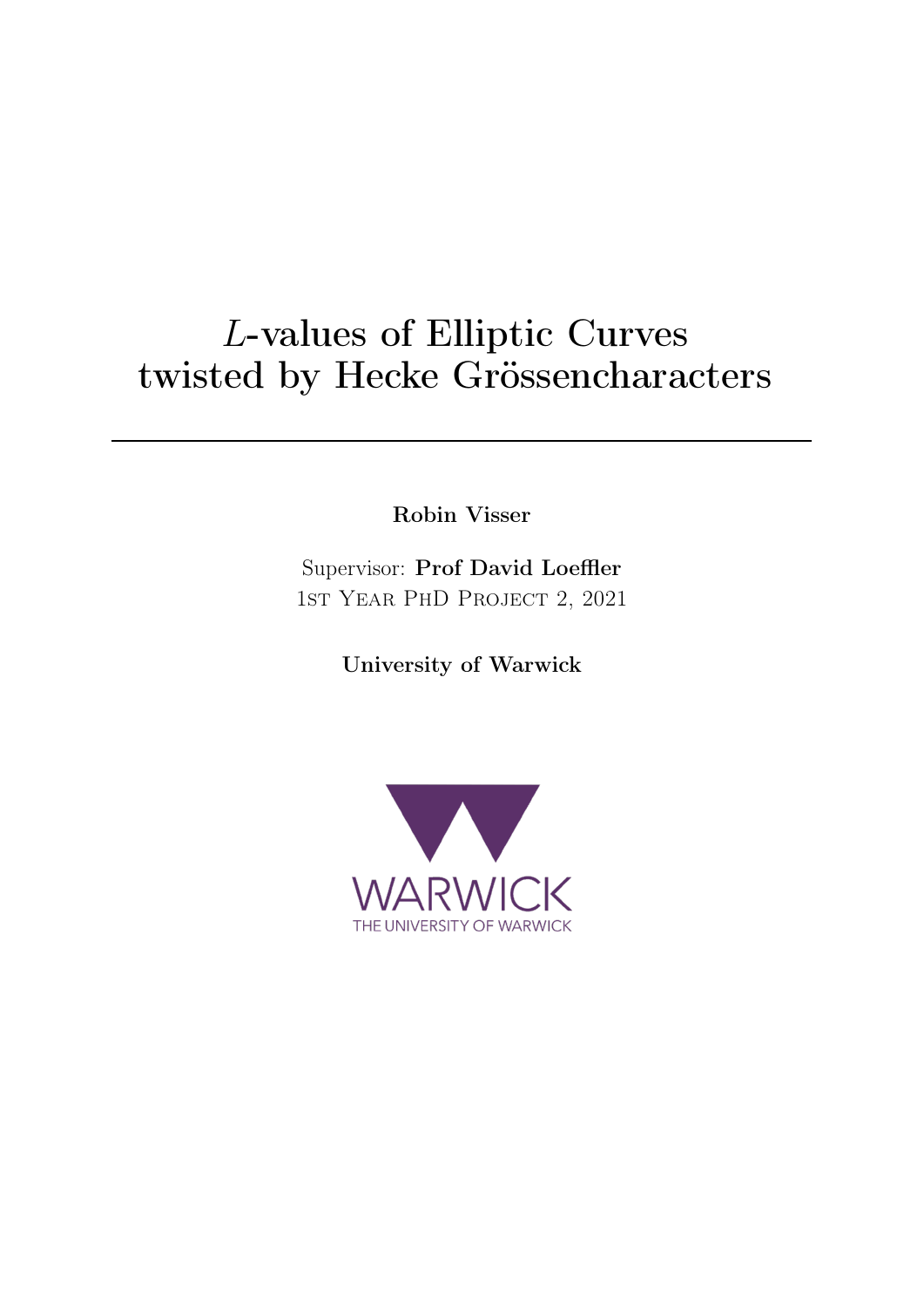# $L$-values of Elliptic Curves twisted by Hecke Grössencharacters

---

**Robin Visser**

Supervisor: **Prof David Loeffler**

1st Year PhD Project 2, 2021

**University of Warwick**

WARWICK

THE UNIVERSITY OF WARWICK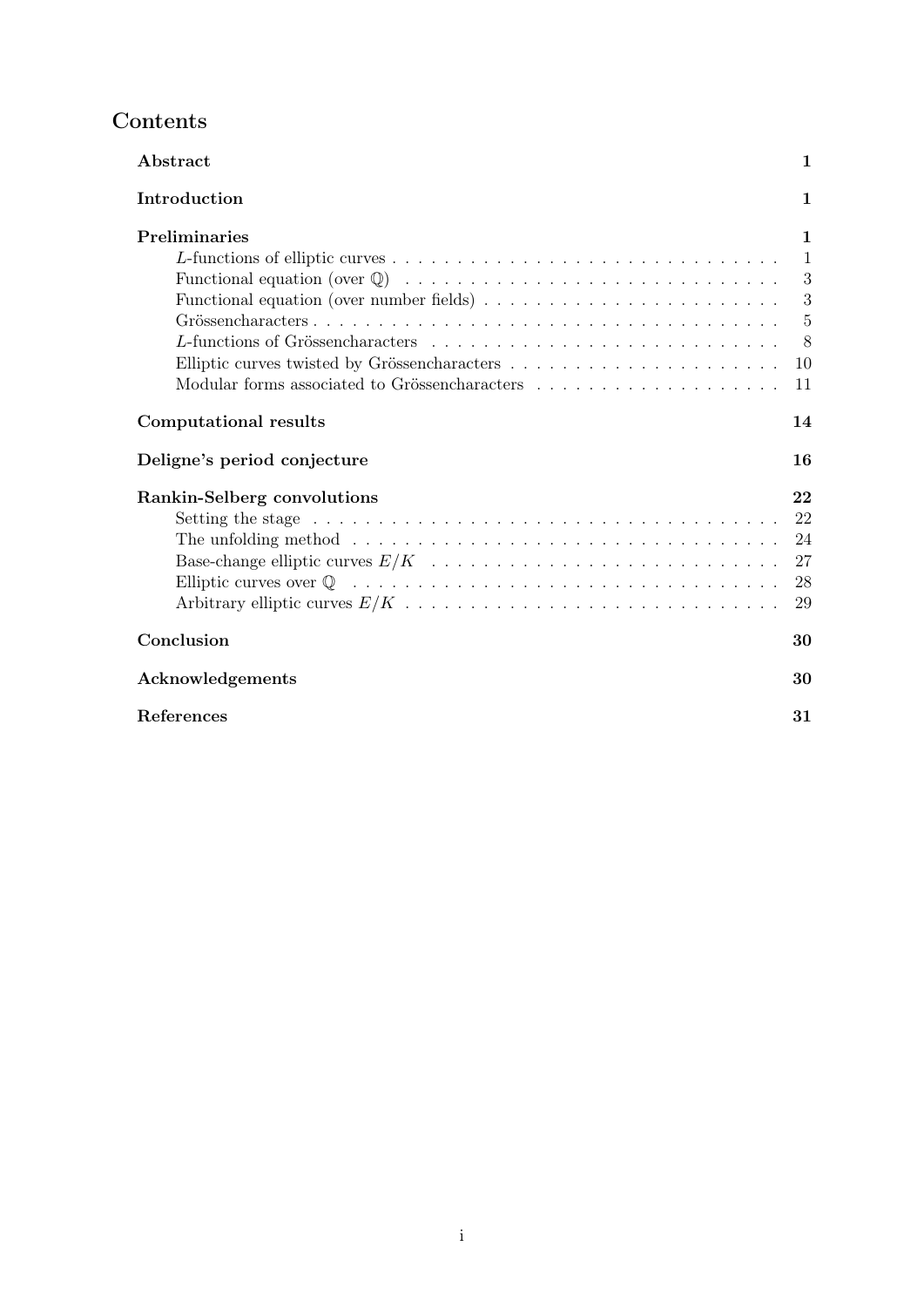# Contents

| | |
|---|---|
| **Abstract** | **1** |
| **Introduction** | **1** |
| **Preliminaries** | **1** |
| $L$-functions of elliptic curves | 1 |
| Functional equation (over $\mathbb{Q}$) | 3 |
| Functional equation (over number fields) | 3 |
| Grössencharacters | 5 |
| $L$-functions of Grössencharacters | 8 |
| Elliptic curves twisted by Grössencharacters | 10 |
| Modular forms associated to Grössencharacters | 11 |
| **Computational results** | **14** |
| **Deligne's period conjecture** | **16** |
| **Rankin-Selberg convolutions** | **22** |
| Setting the stage | 22 |
| The unfolding method | 24 |
| Base-change elliptic curves $E/K$ | 27 |
| Elliptic curves over $\mathbb{Q}$ | 28 |
| Arbitrary elliptic curves $E/K$ | 29 |
| **Conclusion** | **30** |
| **Acknowledgements** | **30** |
| **References** | **31** |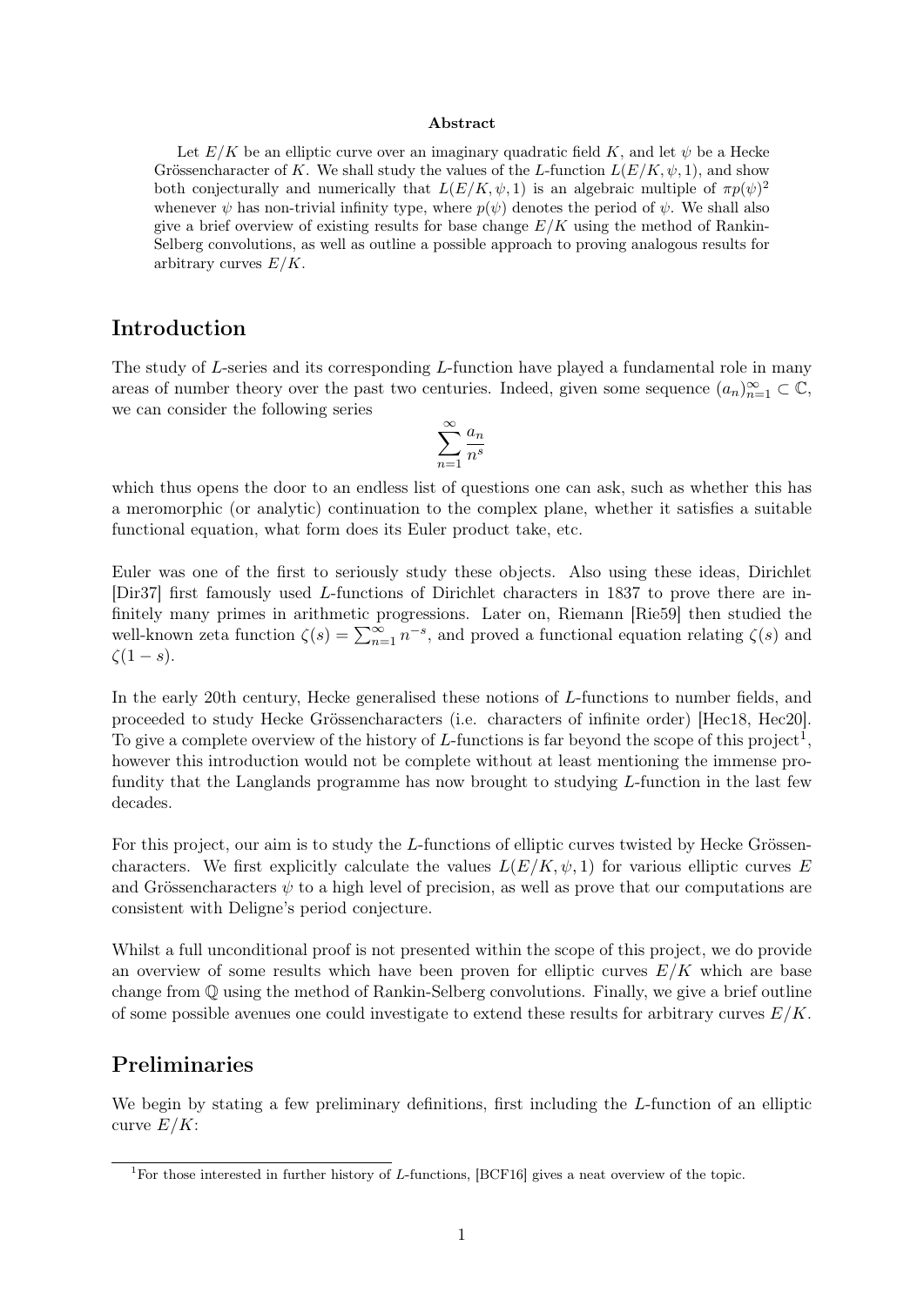### Abstract

Let $E/K$ be an elliptic curve over an imaginary quadratic field $K$, and let $\psi$ be a Hecke Grössencharacter of $K$. We shall study the values of the $L$-function $L(E/K, \psi, 1)$, and show both conjecturally and numerically that $L(E/K, \psi, 1)$ is an algebraic multiple of $\pi p(\psi)^2$ whenever $\psi$ has non-trivial infinity type, where $p(\psi)$ denotes the period of $\psi$. We shall also give a brief overview of existing results for base change $E/K$ using the method of Rankin-Selberg convolutions, as well as outline a possible approach to proving analogous results for arbitrary curves $E/K$.

## Introduction

The study of $L$-series and its corresponding $L$-function have played a fundamental role in many areas of number theory over the past two centuries. Indeed, given some sequence $(a_n)_{n=1}^{\infty} \subset \mathbb{C}$, we can consider the following series

$$\sum_{n=1}^{\infty} \frac{a_n}{n^s}$$

which thus opens the door to an endless list of questions one can ask, such as whether this has a meromorphic (or analytic) continuation to the complex plane, whether it satisfies a suitable functional equation, what form does its Euler product take, etc.

Euler was one of the first to seriously study these objects. Also using these ideas, Dirichlet [Dir37] first famously used $L$-functions of Dirichlet characters in 1837 to prove there are infinitely many primes in arithmetic progressions. Later on, Riemann [Rie59] then studied the well-known zeta function $\zeta(s) = \sum_{n=1}^{\infty} n^{-s}$, and proved a functional equation relating $\zeta(s)$ and $\zeta(1-s)$.

In the early 20th century, Hecke generalised these notions of $L$-functions to number fields, and proceeded to study Hecke Grössencharacters (i.e. characters of infinite order) [Hec18, Hec20]. To give a complete overview of the history of $L$-functions is far beyond the scope of this project[1], however this introduction would not be complete without at least mentioning the immense profundity that the Langlands programme has now brought to studying $L$-function in the last few decades.

For this project, our aim is to study the $L$-functions of elliptic curves twisted by Hecke Grössencharacters. We first explicitly calculate the values $L(E/K, \psi, 1)$ for various elliptic curves $E$ and Grössencharacters $\psi$ to a high level of precision, as well as prove that our computations are consistent with Deligne's period conjecture.

Whilst a full unconditional proof is not presented within the scope of this project, we do provide an overview of some results which have been proven for elliptic curves $E/K$ which are base change from $\mathbb{Q}$ using the method of Rankin-Selberg convolutions. Finally, we give a brief outline of some possible avenues one could investigate to extend these results for arbitrary curves $E/K$.

## Preliminaries

We begin by stating a few preliminary definitions, first including the $L$-function of an elliptic curve $E/K$:

[1] For those interested in further history of $L$-functions, [BCF16] gives a neat overview of the topic.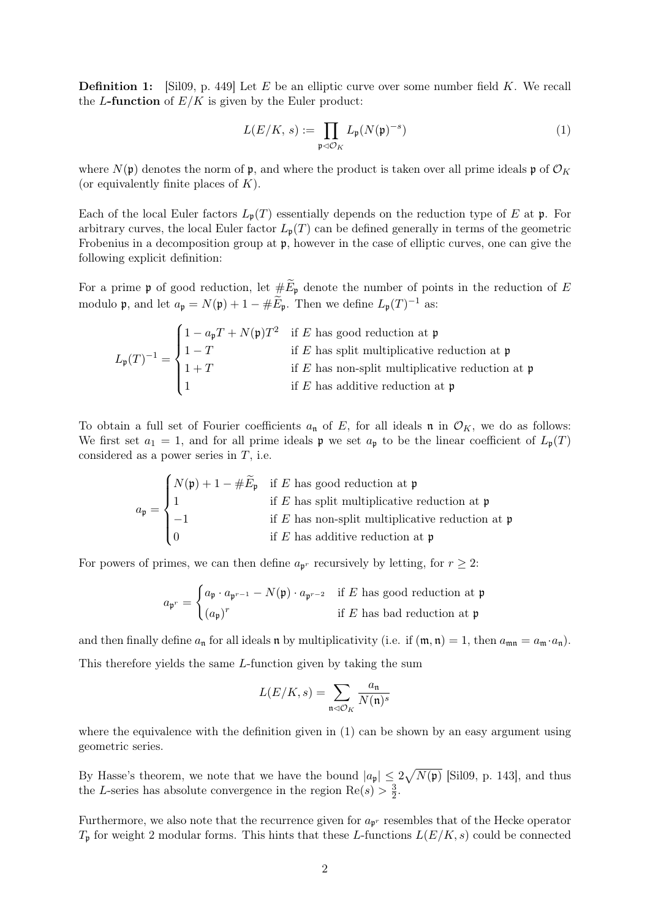**Definition 1:** [Sil09, p. 449] Let $E$ be an elliptic curve over some number field $K$. We recall the $L$**-function** of $E/K$ is given by the Euler product:

$$L(E/K,\, s) := \prod_{\mathfrak{p} \lhd \mathcal{O}_K} L_{\mathfrak{p}}(N(\mathfrak{p})^{-s}) \tag{1}$$

where $N(\mathfrak{p})$ denotes the norm of $\mathfrak{p}$, and where the product is taken over all prime ideals $\mathfrak{p}$ of $\mathcal{O}_K$ (or equivalently finite places of $K$).

Each of the local Euler factors $L_{\mathfrak{p}}(T)$ essentially depends on the reduction type of $E$ at $\mathfrak{p}$. For arbitrary curves, the local Euler factor $L_{\mathfrak{p}}(T)$ can be defined generally in terms of the geometric Frobenius in a decomposition group at $\mathfrak{p}$, however in the case of elliptic curves, one can give the following explicit definition:

For a prime $\mathfrak{p}$ of good reduction, let $\#\widetilde{E}_{\mathfrak{p}}$ denote the number of points in the reduction of $E$ modulo $\mathfrak{p}$, and let $a_{\mathfrak{p}} = N(\mathfrak{p}) + 1 - \#\widetilde{E}_{\mathfrak{p}}$. Then we define $L_{\mathfrak{p}}(T)^{-1}$ as:

$$L_{\mathfrak{p}}(T)^{-1} = \begin{cases} 1 - a_{\mathfrak{p}}T + N(\mathfrak{p})T^2 & \text{if } E \text{ has good reduction at } \mathfrak{p} \\ 1 - T & \text{if } E \text{ has split multiplicative reduction at } \mathfrak{p} \\ 1 + T & \text{if } E \text{ has non-split multiplicative reduction at } \mathfrak{p} \\ 1 & \text{if } E \text{ has additive reduction at } \mathfrak{p} \end{cases}$$

To obtain a full set of Fourier coefficients $a_{\mathfrak{n}}$ of $E$, for all ideals $\mathfrak{n}$ in $\mathcal{O}_K$, we do as follows: We first set $a_1 = 1$, and for all prime ideals $\mathfrak{p}$ we set $a_{\mathfrak{p}}$ to be the linear coefficient of $L_{\mathfrak{p}}(T)$ considered as a power series in $T$, i.e.

$$a_{\mathfrak{p}} = \begin{cases} N(\mathfrak{p}) + 1 - \#\widetilde{E}_{\mathfrak{p}} & \text{if } E \text{ has good reduction at } \mathfrak{p} \\ 1 & \text{if } E \text{ has split multiplicative reduction at } \mathfrak{p} \\ -1 & \text{if } E \text{ has non-split multiplicative reduction at } \mathfrak{p} \\ 0 & \text{if } E \text{ has additive reduction at } \mathfrak{p} \end{cases}$$

For powers of primes, we can then define $a_{\mathfrak{p}^r}$ recursively by letting, for $r \geq 2$:

$$a_{\mathfrak{p}^r} = \begin{cases} a_{\mathfrak{p}} \cdot a_{\mathfrak{p}^{r-1}} - N(\mathfrak{p}) \cdot a_{\mathfrak{p}^{r-2}} & \text{if } E \text{ has good reduction at } \mathfrak{p} \\ (a_{\mathfrak{p}})^r & \text{if } E \text{ has bad reduction at } \mathfrak{p} \end{cases}$$

and then finally define $a_{\mathfrak{n}}$ for all ideals $\mathfrak{n}$ by multiplicativity (i.e. if $(\mathfrak{m}, \mathfrak{n}) = 1$, then $a_{\mathfrak{mn}} = a_{\mathfrak{m}} \cdot a_{\mathfrak{n}}$).

This therefore yields the same $L$-function given by taking the sum

$$L(E/K, s) = \sum_{\mathfrak{n} \lhd \mathcal{O}_K} \frac{a_{\mathfrak{n}}}{N(\mathfrak{n})^s}$$

where the equivalence with the definition given in (1) can be shown by an easy argument using geometric series.

By Hasse's theorem, we note that we have the bound $|a_{\mathfrak{p}}| \leq 2\sqrt{N(\mathfrak{p})}$ [Sil09, p. 143], and thus the $L$-series has absolute convergence in the region $\mathrm{Re}(s) > \frac{3}{2}$.

Furthermore, we also note that the recurrence given for $a_{\mathfrak{p}^r}$ resembles that of the Hecke operator $T_{\mathfrak{p}}$ for weight 2 modular forms. This hints that these $L$-functions $L(E/K, s)$ could be connected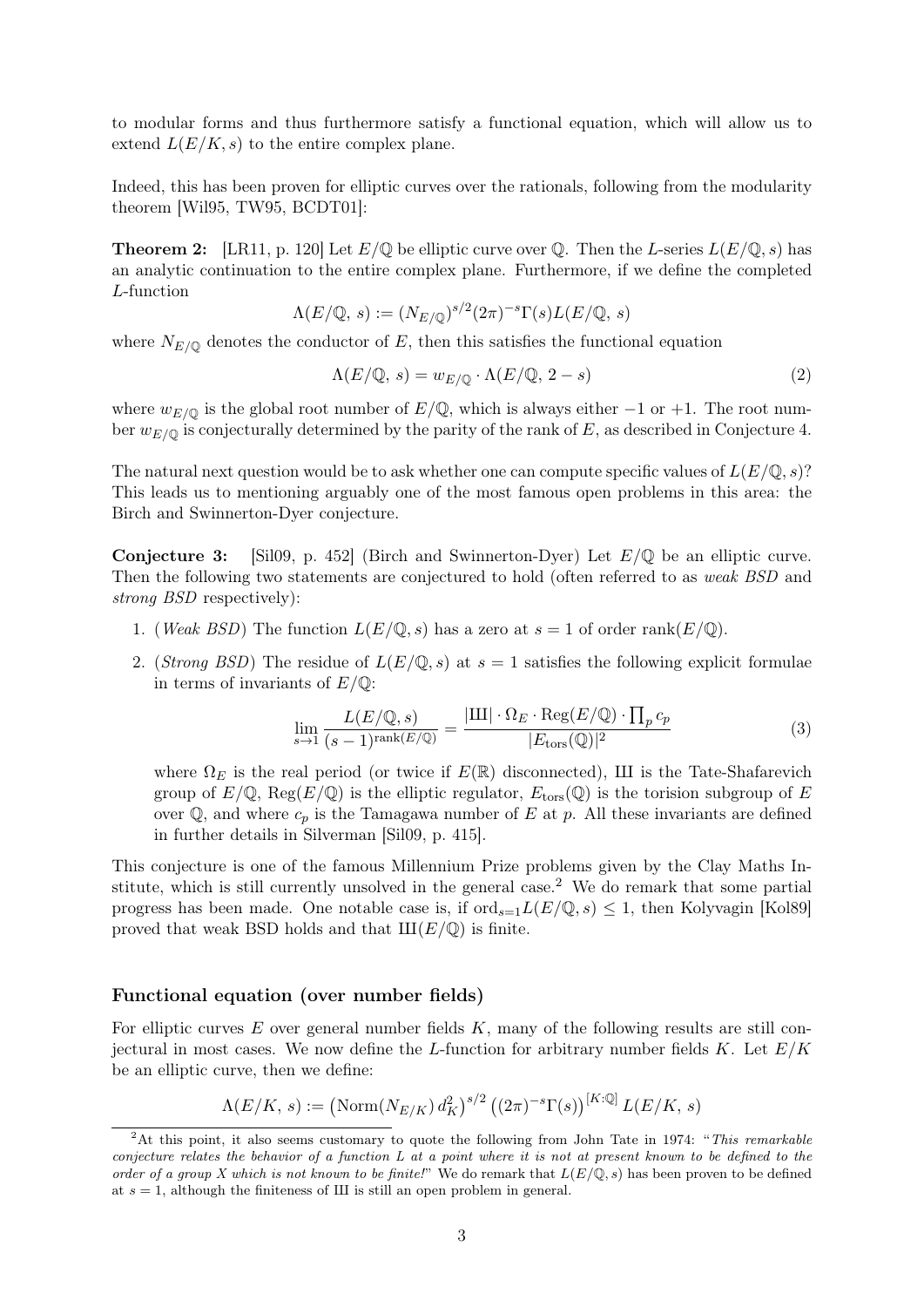to modular forms and thus furthermore satisfy a functional equation, which will allow us to extend $L(E/K, s)$ to the entire complex plane.

Indeed, this has been proven for elliptic curves over the rationals, following from the modularity theorem [Wil95, TW95, BCDT01]:

**Theorem 2:** [LR11, p. 120] Let $E/\mathbb{Q}$ be elliptic curve over $\mathbb{Q}$. Then the $L$-series $L(E/\mathbb{Q}, s)$ has an analytic continuation to the entire complex plane. Furthermore, if we define the completed $L$-function

$$\Lambda(E/\mathbb{Q},\, s) := (N_{E/\mathbb{Q}})^{s/2}(2\pi)^{-s}\Gamma(s)L(E/\mathbb{Q},\, s)$$

where $N_{E/\mathbb{Q}}$ denotes the conductor of $E$, then this satisfies the functional equation

$$\Lambda(E/\mathbb{Q},\, s) = w_{E/\mathbb{Q}} \cdot \Lambda(E/\mathbb{Q},\, 2 - s) \tag{2}$$

where $w_{E/\mathbb{Q}}$ is the global root number of $E/\mathbb{Q}$, which is always either $-1$ or $+1$. The root number $w_{E/\mathbb{Q}}$ is conjecturally determined by the parity of the rank of $E$, as described in Conjecture 4.

The natural next question would be to ask whether one can compute specific values of $L(E/\mathbb{Q}, s)$? This leads us to mentioning arguably one of the most famous open problems in this area: the Birch and Swinnerton-Dyer conjecture.

**Conjecture 3:** [Sil09, p. 452] (Birch and Swinnerton-Dyer) Let $E/\mathbb{Q}$ be an elliptic curve. Then the following two statements are conjectured to hold (often referred to as *weak BSD* and *strong BSD* respectively):

1. (*Weak BSD*) The function $L(E/\mathbb{Q}, s)$ has a zero at $s = 1$ of order $\operatorname{rank}(E/\mathbb{Q})$.
2. (*Strong BSD*) The residue of $L(E/\mathbb{Q}, s)$ at $s = 1$ satisfies the following explicit formulae in terms of invariants of $E/\mathbb{Q}$:

$$\lim_{s \to 1} \frac{L(E/\mathbb{Q}, s)}{(s-1)^{\operatorname{rank}(E/\mathbb{Q})}} = \frac{|\text{Ш}| \cdot \Omega_E \cdot \operatorname{Reg}(E/\mathbb{Q}) \cdot \prod_p c_p}{|E_{\text{tors}}(\mathbb{Q})|^2} \tag{3}$$

where $\Omega_E$ is the real period (or twice if $E(\mathbb{R})$ disconnected), Ш is the Tate-Shafarevich group of $E/\mathbb{Q}$, $\operatorname{Reg}(E/\mathbb{Q})$ is the elliptic regulator, $E_{\text{tors}}(\mathbb{Q})$ is the torision subgroup of $E$ over $\mathbb{Q}$, and where $c_p$ is the Tamagawa number of $E$ at $p$. All these invariants are defined in further details in Silverman [Sil09, p. 415].

This conjecture is one of the famous Millennium Prize problems given by the Clay Maths Institute, which is still currently unsolved in the general case.[2] We do remark that some partial progress has been made. One notable case is, if $\operatorname{ord}_{s=1}L(E/\mathbb{Q}, s) \leq 1$, then Kolyvagin [Kol89] proved that weak BSD holds and that $\text{Ш}(E/\mathbb{Q})$ is finite.

### Functional equation (over number fields)

For elliptic curves $E$ over general number fields $K$, many of the following results are still conjectural in most cases. We now define the $L$-function for arbitrary number fields $K$. Let $E/K$ be an elliptic curve, then we define:

$$\Lambda(E/K,\, s) := \left(\operatorname{Norm}(N_{E/K})\, d_K^2\right)^{s/2} \left((2\pi)^{-s}\Gamma(s)\right)^{[K:\mathbb{Q}]} L(E/K,\, s)$$

[2] At this point, it also seems customary to quote the following from John Tate in 1974: "*This remarkable conjecture relates the behavior of a function L at a point where it is not at present known to be defined to the order of a group X which is not known to be finite!*" We do remark that $L(E/\mathbb{Q}, s)$ has been proven to be defined at $s = 1$, although the finiteness of Ш is still an open problem in general.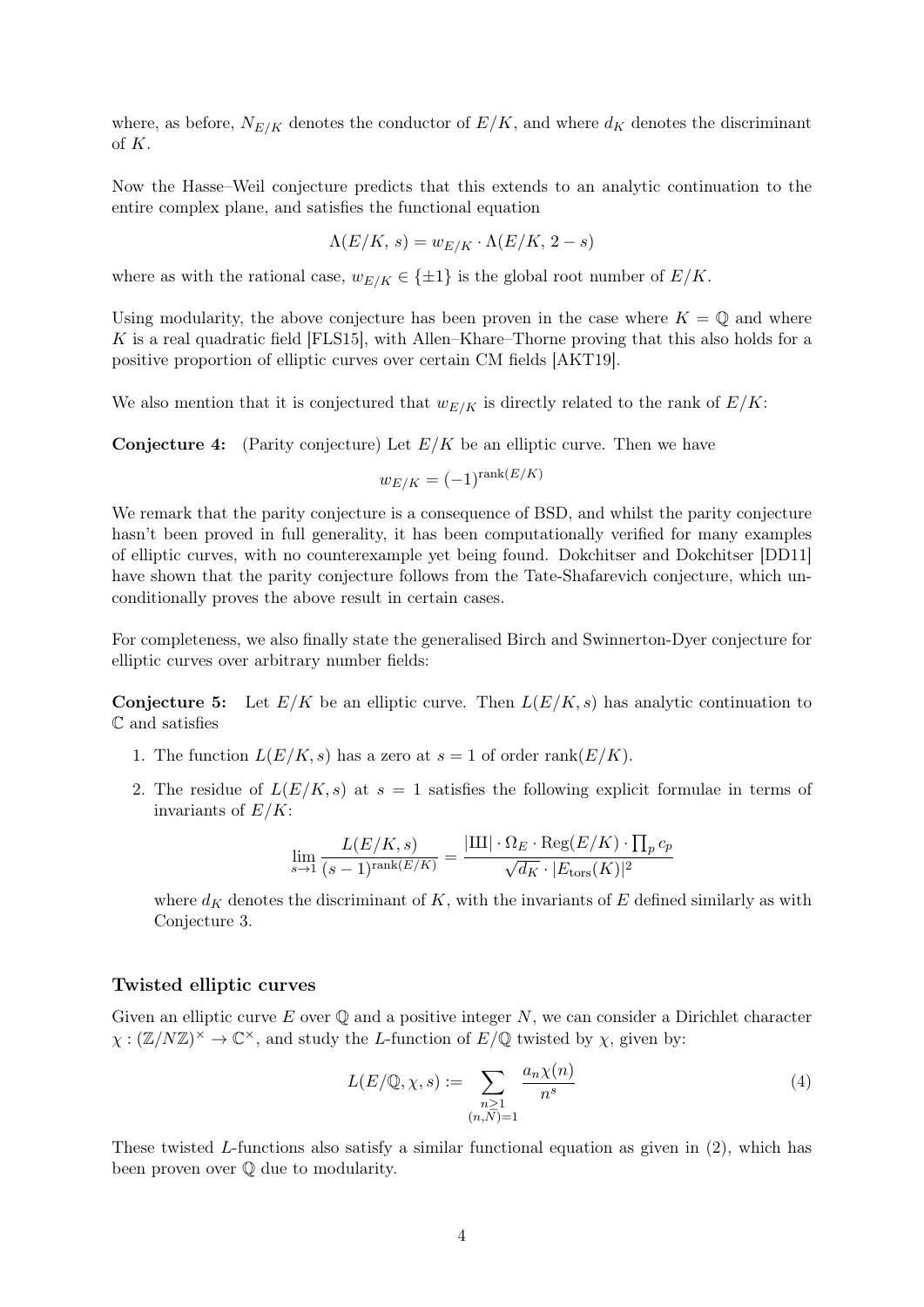where, as before, $N_{E/K}$ denotes the conductor of $E/K$, and where $d_K$ denotes the discriminant of $K$.

Now the Hasse–Weil conjecture predicts that this extends to an analytic continuation to the entire complex plane, and satisfies the functional equation

$$\Lambda(E/K,\, s) = w_{E/K} \cdot \Lambda(E/K,\, 2-s)$$

where as with the rational case, $w_{E/K} \in \{\pm 1\}$ is the global root number of $E/K$.

Using modularity, the above conjecture has been proven in the case where $K = \mathbb{Q}$ and where $K$ is a real quadratic field [FLS15], with Allen–Khare–Thorne proving that this also holds for a positive proportion of elliptic curves over certain CM fields [AKT19].

We also mention that it is conjectured that $w_{E/K}$ is directly related to the rank of $E/K$:

**Conjecture 4:** (Parity conjecture) Let $E/K$ be an elliptic curve. Then we have

$$w_{E/K} = (-1)^{\mathrm{rank}(E/K)}$$

We remark that the parity conjecture is a consequence of BSD, and whilst the parity conjecture hasn't been proved in full generality, it has been computationally verified for many examples of elliptic curves, with no counterexample yet being found. Dokchitser and Dokchitser [DD11] have shown that the parity conjecture follows from the Tate-Shafarevich conjecture, which unconditionally proves the above result in certain cases.

For completeness, we also finally state the generalised Birch and Swinnerton-Dyer conjecture for elliptic curves over arbitrary number fields:

**Conjecture 5:** Let $E/K$ be an elliptic curve. Then $L(E/K, s)$ has analytic continuation to $\mathbb{C}$ and satisfies

1. The function $L(E/K, s)$ has a zero at $s = 1$ of order $\mathrm{rank}(E/K)$.
2. The residue of $L(E/K, s)$ at $s = 1$ satisfies the following explicit formulae in terms of invariants of $E/K$:

$$\lim_{s \to 1} \frac{L(E/K, s)}{(s-1)^{\mathrm{rank}(E/K)}} = \frac{|Ш| \cdot \Omega_E \cdot \mathrm{Reg}(E/K) \cdot \prod_p c_p}{\sqrt{d_K} \cdot |E_{\mathrm{tors}}(K)|^2}$$

where $d_K$ denotes the discriminant of $K$, with the invariants of $E$ defined similarly as with Conjecture 3.

### Twisted elliptic curves

Given an elliptic curve $E$ over $\mathbb{Q}$ and a positive integer $N$, we can consider a Dirichlet character $\chi : (\mathbb{Z}/N\mathbb{Z})^\times \to \mathbb{C}^\times$, and study the $L$-function of $E/\mathbb{Q}$ twisted by $\chi$, given by:

$$L(E/\mathbb{Q}, \chi, s) := \sum_{\substack{n \geq 1 \\ (n,N)=1}} \frac{a_n \chi(n)}{n^s} \tag{4}$$

These twisted $L$-functions also satisfy a similar functional equation as given in (2), which has been proven over $\mathbb{Q}$ due to modularity.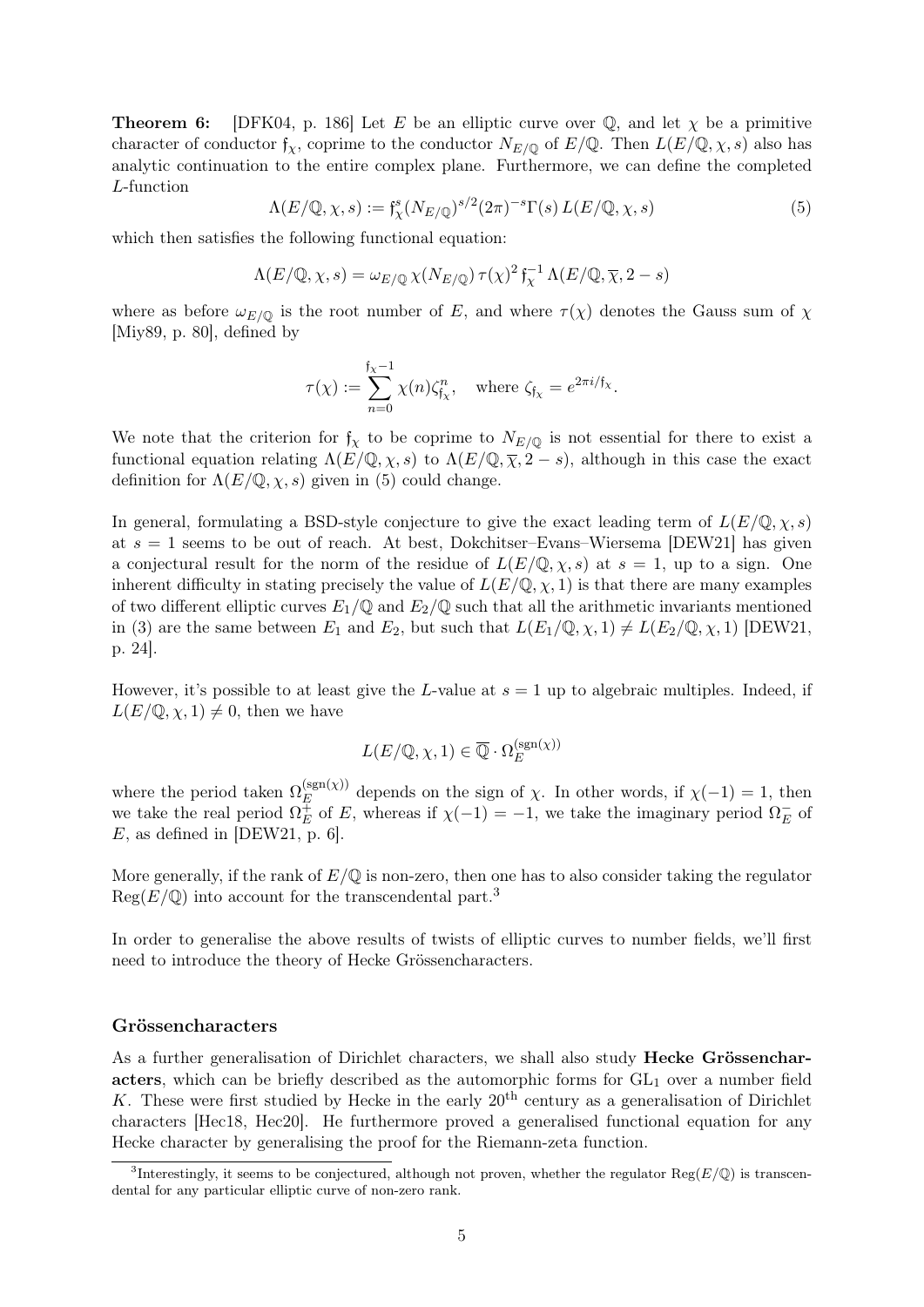**Theorem 6:** [DFK04, p. 186] Let $E$ be an elliptic curve over $\mathbb{Q}$, and let $\chi$ be a primitive character of conductor $\mathfrak{f}_\chi$, coprime to the conductor $N_{E/\mathbb{Q}}$ of $E/\mathbb{Q}$. Then $L(E/\mathbb{Q}, \chi, s)$ also has analytic continuation to the entire complex plane. Furthermore, we can define the completed $L$-function

$$\Lambda(E/\mathbb{Q}, \chi, s) := \mathfrak{f}_\chi^s (N_{E/\mathbb{Q}})^{s/2} (2\pi)^{-s} \Gamma(s) \, L(E/\mathbb{Q}, \chi, s) \tag{5}$$

which then satisfies the following functional equation:

$$\Lambda(E/\mathbb{Q}, \chi, s) = \omega_{E/\mathbb{Q}} \, \chi(N_{E/\mathbb{Q}}) \, \tau(\chi)^2 \, \mathfrak{f}_\chi^{-1} \, \Lambda(E/\mathbb{Q}, \overline{\chi}, 2 - s)$$

where as before $\omega_{E/\mathbb{Q}}$ is the root number of $E$, and where $\tau(\chi)$ denotes the Gauss sum of $\chi$ [Miy89, p. 80], defined by

$$\tau(\chi) := \sum_{n=0}^{\mathfrak{f}_\chi - 1} \chi(n) \zeta_{\mathfrak{f}_\chi}^n, \quad \text{where } \zeta_{\mathfrak{f}_\chi} = e^{2\pi i/\mathfrak{f}_\chi}.$$

We note that the criterion for $\mathfrak{f}_\chi$ to be coprime to $N_{E/\mathbb{Q}}$ is not essential for there to exist a functional equation relating $\Lambda(E/\mathbb{Q}, \chi, s)$ to $\Lambda(E/\mathbb{Q}, \overline{\chi}, 2 - s)$, although in this case the exact definition for $\Lambda(E/\mathbb{Q}, \chi, s)$ given in (5) could change.

In general, formulating a BSD-style conjecture to give the exact leading term of $L(E/\mathbb{Q}, \chi, s)$ at $s = 1$ seems to be out of reach. At best, Dokchitser–Evans–Wiersema [DEW21] has given a conjectural result for the norm of the residue of $L(E/\mathbb{Q}, \chi, s)$ at $s = 1$, up to a sign. One inherent difficulty in stating precisely the value of $L(E/\mathbb{Q}, \chi, 1)$ is that there are many examples of two different elliptic curves $E_1/\mathbb{Q}$ and $E_2/\mathbb{Q}$ such that all the arithmetic invariants mentioned in (3) are the same between $E_1$ and $E_2$, but such that $L(E_1/\mathbb{Q}, \chi, 1) \neq L(E_2/\mathbb{Q}, \chi, 1)$ [DEW21, p. 24].

However, it's possible to at least give the $L$-value at $s = 1$ up to algebraic multiples. Indeed, if $L(E/\mathbb{Q}, \chi, 1) \neq 0$, then we have

$$L(E/\mathbb{Q}, \chi, 1) \in \overline{\mathbb{Q}} \cdot \Omega_E^{(\mathrm{sgn}(\chi))}$$

where the period taken $\Omega_E^{(\mathrm{sgn}(\chi))}$ depends on the sign of $\chi$. In other words, if $\chi(-1) = 1$, then we take the real period $\Omega_E^+$ of $E$, whereas if $\chi(-1) = -1$, we take the imaginary period $\Omega_E^-$ of $E$, as defined in [DEW21, p. 6].

More generally, if the rank of $E/\mathbb{Q}$ is non-zero, then one has to also consider taking the regulator $\mathrm{Reg}(E/\mathbb{Q})$ into account for the transcendental part.[3]

In order to generalise the above results of twists of elliptic curves to number fields, we'll first need to introduce the theory of Hecke Grössencharacters.

### Grössencharacters

As a further generalisation of Dirichlet characters, we shall also study **Hecke Grössencharacters**, which can be briefly described as the automorphic forms for $\mathrm{GL}_1$ over a number field $K$. These were first studied by Hecke in the early $20^{\text{th}}$ century as a generalisation of Dirichlet characters [Hec18, Hec20]. He furthermore proved a generalised functional equation for any Hecke character by generalising the proof for the Riemann-zeta function.

[3] Interestingly, it seems to be conjectured, although not proven, whether the regulator $\mathrm{Reg}(E/\mathbb{Q})$ is transcendental for any particular elliptic curve of non-zero rank.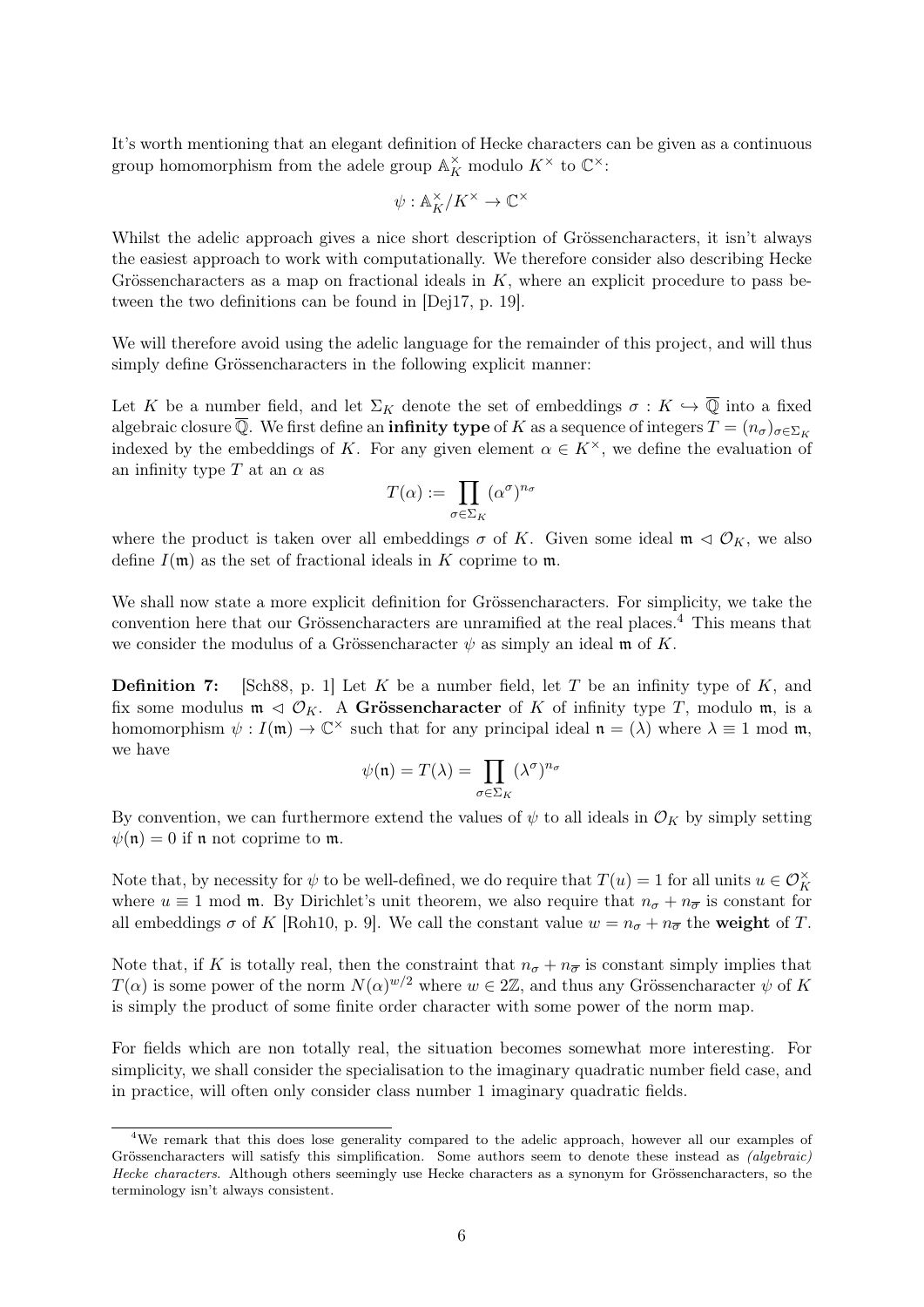It's worth mentioning that an elegant definition of Hecke characters can be given as a continuous group homomorphism from the adele group $\mathbb{A}_K^\times$ modulo $K^\times$ to $\mathbb{C}^\times$:

$$\psi : \mathbb{A}_K^\times / K^\times \to \mathbb{C}^\times$$

Whilst the adelic approach gives a nice short description of Grössencharacters, it isn't always the easiest approach to work with computationally. We therefore consider also describing Hecke Grössencharacters as a map on fractional ideals in $K$, where an explicit procedure to pass between the two definitions can be found in [Dej17, p. 19].

We will therefore avoid using the adelic language for the remainder of this project, and will thus simply define Grössencharacters in the following explicit manner:

Let $K$ be a number field, and let $\Sigma_K$ denote the set of embeddings $\sigma : K \hookrightarrow \overline{\mathbb{Q}}$ into a fixed algebraic closure $\overline{\mathbb{Q}}$. We first define an **infinity type** of $K$ as a sequence of integers $T = (n_\sigma)_{\sigma \in \Sigma_K}$ indexed by the embeddings of $K$. For any given element $\alpha \in K^\times$, we define the evaluation of an infinity type $T$ at an $\alpha$ as

$$T(\alpha) := \prod_{\sigma \in \Sigma_K} (\alpha^\sigma)^{n_\sigma}$$

where the product is taken over all embeddings $\sigma$ of $K$. Given some ideal $\mathfrak{m} \lhd \mathcal{O}_K$, we also define $I(\mathfrak{m})$ as the set of fractional ideals in $K$ coprime to $\mathfrak{m}$.

We shall now state a more explicit definition for Grössencharacters. For simplicity, we take the convention here that our Grössencharacters are unramified at the real places.[4] This means that we consider the modulus of a Grössencharacter $\psi$ as simply an ideal $\mathfrak{m}$ of $K$.

**Definition 7:** [Sch88, p. 1] Let $K$ be a number field, let $T$ be an infinity type of $K$, and fix some modulus $\mathfrak{m} \lhd \mathcal{O}_K$. A **Grössencharacter** of $K$ of infinity type $T$, modulo $\mathfrak{m}$, is a homomorphism $\psi : I(\mathfrak{m}) \to \mathbb{C}^\times$ such that for any principal ideal $\mathfrak{n} = (\lambda)$ where $\lambda \equiv 1 \bmod \mathfrak{m}$, we have

$$\psi(\mathfrak{n}) = T(\lambda) = \prod_{\sigma \in \Sigma_K} (\lambda^\sigma)^{n_\sigma}$$

By convention, we can furthermore extend the values of $\psi$ to all ideals in $\mathcal{O}_K$ by simply setting $\psi(\mathfrak{n}) = 0$ if $\mathfrak{n}$ not coprime to $\mathfrak{m}$.

Note that, by necessity for $\psi$ to be well-defined, we do require that $T(u) = 1$ for all units $u \in \mathcal{O}_K^\times$ where $u \equiv 1 \bmod \mathfrak{m}$. By Dirichlet's unit theorem, we also require that $n_\sigma + n_{\overline{\sigma}}$ is constant for all embeddings $\sigma$ of $K$ [Roh10, p. 9]. We call the constant value $w = n_\sigma + n_{\overline{\sigma}}$ the **weight** of $T$.

Note that, if $K$ is totally real, then the constraint that $n_\sigma + n_{\overline{\sigma}}$ is constant simply implies that $T(\alpha)$ is some power of the norm $N(\alpha)^{w/2}$ where $w \in 2\mathbb{Z}$, and thus any Grössencharacter $\psi$ of $K$ is simply the product of some finite order character with some power of the norm map.

For fields which are non totally real, the situation becomes somewhat more interesting. For simplicity, we shall consider the specialisation to the imaginary quadratic number field case, and in practice, will often only consider class number 1 imaginary quadratic fields.

[4] We remark that this does lose generality compared to the adelic approach, however all our examples of Grössencharacters will satisfy this simplification. Some authors seem to denote these instead as *(algebraic) Hecke characters*. Although others seemingly use Hecke characters as a synonym for Grössencharacters, so the terminology isn't always consistent.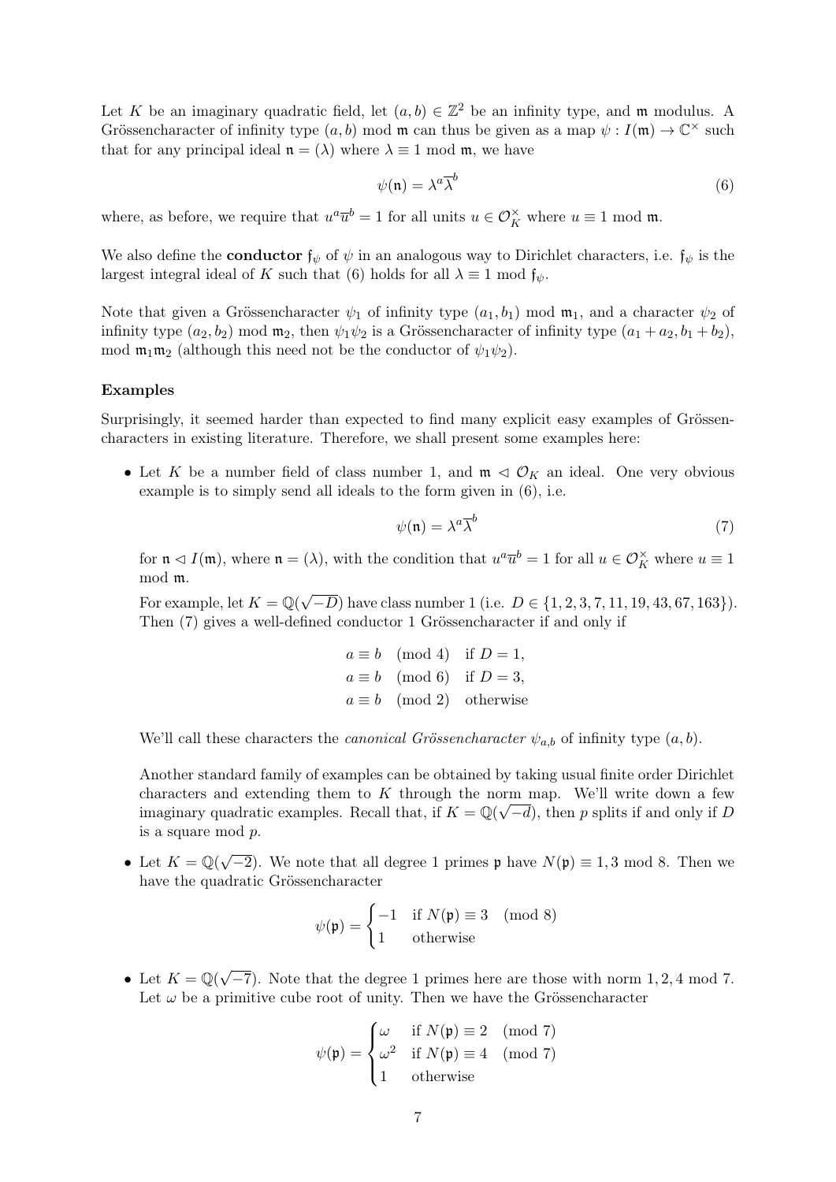Let $K$ be an imaginary quadratic field, let $(a, b) \in \mathbb{Z}^2$ be an infinity type, and $\mathfrak{m}$ modulus. A Grössencharacter of infinity type $(a, b)$ mod $\mathfrak{m}$ can thus be given as a map $\psi : I(\mathfrak{m}) \to \mathbb{C}^\times$ such that for any principal ideal $\mathfrak{n} = (\lambda)$ where $\lambda \equiv 1 \bmod \mathfrak{m}$, we have

$$\psi(\mathfrak{n}) = \lambda^a \overline{\lambda}^b \tag{6}$$

where, as before, we require that $u^a \overline{u}^b = 1$ for all units $u \in \mathcal{O}_K^\times$ where $u \equiv 1 \bmod \mathfrak{m}$.

We also define the **conductor** $\mathfrak{f}_\psi$ of $\psi$ in an analogous way to Dirichlet characters, i.e. $\mathfrak{f}_\psi$ is the largest integral ideal of $K$ such that (6) holds for all $\lambda \equiv 1 \bmod \mathfrak{f}_\psi$.

Note that given a Grössencharacter $\psi_1$ of infinity type $(a_1, b_1)$ mod $\mathfrak{m}_1$, and a character $\psi_2$ of infinity type $(a_2, b_2)$ mod $\mathfrak{m}_2$, then $\psi_1 \psi_2$ is a Grössencharacter of infinity type $(a_1 + a_2, b_1 + b_2)$, mod $\mathfrak{m}_1 \mathfrak{m}_2$ (although this need not be the conductor of $\psi_1 \psi_2$).

**Examples**

Surprisingly, it seemed harder than expected to find many explicit easy examples of Grössencharacters in existing literature. Therefore, we shall present some examples here:

- Let $K$ be a number field of class number 1, and $\mathfrak{m} \lhd \mathcal{O}_K$ an ideal. One very obvious example is to simply send all ideals to the form given in (6), i.e.

  $$\psi(\mathfrak{n}) = \lambda^a \overline{\lambda}^b \tag{7}$$

  for $\mathfrak{n} \lhd I(\mathfrak{m})$, where $\mathfrak{n} = (\lambda)$, with the condition that $u^a \overline{u}^b = 1$ for all $u \in \mathcal{O}_K^\times$ where $u \equiv 1$ mod $\mathfrak{m}$.

  For example, let $K = \mathbb{Q}(\sqrt{-D})$ have class number 1 (i.e. $D \in \{1, 2, 3, 7, 11, 19, 43, 67, 163\}$). Then (7) gives a well-defined conductor 1 Grössencharacter if and only if

  $$\begin{aligned} a &\equiv b \pmod 4 \quad \text{if } D = 1, \\ a &\equiv b \pmod 6 \quad \text{if } D = 3, \\ a &\equiv b \pmod 2 \quad \text{otherwise} \end{aligned}$$

  We'll call these characters the *canonical Grössencharacter* $\psi_{a,b}$ of infinity type $(a, b)$.

  Another standard family of examples can be obtained by taking usual finite order Dirichlet characters and extending them to $K$ through the norm map. We'll write down a few imaginary quadratic examples. Recall that, if $K = \mathbb{Q}(\sqrt{-d})$, then $p$ splits if and only if $D$ is a square mod $p$.

- Let $K = \mathbb{Q}(\sqrt{-2})$. We note that all degree 1 primes $\mathfrak{p}$ have $N(\mathfrak{p}) \equiv 1, 3 \bmod 8$. Then we have the quadratic Grössencharacter

  $$\psi(\mathfrak{p}) = \begin{cases} -1 & \text{if } N(\mathfrak{p}) \equiv 3 \pmod 8 \\ 1 & \text{otherwise} \end{cases}$$

- Let $K = \mathbb{Q}(\sqrt{-7})$. Note that the degree 1 primes here are those with norm $1, 2, 4 \bmod 7$. Let $\omega$ be a primitive cube root of unity. Then we have the Grössencharacter

  $$\psi(\mathfrak{p}) = \begin{cases} \omega & \text{if } N(\mathfrak{p}) \equiv 2 \pmod 7 \\ \omega^2 & \text{if } N(\mathfrak{p}) \equiv 4 \pmod 7 \\ 1 & \text{otherwise} \end{cases}$$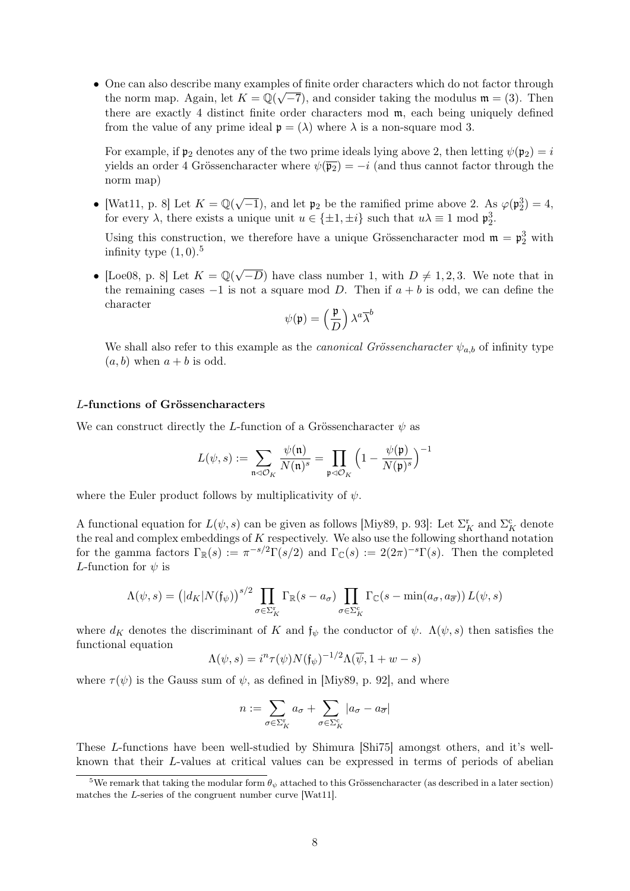- One can also describe many examples of finite order characters which do not factor through the norm map. Again, let $K = \mathbb{Q}(\sqrt{-7})$, and consider taking the modulus $\mathfrak{m} = (3)$. Then there are exactly 4 distinct finite order characters mod $\mathfrak{m}$, each being uniquely defined from the value of any prime ideal $\mathfrak{p} = (\lambda)$ where $\lambda$ is a non-square mod 3.

  For example, if $\mathfrak{p}_2$ denotes any of the two prime ideals lying above 2, then letting $\psi(\mathfrak{p}_2) = i$ yields an order 4 Grössencharacter where $\psi(\overline{\mathfrak{p}_2}) = -i$ (and thus cannot factor through the norm map)

- [Wat11, p. 8] Let $K = \mathbb{Q}(\sqrt{-1})$, and let $\mathfrak{p}_2$ be the ramified prime above 2. As $\varphi(\mathfrak{p}_2^3) = 4$, for every $\lambda$, there exists a unique unit $u \in \{\pm 1, \pm i\}$ such that $u\lambda \equiv 1 \bmod \mathfrak{p}_2^3$.

  Using this construction, we therefore have a unique Grössencharacter mod $\mathfrak{m} = \mathfrak{p}_2^3$ with infinity type $(1, 0)$.[5]

- [Loe08, p. 8] Let $K = \mathbb{Q}(\sqrt{-D})$ have class number 1, with $D \neq 1, 2, 3$. We note that in the remaining cases $-1$ is not a square mod $D$. Then if $a + b$ is odd, we can define the character

  $$\psi(\mathfrak{p}) = \left(\frac{\mathfrak{p}}{D}\right) \lambda^a \overline{\lambda}^b$$

  We shall also refer to this example as the *canonical Grössencharacter* $\psi_{a,b}$ of infinity type $(a, b)$ when $a + b$ is odd.

### $L$-functions of Grössencharacters

We can construct directly the $L$-function of a Grössencharacter $\psi$ as

$$L(\psi, s) := \sum_{\mathfrak{n} \lhd \mathcal{O}_K} \frac{\psi(\mathfrak{n})}{N(\mathfrak{n})^s} = \prod_{\mathfrak{p} \lhd \mathcal{O}_K} \left(1 - \frac{\psi(\mathfrak{p})}{N(\mathfrak{p})^s}\right)^{-1}$$

where the Euler product follows by multiplicativity of $\psi$.

A functional equation for $L(\psi, s)$ can be given as follows [Miy89, p. 93]: Let $\Sigma_K^{\mathrm{r}}$ and $\Sigma_K^{\mathrm{c}}$ denote the real and complex embeddings of $K$ respectively. We also use the following shorthand notation for the gamma factors $\Gamma_{\mathbb{R}}(s) := \pi^{-s/2}\Gamma(s/2)$ and $\Gamma_{\mathbb{C}}(s) := 2(2\pi)^{-s}\Gamma(s)$. Then the completed $L$-function for $\psi$ is

$$\Lambda(\psi, s) = \left(|d_K| N(\mathfrak{f}_\psi)\right)^{s/2} \prod_{\sigma \in \Sigma_K^{\mathrm{r}}} \Gamma_{\mathbb{R}}(s - a_\sigma) \prod_{\sigma \in \Sigma_K^{\mathrm{c}}} \Gamma_{\mathbb{C}}(s - \min(a_\sigma, a_{\overline{\sigma}}))\, L(\psi, s)$$

where $d_K$ denotes the discriminant of $K$ and $\mathfrak{f}_\psi$ the conductor of $\psi$. $\Lambda(\psi, s)$ then satisfies the functional equation

$$\Lambda(\psi, s) = i^n \tau(\psi) N(\mathfrak{f}_\psi)^{-1/2} \Lambda(\overline{\psi}, 1 + w - s)$$

where $\tau(\psi)$ is the Gauss sum of $\psi$, as defined in [Miy89, p. 92], and where

$$n := \sum_{\sigma \in \Sigma_K^{\mathrm{r}}} a_\sigma + \sum_{\sigma \in \Sigma_K^{\mathrm{c}}} |a_\sigma - a_{\overline{\sigma}}|$$

These $L$-functions have been well-studied by Shimura [Shi75] amongst others, and it's well-known that their $L$-values at critical values can be expressed in terms of periods of abelian

[5] We remark that taking the modular form $\theta_\psi$ attached to this Grössencharacter (as described in a later section) matches the $L$-series of the congruent number curve [Wat11].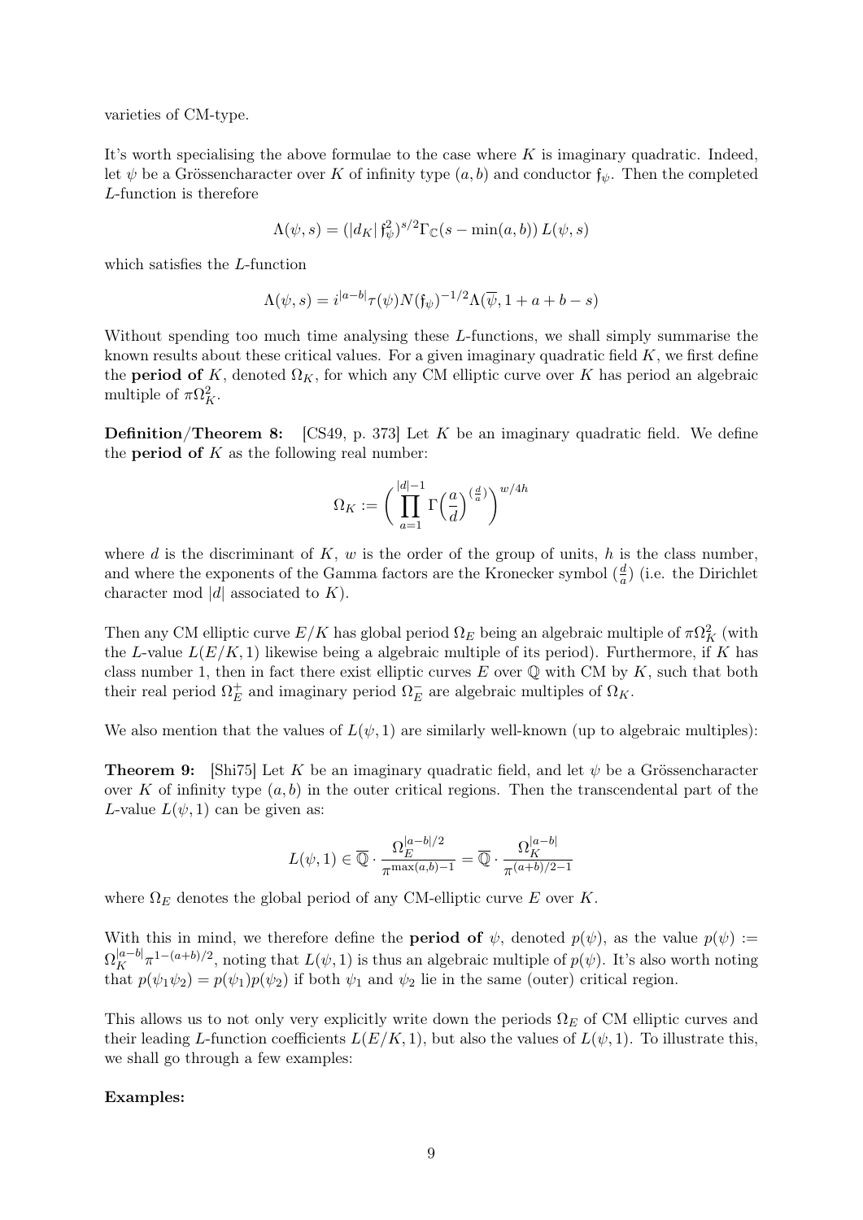varieties of CM-type.

It's worth specialising the above formulae to the case where $K$ is imaginary quadratic. Indeed, let $\psi$ be a Grössencharacter over $K$ of infinity type $(a,b)$ and conductor $\mathfrak{f}_\psi$. Then the completed $L$-function is therefore

$$\Lambda(\psi,s) = (|d_K|\,\mathfrak{f}_\psi^2)^{s/2}\Gamma_{\mathbb{C}}(s-\min(a,b))\,L(\psi,s)$$

which satisfies the $L$-function

$$\Lambda(\psi,s) = i^{|a-b|}\tau(\psi)N(\mathfrak{f}_\psi)^{-1/2}\Lambda(\overline{\psi},1+a+b-s)$$

Without spending too much time analysing these $L$-functions, we shall simply summarise the known results about these critical values. For a given imaginary quadratic field $K$, we first define the **period of** $K$, denoted $\Omega_K$, for which any CM elliptic curve over $K$ has period an algebraic multiple of $\pi\Omega_K^2$.

**Definition/Theorem 8:** [CS49, p. 373] Let $K$ be an imaginary quadratic field. We define the **period of** $K$ as the following real number:

$$\Omega_K := \left(\prod_{a=1}^{|d|-1}\Gamma\Big(\frac{a}{d}\Big)^{(\frac{d}{a})}\right)^{w/4h}$$

where $d$ is the discriminant of $K$, $w$ is the order of the group of units, $h$ is the class number, and where the exponents of the Gamma factors are the Kronecker symbol $(\frac{d}{a})$ (i.e. the Dirichlet character mod $|d|$ associated to $K$).

Then any CM elliptic curve $E/K$ has global period $\Omega_E$ being an algebraic multiple of $\pi\Omega_K^2$ (with the $L$-value $L(E/K,1)$ likewise being a algebraic multiple of its period). Furthermore, if $K$ has class number 1, then in fact there exist elliptic curves $E$ over $\mathbb{Q}$ with CM by $K$, such that both their real period $\Omega_E^+$ and imaginary period $\Omega_E^-$ are algebraic multiples of $\Omega_K$.

We also mention that the values of $L(\psi,1)$ are similarly well-known (up to algebraic multiples):

**Theorem 9:** [Shi75] Let $K$ be an imaginary quadratic field, and let $\psi$ be a Grössencharacter over $K$ of infinity type $(a,b)$ in the outer critical regions. Then the transcendental part of the $L$-value $L(\psi,1)$ can be given as:

$$L(\psi,1) \in \overline{\mathbb{Q}}\cdot\frac{\Omega_E^{|a-b|/2}}{\pi^{\max(a,b)-1}} = \overline{\mathbb{Q}}\cdot\frac{\Omega_K^{|a-b|}}{\pi^{(a+b)/2-1}}$$

where $\Omega_E$ denotes the global period of any CM-elliptic curve $E$ over $K$.

With this in mind, we therefore define the **period of** $\psi$, denoted $p(\psi)$, as the value $p(\psi) := \Omega_K^{|a-b|}\pi^{1-(a+b)/2}$, noting that $L(\psi,1)$ is thus an algebraic multiple of $p(\psi)$. It's also worth noting that $p(\psi_1\psi_2) = p(\psi_1)p(\psi_2)$ if both $\psi_1$ and $\psi_2$ lie in the same (outer) critical region.

This allows us to not only very explicitly write down the periods $\Omega_E$ of CM elliptic curves and their leading $L$-function coefficients $L(E/K,1)$, but also the values of $L(\psi,1)$. To illustrate this, we shall go through a few examples:

**Examples:**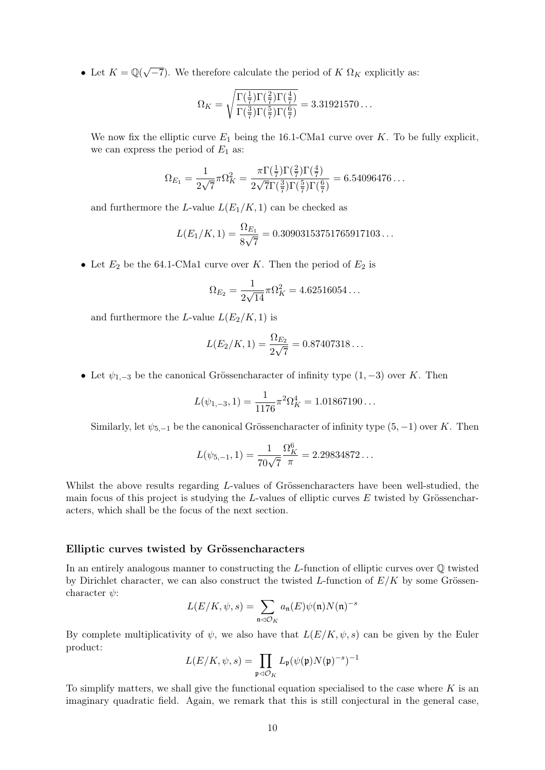- Let $K = \mathbb{Q}(\sqrt{-7})$. We therefore calculate the period of $K$ $\Omega_K$ explicitly as:

$$\Omega_K = \sqrt{\frac{\Gamma(\frac{1}{7})\Gamma(\frac{2}{7})\Gamma(\frac{4}{7})}{\Gamma(\frac{3}{7})\Gamma(\frac{5}{7})\Gamma(\frac{6}{7})}} = 3.31921570\ldots$$

  We now fix the elliptic curve $E_1$ being the 16.1-CMa1 curve over $K$. To be fully explicit, we can express the period of $E_1$ as:

$$\Omega_{E_1} = \frac{1}{2\sqrt{7}}\pi\Omega_K^2 = \frac{\pi\Gamma(\frac{1}{7})\Gamma(\frac{2}{7})\Gamma(\frac{4}{7})}{2\sqrt{7}\Gamma(\frac{3}{7})\Gamma(\frac{5}{7})\Gamma(\frac{6}{7})} = 6.54096476\ldots$$

  and furthermore the $L$-value $L(E_1/K, 1)$ can be checked as

$$L(E_1/K, 1) = \frac{\Omega_{E_1}}{8\sqrt{7}} = 0.30903153751765917103\ldots$$

- Let $E_2$ be the 64.1-CMa1 curve over $K$. Then the period of $E_2$ is

$$\Omega_{E_2} = \frac{1}{2\sqrt{14}}\pi\Omega_K^2 = 4.62516054\ldots$$

  and furthermore the $L$-value $L(E_2/K, 1)$ is

$$L(E_2/K, 1) = \frac{\Omega_{E_2}}{2\sqrt{7}} = 0.87407318\ldots$$

- Let $\psi_{1,-3}$ be the canonical Grössencharacter of infinity type $(1, -3)$ over $K$. Then

$$L(\psi_{1,-3}, 1) = \frac{1}{1176}\pi^2\Omega_K^4 = 1.01867190\ldots$$

  Similarly, let $\psi_{5,-1}$ be the canonical Grössencharacter of infinity type $(5, -1)$ over $K$. Then

$$L(\psi_{5,-1}, 1) = \frac{1}{70\sqrt{7}}\frac{\Omega_K^6}{\pi} = 2.29834872\ldots$$

Whilst the above results regarding $L$-values of Grössencharacters have been well-studied, the main focus of this project is studying the $L$-values of elliptic curves $E$ twisted by Grössencharacters, which shall be the focus of the next section.

### Elliptic curves twisted by Grössencharacters

In an entirely analogous manner to constructing the $L$-function of elliptic curves over $\mathbb{Q}$ twisted by Dirichlet character, we can also construct the twisted $L$-function of $E/K$ by some Grössencharacter $\psi$:

$$L(E/K, \psi, s) = \sum_{\mathfrak{n} \lhd \mathcal{O}_K} a_{\mathfrak{n}}(E)\psi(\mathfrak{n})N(\mathfrak{n})^{-s}$$

By complete multiplicativity of $\psi$, we also have that $L(E/K, \psi, s)$ can be given by the Euler product:

$$L(E/K, \psi, s) = \prod_{\mathfrak{p} \lhd \mathcal{O}_K} L_{\mathfrak{p}}(\psi(\mathfrak{p})N(\mathfrak{p})^{-s})^{-1}$$

To simplify matters, we shall give the functional equation specialised to the case where $K$ is an imaginary quadratic field. Again, we remark that this is still conjectural in the general case,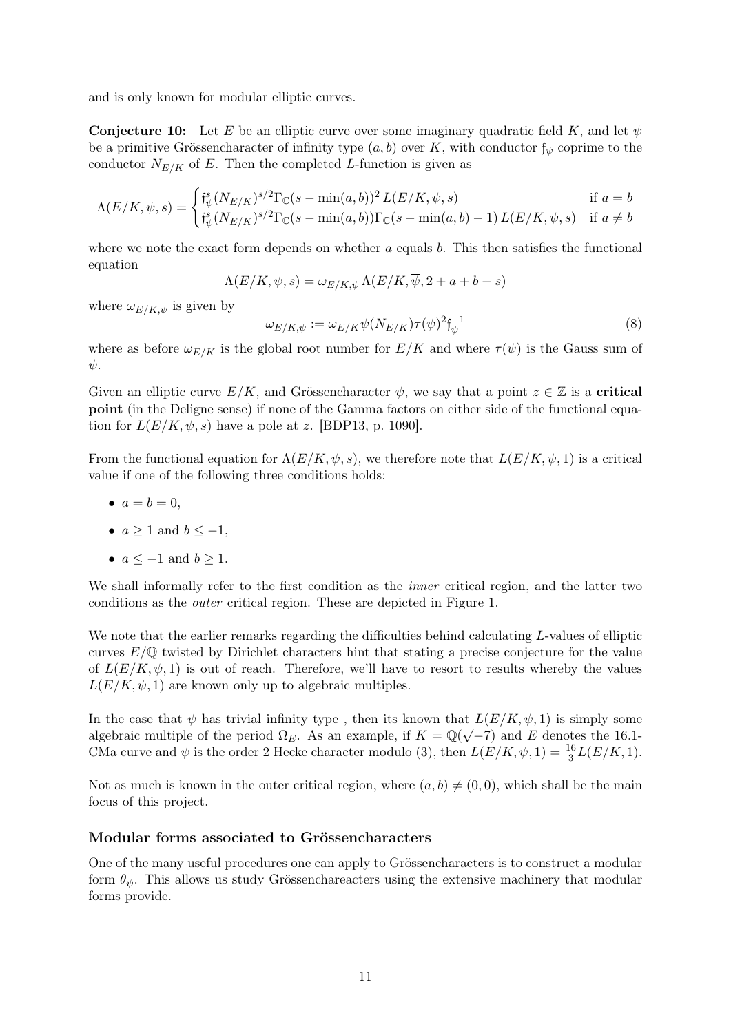and is only known for modular elliptic curves.

**Conjecture 10:** Let $E$ be an elliptic curve over some imaginary quadratic field $K$, and let $\psi$ be a primitive Grössencharacter of infinity type $(a, b)$ over $K$, with conductor $\mathfrak{f}_\psi$ coprime to the conductor $N_{E/K}$ of $E$. Then the completed $L$-function is given as

$$\Lambda(E/K, \psi, s) = \begin{cases} \mathfrak{f}_\psi^s (N_{E/K})^{s/2} \Gamma_{\mathbb{C}}(s - \min(a,b))^2 \, L(E/K, \psi, s) & \text{if } a = b \\ \mathfrak{f}_\psi^s (N_{E/K})^{s/2} \Gamma_{\mathbb{C}}(s - \min(a,b)) \Gamma_{\mathbb{C}}(s - \min(a,b) - 1) \, L(E/K, \psi, s) & \text{if } a \neq b \end{cases}$$

where we note the exact form depends on whether $a$ equals $b$. This then satisfies the functional equation

$$\Lambda(E/K, \psi, s) = \omega_{E/K,\psi} \, \Lambda(E/K, \overline{\psi}, 2 + a + b - s)$$

where $\omega_{E/K,\psi}$ is given by

$$\omega_{E/K,\psi} := \omega_{E/K} \psi(N_{E/K}) \tau(\psi)^2 \mathfrak{f}_\psi^{-1} \tag{8}$$

where as before $\omega_{E/K}$ is the global root number for $E/K$ and where $\tau(\psi)$ is the Gauss sum of $\psi$.

Given an elliptic curve $E/K$, and Grössencharacter $\psi$, we say that a point $z \in \mathbb{Z}$ is a **critical point** (in the Deligne sense) if none of the Gamma factors on either side of the functional equation for $L(E/K, \psi, s)$ have a pole at $z$. [BDP13, p. 1090].

From the functional equation for $\Lambda(E/K, \psi, s)$, we therefore note that $L(E/K, \psi, 1)$ is a critical value if one of the following three conditions holds:

- $a = b = 0$,
- $a \geq 1$ and $b \leq -1$,
- $a \leq -1$ and $b \geq 1$.

We shall informally refer to the first condition as the *inner* critical region, and the latter two conditions as the *outer* critical region. These are depicted in Figure 1.

We note that the earlier remarks regarding the difficulties behind calculating $L$-values of elliptic curves $E/\mathbb{Q}$ twisted by Dirichlet characters hint that stating a precise conjecture for the value of $L(E/K, \psi, 1)$ is out of reach. Therefore, we'll have to resort to results whereby the values $L(E/K, \psi, 1)$ are known only up to algebraic multiples.

In the case that $\psi$ has trivial infinity type , then its known that $L(E/K, \psi, 1)$ is simply some algebraic multiple of the period $\Omega_E$. As an example, if $K = \mathbb{Q}(\sqrt{-7})$ and $E$ denotes the 16.1-CMa curve and $\psi$ is the order 2 Hecke character modulo (3), then $L(E/K, \psi, 1) = \frac{16}{3} L(E/K, 1)$.

Not as much is known in the outer critical region, where $(a, b) \neq (0, 0)$, which shall be the main focus of this project.

### Modular forms associated to Grössencharacters

One of the many useful procedures one can apply to Grössencharacters is to construct a modular form $\theta_\psi$. This allows us study Grössenchareacters using the extensive machinery that modular forms provide.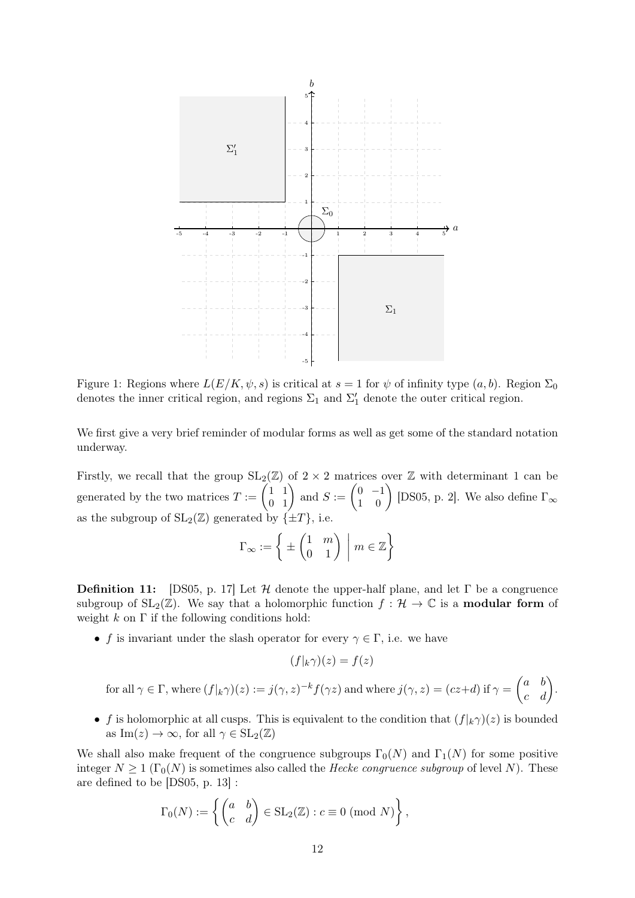Figure 1: Regions where $L(E/K, \psi, s)$ is critical at $s = 1$ for $\psi$ of infinity type $(a, b)$. Region $\Sigma_0$ denotes the inner critical region, and regions $\Sigma_1$ and $\Sigma_1'$ denote the outer critical region.

We first give a very brief reminder of modular forms as well as get some of the standard notation underway.

Firstly, we recall that the group $\mathrm{SL}_2(\mathbb{Z})$ of $2 \times 2$ matrices over $\mathbb{Z}$ with determinant 1 can be generated by the two matrices $T := \begin{pmatrix} 1 & 1 \\ 0 & 1 \end{pmatrix}$ and $S := \begin{pmatrix} 0 & -1 \\ 1 & 0 \end{pmatrix}$ [DS05, p. 2]. We also define $\Gamma_\infty$ as the subgroup of $\mathrm{SL}_2(\mathbb{Z})$ generated by $\{\pm T\}$, i.e.

$$\Gamma_\infty := \left\{ \pm \begin{pmatrix} 1 & m \\ 0 & 1 \end{pmatrix} \;\middle|\; m \in \mathbb{Z} \right\}$$

**Definition 11:** [DS05, p. 17] Let $\mathcal{H}$ denote the upper-half plane, and let $\Gamma$ be a congruence subgroup of $\mathrm{SL}_2(\mathbb{Z})$. We say that a holomorphic function $f : \mathcal{H} \to \mathbb{C}$ is a **modular form** of weight $k$ on $\Gamma$ if the following conditions hold:

- $f$ is invariant under the slash operator for every $\gamma \in \Gamma$, i.e. we have

$$(f|_k\gamma)(z) = f(z)$$

  for all $\gamma \in \Gamma$, where $(f|_k\gamma)(z) := j(\gamma, z)^{-k} f(\gamma z)$ and where $j(\gamma, z) = (cz+d)$ if $\gamma = \begin{pmatrix} a & b \\ c & d \end{pmatrix}$.

- $f$ is holomorphic at all cusps. This is equivalent to the condition that $(f|_k\gamma)(z)$ is bounded as $\mathrm{Im}(z) \to \infty$, for all $\gamma \in \mathrm{SL}_2(\mathbb{Z})$

We shall also make frequent of the congruence subgroups $\Gamma_0(N)$ and $\Gamma_1(N)$ for some positive integer $N \geq 1$ ($\Gamma_0(N)$ is sometimes also called the *Hecke congruence subgroup* of level $N$). These are defined to be [DS05, p. 13] :

$$\Gamma_0(N) := \left\{ \begin{pmatrix} a & b \\ c & d \end{pmatrix} \in \mathrm{SL}_2(\mathbb{Z}) : c \equiv 0 \pmod{N} \right\},$$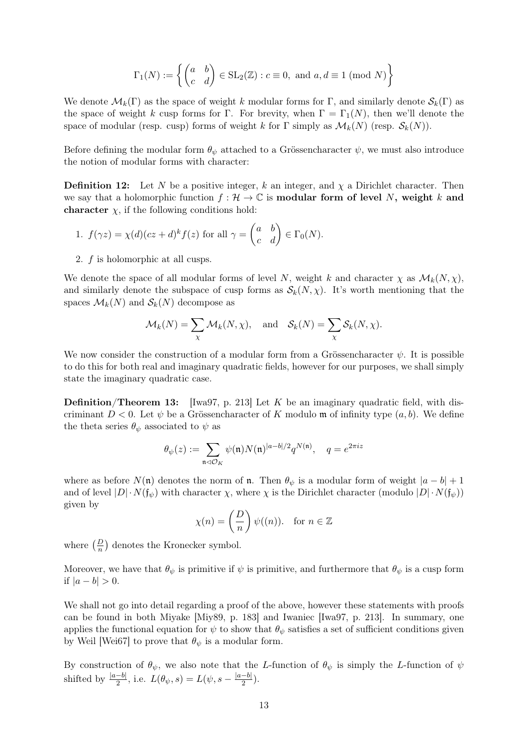$$\Gamma_1(N) := \left\{ \begin{pmatrix} a & b \\ c & d \end{pmatrix} \in \mathrm{SL}_2(\mathbb{Z}) : c \equiv 0, \text{ and } a, d \equiv 1 \pmod{N} \right\}$$

We denote $\mathcal{M}_k(\Gamma)$ as the space of weight $k$ modular forms for $\Gamma$, and similarly denote $\mathcal{S}_k(\Gamma)$ as the space of weight $k$ cusp forms for $\Gamma$. For brevity, when $\Gamma = \Gamma_1(N)$, then we'll denote the space of modular (resp. cusp) forms of weight $k$ for $\Gamma$ simply as $\mathcal{M}_k(N)$ (resp. $\mathcal{S}_k(N)$).

Before defining the modular form $\theta_\psi$ attached to a Grössencharacter $\psi$, we must also introduce the notion of modular forms with character:

**Definition 12:** Let $N$ be a positive integer, $k$ an integer, and $\chi$ a Dirichlet character. Then we say that a holomorphic function $f : \mathcal{H} \to \mathbb{C}$ is **modular form of level $N$, weight $k$ and character $\chi$**, if the following conditions hold:

1. $f(\gamma z) = \chi(d)(cz + d)^k f(z)$ for all $\gamma = \begin{pmatrix} a & b \\ c & d \end{pmatrix} \in \Gamma_0(N)$.
2. $f$ is holomorphic at all cusps.

We denote the space of all modular forms of level $N$, weight $k$ and character $\chi$ as $\mathcal{M}_k(N, \chi)$, and similarly denote the subspace of cusp forms as $\mathcal{S}_k(N, \chi)$. It's worth mentioning that the spaces $\mathcal{M}_k(N)$ and $\mathcal{S}_k(N)$ decompose as

$$\mathcal{M}_k(N) = \sum_\chi \mathcal{M}_k(N, \chi), \quad \text{and} \quad \mathcal{S}_k(N) = \sum_\chi \mathcal{S}_k(N, \chi).$$

We now consider the construction of a modular form from a Grössencharacter $\psi$. It is possible to do this for both real and imaginary quadratic fields, however for our purposes, we shall simply state the imaginary quadratic case.

**Definition/Theorem 13:** [Iwa97, p. 213] Let $K$ be an imaginary quadratic field, with discriminant $D < 0$. Let $\psi$ be a Grössencharacter of $K$ modulo $\mathfrak{m}$ of infinity type $(a, b)$. We define the theta series $\theta_\psi$ associated to $\psi$ as

$$\theta_\psi(z) := \sum_{\mathfrak{n} \triangleleft \mathcal{O}_K} \psi(\mathfrak{n}) N(\mathfrak{n})^{|a-b|/2} q^{N(\mathfrak{n})}, \quad q = e^{2\pi i z}$$

where as before $N(\mathfrak{n})$ denotes the norm of $\mathfrak{n}$. Then $\theta_\psi$ is a modular form of weight $|a - b| + 1$ and of level $|D| \cdot N(\mathfrak{f}_\psi)$ with character $\chi$, where $\chi$ is the Dirichlet character (modulo $|D| \cdot N(\mathfrak{f}_\psi)$) given by

$$\chi(n) = \left(\frac{D}{n}\right) \psi((n)). \quad \text{for } n \in \mathbb{Z}$$

where $\left(\frac{D}{n}\right)$ denotes the Kronecker symbol.

Moreover, we have that $\theta_\psi$ is primitive if $\psi$ is primitive, and furthermore that $\theta_\psi$ is a cusp form if $|a - b| > 0$.

We shall not go into detail regarding a proof of the above, however these statements with proofs can be found in both Miyake [Miy89, p. 183] and Iwaniec [Iwa97, p. 213]. In summary, one applies the functional equation for $\psi$ to show that $\theta_\psi$ satisfies a set of sufficient conditions given by Weil [Wei67] to prove that $\theta_\psi$ is a modular form.

By construction of $\theta_\psi$, we also note that the $L$-function of $\theta_\psi$ is simply the $L$-function of $\psi$ shifted by $\frac{|a-b|}{2}$, i.e. $L(\theta_\psi, s) = L(\psi, s - \frac{|a-b|}{2})$.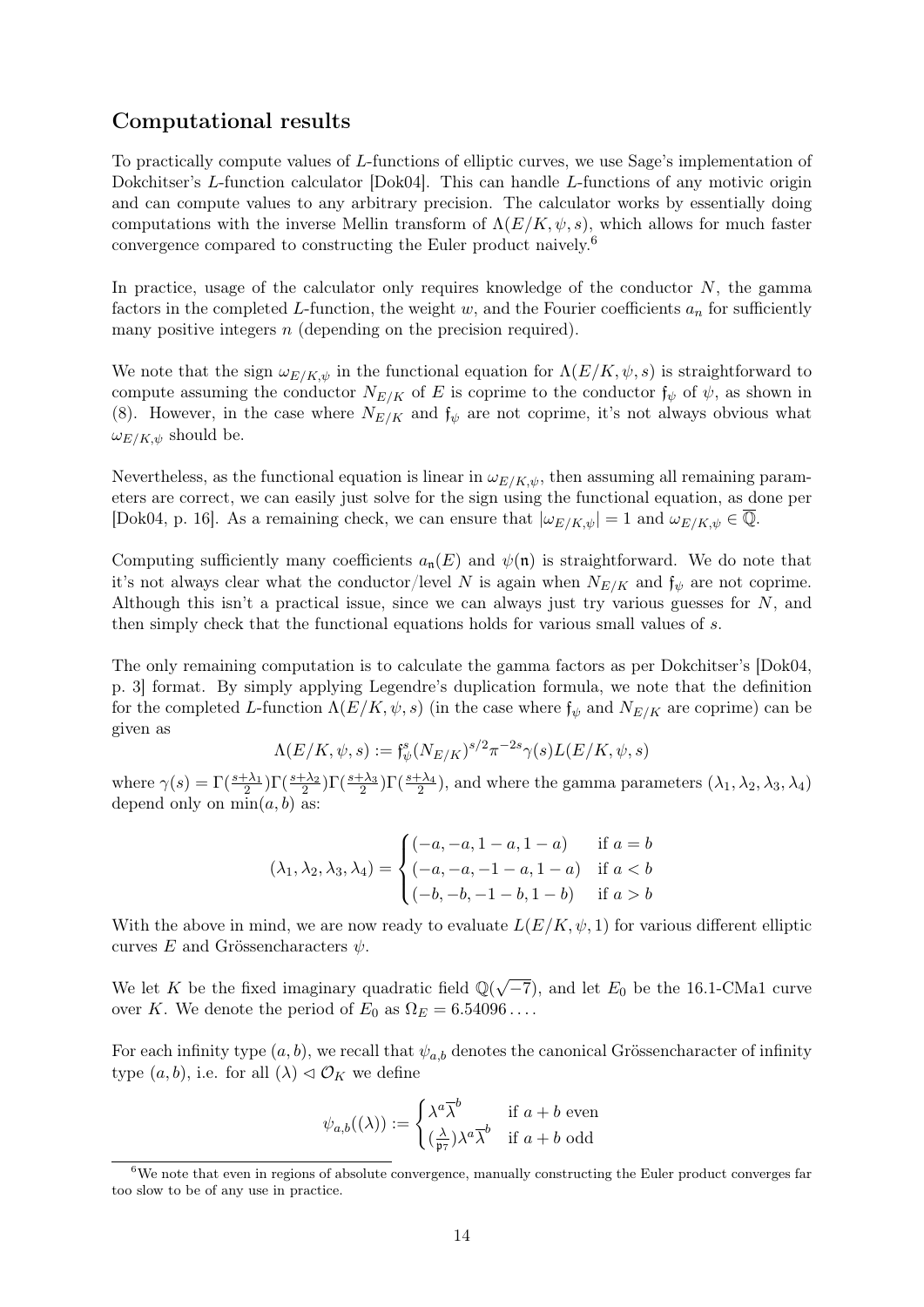## Computational results

To practically compute values of $L$-functions of elliptic curves, we use Sage's implementation of Dokchitser's $L$-function calculator [Dok04]. This can handle $L$-functions of any motivic origin and can compute values to any arbitrary precision. The calculator works by essentially doing computations with the inverse Mellin transform of $\Lambda(E/K, \psi, s)$, which allows for much faster convergence compared to constructing the Euler product naively.[6]

In practice, usage of the calculator only requires knowledge of the conductor $N$, the gamma factors in the completed $L$-function, the weight $w$, and the Fourier coefficients $a_n$ for sufficiently many positive integers $n$ (depending on the precision required).

We note that the sign $\omega_{E/K,\psi}$ in the functional equation for $\Lambda(E/K, \psi, s)$ is straightforward to compute assuming the conductor $N_{E/K}$ of $E$ is coprime to the conductor $\mathfrak{f}_\psi$ of $\psi$, as shown in (8). However, in the case where $N_{E/K}$ and $\mathfrak{f}_\psi$ are not coprime, it's not always obvious what $\omega_{E/K,\psi}$ should be.

Nevertheless, as the functional equation is linear in $\omega_{E/K,\psi}$, then assuming all remaining parameters are correct, we can easily just solve for the sign using the functional equation, as done per [Dok04, p. 16]. As a remaining check, we can ensure that $|\omega_{E/K,\psi}| = 1$ and $\omega_{E/K,\psi} \in \overline{\mathbb{Q}}$.

Computing sufficiently many coefficients $a_\mathfrak{n}(E)$ and $\psi(\mathfrak{n})$ is straightforward. We do note that it's not always clear what the conductor/level $N$ is again when $N_{E/K}$ and $\mathfrak{f}_\psi$ are not coprime. Although this isn't a practical issue, since we can always just try various guesses for $N$, and then simply check that the functional equations holds for various small values of $s$.

The only remaining computation is to calculate the gamma factors as per Dokchitser's [Dok04, p. 3] format. By simply applying Legendre's duplication formula, we note that the definition for the completed $L$-function $\Lambda(E/K, \psi, s)$ (in the case where $\mathfrak{f}_\psi$ and $N_{E/K}$ are coprime) can be given as

$$\Lambda(E/K, \psi, s) := \mathfrak{f}_\psi^s (N_{E/K})^{s/2} \pi^{-2s} \gamma(s) L(E/K, \psi, s)$$

where $\gamma(s) = \Gamma(\frac{s+\lambda_1}{2})\Gamma(\frac{s+\lambda_2}{2})\Gamma(\frac{s+\lambda_3}{2})\Gamma(\frac{s+\lambda_4}{2})$, and where the gamma parameters $(\lambda_1, \lambda_2, \lambda_3, \lambda_4)$ depend only on $\min(a, b)$ as:

$$(\lambda_1, \lambda_2, \lambda_3, \lambda_4) = \begin{cases} (-a, -a, 1-a, 1-a) & \text{if } a = b \\ (-a, -a, -1-a, 1-a) & \text{if } a < b \\ (-b, -b, -1-b, 1-b) & \text{if } a > b \end{cases}$$

With the above in mind, we are now ready to evaluate $L(E/K, \psi, 1)$ for various different elliptic curves $E$ and Grössencharacters $\psi$.

We let $K$ be the fixed imaginary quadratic field $\mathbb{Q}(\sqrt{-7})$, and let $E_0$ be the 16.1-CMa1 curve over $K$. We denote the period of $E_0$ as $\Omega_E = 6.54096\ldots$.

For each infinity type $(a, b)$, we recall that $\psi_{a,b}$ denotes the canonical Grössencharacter of infinity type $(a, b)$, i.e. for all $(\lambda) \lhd \mathcal{O}_K$ we define

$$\psi_{a,b}((\lambda)) := \begin{cases} \lambda^a \overline{\lambda}^b & \text{if } a + b \text{ even} \\ (\frac{\lambda}{\mathfrak{p}_7}) \lambda^a \overline{\lambda}^b & \text{if } a + b \text{ odd} \end{cases}$$

[6] We note that even in regions of absolute convergence, manually constructing the Euler product converges far too slow to be of any use in practice.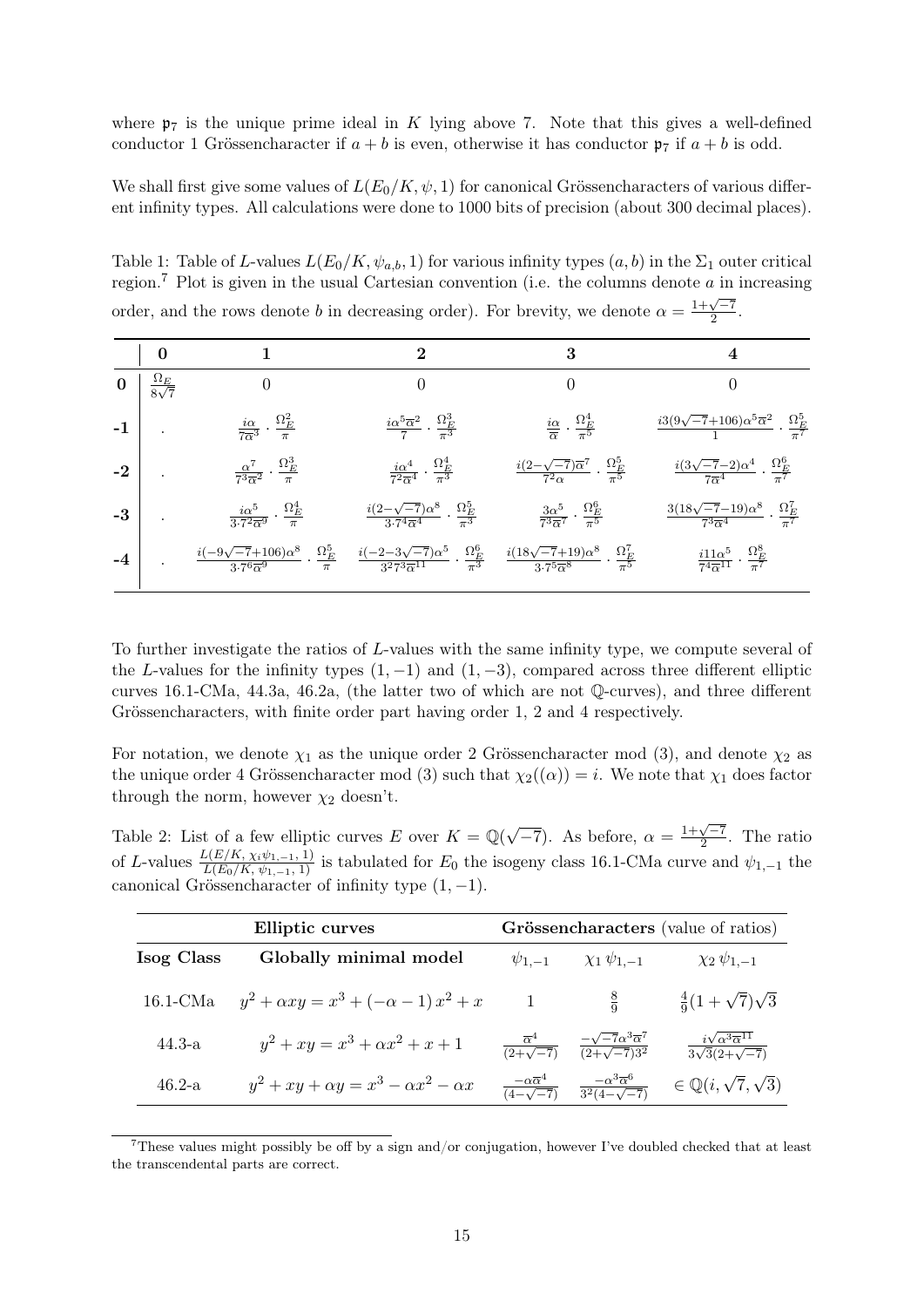where $\mathfrak{p}_7$ is the unique prime ideal in $K$ lying above 7. Note that this gives a well-defined conductor 1 Grössencharacter if $a+b$ is even, otherwise it has conductor $\mathfrak{p}_7$ if $a+b$ is odd.

We shall first give some values of $L(E_0/K, \psi, 1)$ for canonical Grössencharacters of various different infinity types. All calculations were done to 1000 bits of precision (about 300 decimal places).

Table 1: Table of $L$-values $L(E_0/K, \psi_{a,b}, 1)$ for various infinity types $(a,b)$ in the $\Sigma_1$ outer critical region.[7] Plot is given in the usual Cartesian convention (i.e. the columns denote $a$ in increasing order, and the rows denote $b$ in decreasing order). For brevity, we denote $\alpha = \frac{1+\sqrt{-7}}{2}$.

| | **0** | **1** | **2** | **3** | **4** |
|---|---|---|---|---|---|
| **0** | $\frac{\Omega_E}{8\sqrt{7}}$ | $0$ | $0$ | $0$ | $0$ |
| **-1** | . | $\frac{i\alpha}{7\overline{\alpha}^3} \cdot \frac{\Omega_E^2}{\pi}$ | $\frac{i\alpha^5\overline{\alpha}^2}{7} \cdot \frac{\Omega_E^3}{\pi^3}$ | $\frac{i\alpha}{\overline{\alpha}} \cdot \frac{\Omega_E^4}{\pi^5}$ | $\frac{i3(9\sqrt{-7}+106)\alpha^5\overline{\alpha}^2}{1} \cdot \frac{\Omega_E^5}{\pi^7}$ |
| **-2** | . | $\frac{\alpha^7}{7^3\overline{\alpha}^2} \cdot \frac{\Omega_E^3}{\pi}$ | $\frac{i\alpha^4}{7^2\overline{\alpha}^4} \cdot \frac{\Omega_E^4}{\pi^3}$ | $\frac{i(2-\sqrt{-7})\overline{\alpha}^7}{7^2\alpha} \cdot \frac{\Omega_E^5}{\pi^5}$ | $\frac{i(3\sqrt{-7}-2)\alpha^4}{7\overline{\alpha}^4} \cdot \frac{\Omega_E^6}{\pi^7}$ |
| **-3** | . | $\frac{i\alpha^5}{3\cdot 7^2\overline{\alpha}^9} \cdot \frac{\Omega_E^4}{\pi}$ | $\frac{i(2-\sqrt{-7})\alpha^8}{3\cdot 7^4\overline{\alpha}^4} \cdot \frac{\Omega_E^5}{\pi^3}$ | $\frac{3\alpha^5}{7^3\overline{\alpha}^7} \cdot \frac{\Omega_E^6}{\pi^5}$ | $\frac{3(18\sqrt{-7}-19)\alpha^8}{7^3\overline{\alpha}^4} \cdot \frac{\Omega_E^7}{\pi^7}$ |
| **-4** | . | $\frac{i(-9\sqrt{-7}+106)\alpha^8}{3\cdot 7^6\overline{\alpha}^9} \cdot \frac{\Omega_E^5}{\pi}$ | $\frac{i(-2-3\sqrt{-7})\alpha^5}{3^2 7^3\overline{\alpha}^{11}} \cdot \frac{\Omega_E^6}{\pi^3}$ | $\frac{i(18\sqrt{-7}+19)\alpha^8}{3\cdot 7^5\overline{\alpha}^8} \cdot \frac{\Omega_E^7}{\pi^5}$ | $\frac{i11\alpha^5}{7^4\overline{\alpha}^{11}} \cdot \frac{\Omega_E^8}{\pi^7}$ |

To further investigate the ratios of $L$-values with the same infinity type, we compute several of the $L$-values for the infinity types $(1,-1)$ and $(1,-3)$, compared across three different elliptic curves 16.1-CMa, 44.3a, 46.2a, (the latter two of which are not $\mathbb{Q}$-curves), and three different Grössencharacters, with finite order part having order 1, 2 and 4 respectively.

For notation, we denote $\chi_1$ as the unique order 2 Grössencharacter mod (3), and denote $\chi_2$ as the unique order 4 Grössencharacter mod (3) such that $\chi_2((\alpha)) = i$. We note that $\chi_1$ does factor through the norm, however $\chi_2$ doesn't.

Table 2: List of a few elliptic curves $E$ over $K = \mathbb{Q}(\sqrt{-7})$. As before, $\alpha = \frac{1+\sqrt{-7}}{2}$. The ratio of $L$-values $\frac{L(E/K,\, \chi_i\psi_{1,-1},\, 1)}{L(E_0/K,\, \psi_{1,-1},\, 1)}$ is tabulated for $E_0$ the isogeny class 16.1-CMa curve and $\psi_{1,-1}$ the canonical Grössencharacter of infinity type $(1,-1)$.

| **Elliptic curves** | | **Grössencharacters** (value of ratios) | | |
|---|---|---|---|---|
| **Isog Class** | **Globally minimal model** | $\psi_{1,-1}$ | $\chi_1\,\psi_{1,-1}$ | $\chi_2\,\psi_{1,-1}$ |
| 16.1-CMa | $y^2 + \alpha xy = x^3 + (-\alpha - 1)\,x^2 + x$ | $1$ | $\frac{8}{9}$ | $\frac{4}{9}(1+\sqrt{7})\sqrt{3}$ |
| 44.3-a | $y^2 + xy = x^3 + \alpha x^2 + x + 1$ | $\frac{\overline{\alpha}^4}{(2+\sqrt{-7})}$ | $\frac{-\sqrt{-7}\alpha^3\overline{\alpha}^7}{(2+\sqrt{-7})3^2}$ | $\frac{i\sqrt{\alpha^3\overline{\alpha}^{11}}}{3\sqrt{3}(2+\sqrt{-7})}$ |
| 46.2-a | $y^2 + xy + \alpha y = x^3 - \alpha x^2 - \alpha x$ | $\frac{-\alpha\overline{\alpha}^4}{(4-\sqrt{-7})}$ | $\frac{-\alpha^3\overline{\alpha}^6}{3^2(4-\sqrt{-7})}$ | $\in \mathbb{Q}(i, \sqrt{7}, \sqrt{3})$ |

[7] These values might possibly be off by a sign and/or conjugation, however I've doubled checked that at least the transcendental parts are correct.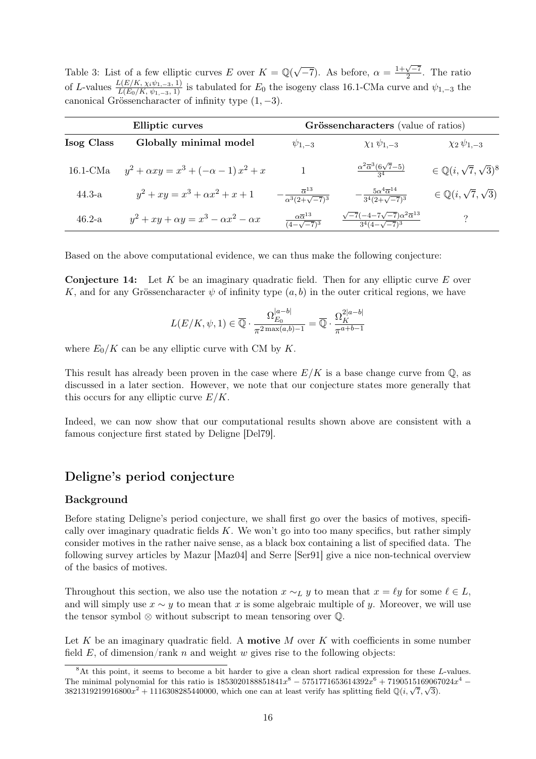Table 3: List of a few elliptic curves $E$ over $K = \mathbb{Q}(\sqrt{-7})$. As before, $\alpha = \frac{1+\sqrt{-7}}{2}$. The ratio of $L$-values $\frac{L(E/K,\, \chi_i\psi_{1,-3},\, 1)}{L(E_0/K,\, \psi_{1,-3},\, 1)}$ is tabulated for $E_0$ the isogeny class 16.1-CMa curve and $\psi_{1,-3}$ the canonical Grössencharacter of infinity type $(1, -3)$.

| **Elliptic curves** | | **Grössencharacters** (value of ratios) | | |
|---|---|---|---|---|
| **Isog Class** | **Globally minimal model** | $\psi_{1,-3}$ | $\chi_1\, \psi_{1,-3}$ | $\chi_2\, \psi_{1,-3}$ |
| 16.1-CMa | $y^2 + \alpha xy = x^3 + (-\alpha - 1)\, x^2 + x$ | $1$ | $\frac{\alpha^2\overline{\alpha}^3(6\sqrt{7}-5)}{3^4}$ | $\in \mathbb{Q}(i, \sqrt{7}, \sqrt{3})$[8] |
| 44.3-a | $y^2 + xy = x^3 + \alpha x^2 + x + 1$ | $-\frac{\overline{\alpha}^{13}}{\alpha^3(2+\sqrt{-7})^3}$ | $-\frac{5\alpha^4\overline{\alpha}^{14}}{3^4(2+\sqrt{-7})^3}$ | $\in \mathbb{Q}(i, \sqrt{7}, \sqrt{3})$ |
| 46.2-a | $y^2 + xy + \alpha y = x^3 - \alpha x^2 - \alpha x$ | $\frac{\alpha\overline{\alpha}^{13}}{(4-\sqrt{-7})^3}$ | $\frac{\sqrt{-7}(-4-7\sqrt{-7})\alpha^2\overline{\alpha}^{13}}{3^4(4-\sqrt{-7})^3}$ | ? |

Based on the above computational evidence, we can thus make the following conjecture:

**Conjecture 14:** Let $K$ be an imaginary quadratic field. Then for any elliptic curve $E$ over $K$, and for any Grössencharacter $\psi$ of infinity type $(a, b)$ in the outer critical regions, we have

$$L(E/K, \psi, 1) \in \overline{\mathbb{Q}} \cdot \frac{\Omega_{E_0}^{|a-b|}}{\pi^{2\max(a,b)-1}} = \overline{\mathbb{Q}} \cdot \frac{\Omega_K^{2|a-b|}}{\pi^{a+b-1}}$$

where $E_0/K$ can be any elliptic curve with CM by $K$.

This result has already been proven in the case where $E/K$ is a base change curve from $\mathbb{Q}$, as discussed in a later section. However, we note that our conjecture states more generally that this occurs for any elliptic curve $E/K$.

Indeed, we can now show that our computational results shown above are consistent with a famous conjecture first stated by Deligne [Del79].

## Deligne's period conjecture

### Background

Before stating Deligne's period conjecture, we shall first go over the basics of motives, specifically over imaginary quadratic fields $K$. We won't go into too many specifics, but rather simply consider motives in the rather naive sense, as a black box containing a list of specified data. The following survey articles by Mazur [Maz04] and Serre [Ser91] give a nice non-technical overview of the basics of motives.

Throughout this section, we also use the notation $x \sim_L y$ to mean that $x = \ell y$ for some $\ell \in L$, and will simply use $x \sim y$ to mean that $x$ is some algebraic multiple of $y$. Moreover, we will use the tensor symbol $\otimes$ without subscript to mean tensoring over $\mathbb{Q}$.

Let $K$ be an imaginary quadratic field. A **motive** $M$ over $K$ with coefficients in some number field $E$, of dimension/rank $n$ and weight $w$ gives rise to the following objects:

[8] At this point, it seems to become a bit harder to give a clean short radical expression for these $L$-values. The minimal polynomial for this ratio is $1853020188851841x^8 - 5751771653614392x^6 + 7190515169067024x^4 - 3821319219916800x^2 + 1116308285440000$, which one can at least verify has splitting field $\mathbb{Q}(i, \sqrt{7}, \sqrt{3})$.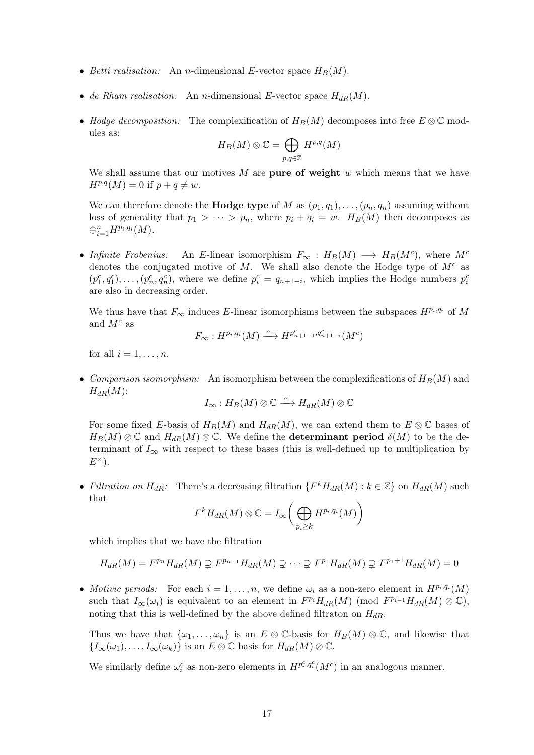- *Betti realisation:* An $n$-dimensional $E$-vector space $H_B(M)$.

- *de Rham realisation:* An $n$-dimensional $E$-vector space $H_{dR}(M)$.

- *Hodge decomposition:* The complexification of $H_B(M)$ decomposes into free $E \otimes \mathbb{C}$ modules as:
$$H_B(M) \otimes \mathbb{C} = \bigoplus_{p,q \in \mathbb{Z}} H^{p,q}(M)$$
We shall assume that our motives $M$ are **pure of weight** $w$ which means that we have $H^{p,q}(M) = 0$ if $p + q \neq w$.

  We can therefore denote the **Hodge type** of $M$ as $(p_1, q_1), \ldots, (p_n, q_n)$ assuming without loss of generality that $p_1 > \cdots > p_n$, where $p_i + q_i = w$. $H_B(M)$ then decomposes as $\oplus_{i=1}^n H^{p_i,q_i}(M)$.

- *Infinite Frobenius:* An $E$-linear isomorphism $F_\infty : H_B(M) \longrightarrow H_B(M^c)$, where $M^c$ denotes the conjugated motive of $M$. We shall also denote the Hodge type of $M^c$ as $(p_1^c, q_1^c), \ldots, (p_n^c, q_n^c)$, where we define $p_i^c = q_{n+1-i}$, which implies the Hodge numbers $p_i^c$ are also in decreasing order.

  We thus have that $F_\infty$ induces $E$-linear isomorphisms between the subspaces $H^{p_i,q_i}$ of $M$ and $M^c$ as
$$F_\infty : H^{p_i,q_i}(M) \xrightarrow{\sim} H^{p_{n+1-1}^c, q_{n+1-i}^c}(M^c)$$
for all $i = 1, \ldots, n$.

- *Comparison isomorphism:* An isomorphism between the complexifications of $H_B(M)$ and $H_{dR}(M)$:
$$I_\infty : H_B(M) \otimes \mathbb{C} \xrightarrow{\sim} H_{dR}(M) \otimes \mathbb{C}$$
For some fixed $E$-basis of $H_B(M)$ and $H_{dR}(M)$, we can extend them to $E \otimes \mathbb{C}$ bases of $H_B(M) \otimes \mathbb{C}$ and $H_{dR}(M) \otimes \mathbb{C}$. We define the **determinant period** $\delta(M)$ to be the determinant of $I_\infty$ with respect to these bases (this is well-defined up to multiplication by $E^\times$).

- *Filtration on $H_{dR}$:* There's a decreasing filtration $\{F^k H_{dR}(M) : k \in \mathbb{Z}\}$ on $H_{dR}(M)$ such that
$$F^k H_{dR}(M) \otimes \mathbb{C} = I_\infty \bigg( \bigoplus_{p_i \geq k} H^{p_i,q_i}(M) \bigg)$$
which implies that we have the filtration
$$H_{dR}(M) = F^{p_n} H_{dR}(M) \supsetneq F^{p_{n-1}} H_{dR}(M) \supsetneq \cdots \supsetneq F^{p_1} H_{dR}(M) \supsetneq F^{p_1+1} H_{dR}(M) = 0$$

- *Motivic periods:* For each $i = 1, \ldots, n$, we define $\omega_i$ as a non-zero element in $H^{p_i,q_i}(M)$ such that $I_\infty(\omega_i)$ is equivalent to an element in $F^{p_i} H_{dR}(M)$ (mod $F^{p_{i-1}} H_{dR}(M) \otimes \mathbb{C}$), noting that this is well-defined by the above defined filtraton on $H_{dR}$.

  Thus we have that $\{\omega_1, \ldots, \omega_n\}$ is an $E \otimes \mathbb{C}$-basis for $H_B(M) \otimes \mathbb{C}$, and likewise that $\{I_\infty(\omega_1), \ldots, I_\infty(\omega_k)\}$ is an $E \otimes \mathbb{C}$ basis for $H_{dR}(M) \otimes \mathbb{C}$.

  We similarly define $\omega_i^c$ as non-zero elements in $H^{p_i^c,q_i^c}(M^c)$ in an analogous manner.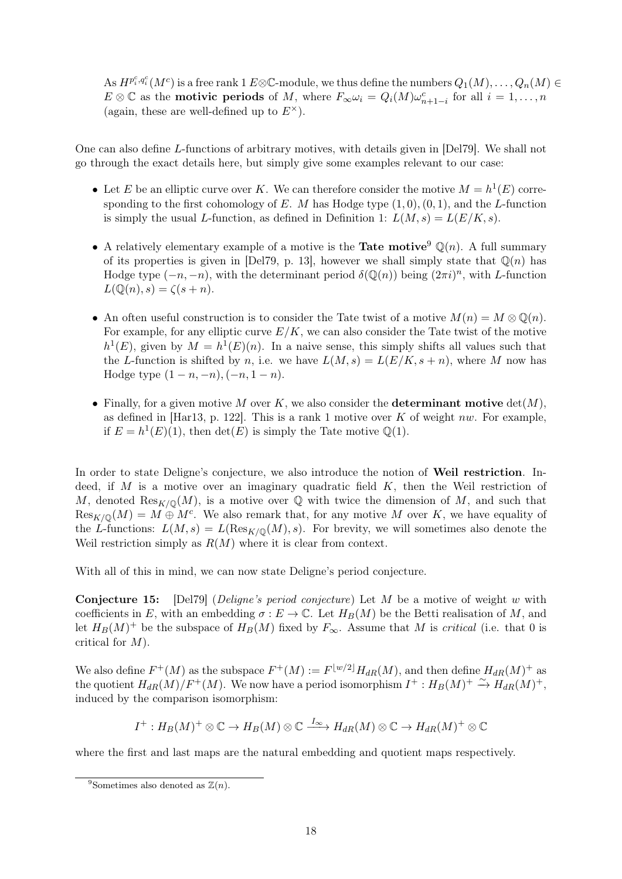As $H^{p_i^c, q_i^c}(M^c)$ is a free rank 1 $E\otimes\mathbb{C}$-module, we thus define the numbers $Q_1(M), \ldots, Q_n(M) \in E \otimes \mathbb{C}$ as the **motivic periods** of $M$, where $F_\infty \omega_i = Q_i(M)\omega_{n+1-i}^c$ for all $i = 1, \ldots, n$ (again, these are well-defined up to $E^\times$).

One can also define $L$-functions of arbitrary motives, with details given in [Del79]. We shall not go through the exact details here, but simply give some examples relevant to our case:

- Let $E$ be an elliptic curve over $K$. We can therefore consider the motive $M = h^1(E)$ corresponding to the first cohomology of $E$. $M$ has Hodge type $(1, 0), (0, 1)$, and the $L$-function is simply the usual $L$-function, as defined in Definition 1: $L(M, s) = L(E/K, s)$.
- A relatively elementary example of a motive is the **Tate motive**[9] $\mathbb{Q}(n)$. A full summary of its properties is given in [Del79, p. 13], however we shall simply state that $\mathbb{Q}(n)$ has Hodge type $(-n, -n)$, with the determinant period $\delta(\mathbb{Q}(n))$ being $(2\pi i)^n$, with $L$-function $L(\mathbb{Q}(n), s) = \zeta(s + n)$.
- An often useful construction is to consider the Tate twist of a motive $M(n) = M \otimes \mathbb{Q}(n)$. For example, for any elliptic curve $E/K$, we can also consider the Tate twist of the motive $h^1(E)$, given by $M = h^1(E)(n)$. In a naive sense, this simply shifts all values such that the $L$-function is shifted by $n$, i.e. we have $L(M, s) = L(E/K, s + n)$, where $M$ now has Hodge type $(1 - n, -n), (-n, 1 - n)$.
- Finally, for a given motive $M$ over $K$, we also consider the **determinant motive** $\det(M)$, as defined in [Har13, p. 122]. This is a rank 1 motive over $K$ of weight $nw$. For example, if $E = h^1(E)(1)$, then $\det(E)$ is simply the Tate motive $\mathbb{Q}(1)$.

In order to state Deligne's conjecture, we also introduce the notion of **Weil restriction**. Indeed, if $M$ is a motive over an imaginary quadratic field $K$, then the Weil restriction of $M$, denoted $\mathrm{Res}_{K/\mathbb{Q}}(M)$, is a motive over $\mathbb{Q}$ with twice the dimension of $M$, and such that $\mathrm{Res}_{K/\mathbb{Q}}(M) = M \oplus M^c$. We also remark that, for any motive $M$ over $K$, we have equality of the $L$-functions: $L(M, s) = L(\mathrm{Res}_{K/\mathbb{Q}}(M), s)$. For brevity, we will sometimes also denote the Weil restriction simply as $R(M)$ where it is clear from context.

With all of this in mind, we can now state Deligne's period conjecture.

**Conjecture 15:** [Del79] (*Deligne's period conjecture*) Let $M$ be a motive of weight $w$ with coefficients in $E$, with an embedding $\sigma : E \to \mathbb{C}$. Let $H_B(M)$ be the Betti realisation of $M$, and let $H_B(M)^+$ be the subspace of $H_B(M)$ fixed by $F_\infty$. Assume that $M$ is *critical* (i.e. that 0 is critical for $M$).

We also define $F^+(M)$ as the subspace $F^+(M) := F^{\lfloor w/2 \rfloor} H_{dR}(M)$, and then define $H_{dR}(M)^+$ as the quotient $H_{dR}(M)/F^+(M)$. We now have a period isomorphism $I^+ : H_B(M)^+ \xrightarrow{\sim} H_{dR}(M)^+$, induced by the comparison isomorphism:

$$I^+ : H_B(M)^+ \otimes \mathbb{C} \to H_B(M) \otimes \mathbb{C} \xrightarrow{I_\infty} H_{dR}(M) \otimes \mathbb{C} \to H_{dR}(M)^+ \otimes \mathbb{C}$$

where the first and last maps are the natural embedding and quotient maps respectively.

[9] Sometimes also denoted as $\mathbb{Z}(n)$.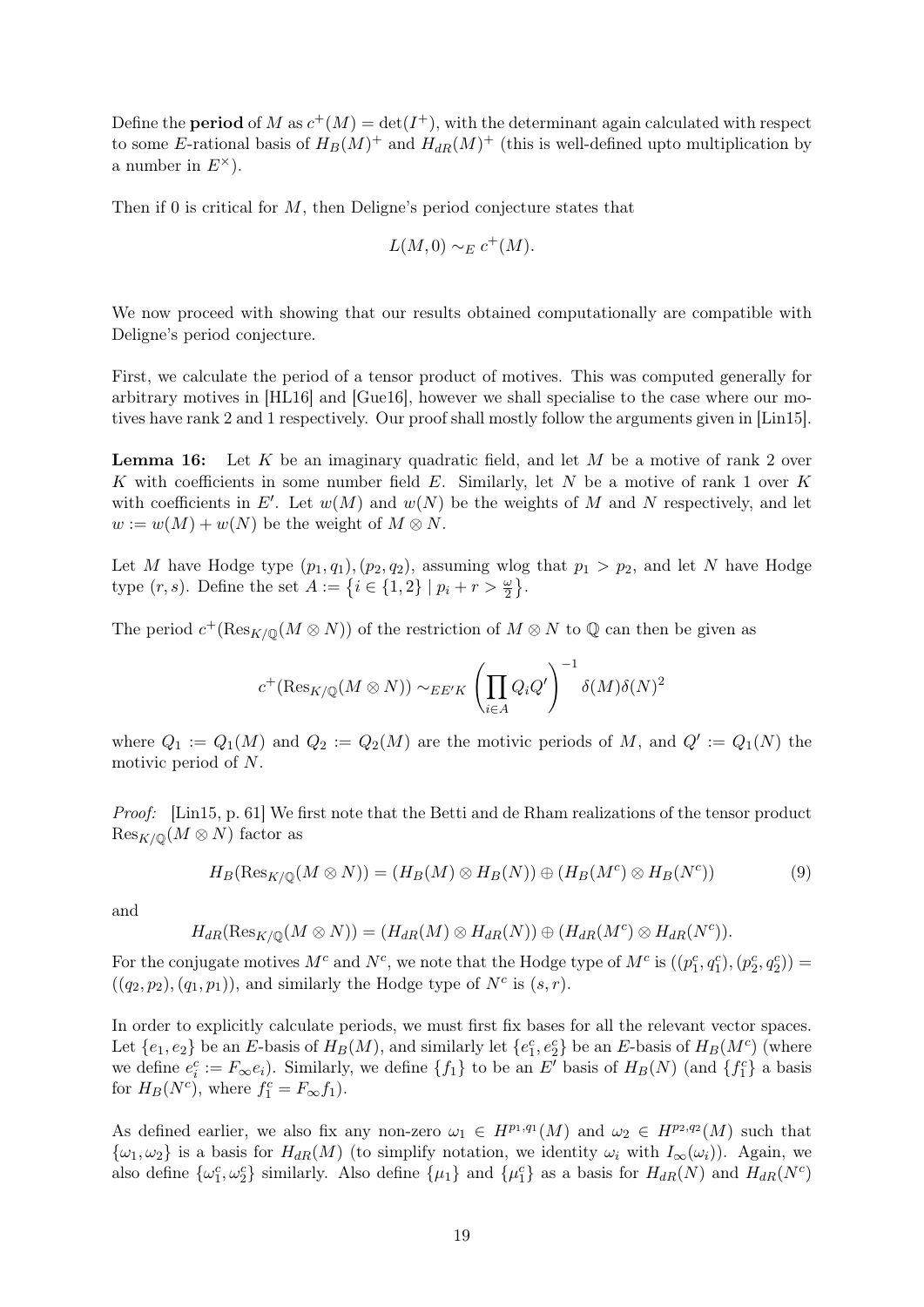Define the **period** of $M$ as $c^+(M) = \det(I^+)$, with the determinant again calculated with respect to some $E$-rational basis of $H_B(M)^+$ and $H_{dR}(M)^+$ (this is well-defined upto multiplication by a number in $E^\times$).

Then if 0 is critical for $M$, then Deligne's period conjecture states that

$$L(M, 0) \sim_E c^+(M).$$

We now proceed with showing that our results obtained computationally are compatible with Deligne's period conjecture.

First, we calculate the period of a tensor product of motives. This was computed generally for arbitrary motives in [HL16] and [Gue16], however we shall specialise to the case where our motives have rank 2 and 1 respectively. Our proof shall mostly follow the arguments given in [Lin15].

**Lemma 16:** Let $K$ be an imaginary quadratic field, and let $M$ be a motive of rank 2 over $K$ with coefficients in some number field $E$. Similarly, let $N$ be a motive of rank 1 over $K$ with coefficients in $E'$. Let $w(M)$ and $w(N)$ be the weights of $M$ and $N$ respectively, and let $w := w(M) + w(N)$ be the weight of $M \otimes N$.

Let $M$ have Hodge type $(p_1, q_1), (p_2, q_2)$, assuming wlog that $p_1 > p_2$, and let $N$ have Hodge type $(r, s)$. Define the set $A := \left\{ i \in \{1, 2\} \mid p_i + r > \frac{\omega}{2} \right\}$.

The period $c^+(\mathrm{Res}_{K/\mathbb{Q}}(M \otimes N))$ of the restriction of $M \otimes N$ to $\mathbb{Q}$ can then be given as

$$c^+(\mathrm{Res}_{K/\mathbb{Q}}(M \otimes N)) \sim_{EE'K} \left( \prod_{i \in A} Q_i Q' \right)^{-1} \delta(M)\delta(N)^2$$

where $Q_1 := Q_1(M)$ and $Q_2 := Q_2(M)$ are the motivic periods of $M$, and $Q' := Q_1(N)$ the motivic period of $N$.

*Proof:* [Lin15, p. 61] We first note that the Betti and de Rham realizations of the tensor product $\mathrm{Res}_{K/\mathbb{Q}}(M \otimes N)$ factor as

$$H_B(\mathrm{Res}_{K/\mathbb{Q}}(M \otimes N)) = (H_B(M) \otimes H_B(N)) \oplus (H_B(M^c) \otimes H_B(N^c)) \tag{9}$$

and

$$H_{dR}(\mathrm{Res}_{K/\mathbb{Q}}(M \otimes N)) = (H_{dR}(M) \otimes H_{dR}(N)) \oplus (H_{dR}(M^c) \otimes H_{dR}(N^c)).$$

For the conjugate motives $M^c$ and $N^c$, we note that the Hodge type of $M^c$ is $((p_1^c, q_1^c), (p_2^c, q_2^c)) = ((q_2, p_2), (q_1, p_1))$, and similarly the Hodge type of $N^c$ is $(s, r)$.

In order to explicitly calculate periods, we must first fix bases for all the relevant vector spaces. Let $\{e_1, e_2\}$ be an $E$-basis of $H_B(M)$, and similarly let $\{e_1^c, e_2^c\}$ be an $E$-basis of $H_B(M^c)$ (where we define $e_i^c := F_\infty e_i$). Similarly, we define $\{f_1\}$ to be an $E'$ basis of $H_B(N)$ (and $\{f_1^c\}$ a basis for $H_B(N^c)$, where $f_1^c = F_\infty f_1$).

As defined earlier, we also fix any non-zero $\omega_1 \in H^{p_1, q_1}(M)$ and $\omega_2 \in H^{p_2, q_2}(M)$ such that $\{\omega_1, \omega_2\}$ is a basis for $H_{dR}(M)$ (to simplify notation, we identity $\omega_i$ with $I_\infty(\omega_i)$). Again, we also define $\{\omega_1^c, \omega_2^c\}$ similarly. Also define $\{\mu_1\}$ and $\{\mu_1^c\}$ as a basis for $H_{dR}(N)$ and $H_{dR}(N^c)$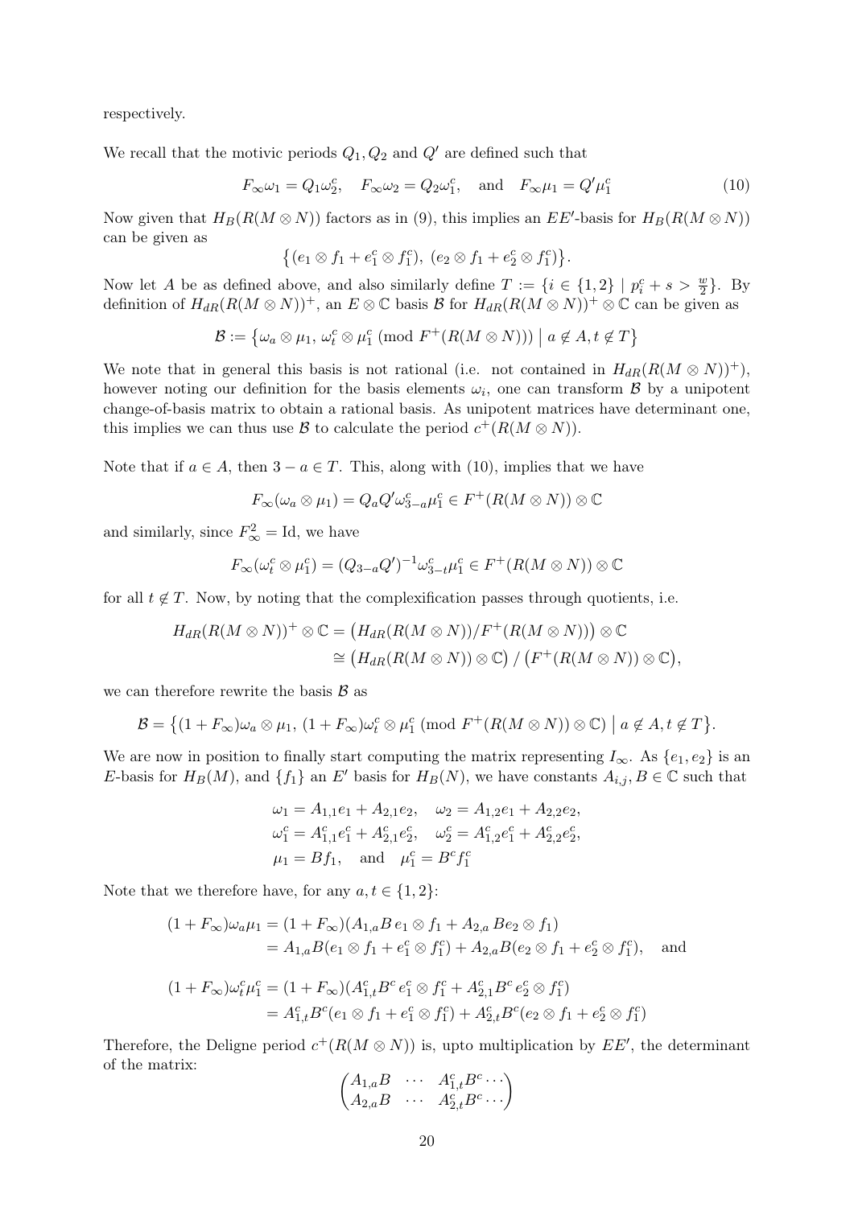respectively.

We recall that the motivic periods $Q_1, Q_2$ and $Q'$ are defined such that

$$F_\infty \omega_1 = Q_1 \omega_2^c, \quad F_\infty \omega_2 = Q_2 \omega_1^c, \quad \text{and} \quad F_\infty \mu_1 = Q' \mu_1^c \tag{10}$$

Now given that $H_B(R(M \otimes N))$ factors as in (9), this implies an $EE'$-basis for $H_B(R(M \otimes N))$ can be given as

$$\left\{ (e_1 \otimes f_1 + e_1^c \otimes f_1^c),\ (e_2 \otimes f_1 + e_2^c \otimes f_1^c) \right\}.$$

Now let $A$ be as defined above, and also similarly define $T := \{i \in \{1,2\} \mid p_i^c + s > \frac{w}{2}\}$. By definition of $H_{dR}(R(M \otimes N))^+$, an $E \otimes \mathbb{C}$ basis $\mathcal{B}$ for $H_{dR}(R(M \otimes N))^+ \otimes \mathbb{C}$ can be given as

$$\mathcal{B} := \left\{ \omega_a \otimes \mu_1,\ \omega_t^c \otimes \mu_1^c \ (\text{mod } F^+(R(M \otimes N))) \ \middle| \ a \notin A, t \notin T \right\}$$

We note that in general this basis is not rational (i.e. not contained in $H_{dR}(R(M \otimes N))^+$), however noting our definition for the basis elements $\omega_i$, one can transform $\mathcal{B}$ by a unipotent change-of-basis matrix to obtain a rational basis. As unipotent matrices have determinant one, this implies we can thus use $\mathcal{B}$ to calculate the period $c^+(R(M \otimes N))$.

Note that if $a \in A$, then $3 - a \in T$. This, along with (10), implies that we have

$$F_\infty(\omega_a \otimes \mu_1) = Q_a Q' \omega_{3-a}^c \mu_1^c \in F^+(R(M \otimes N)) \otimes \mathbb{C}$$

and similarly, since $F_\infty^2 = \text{Id}$, we have

$$F_\infty(\omega_t^c \otimes \mu_1^c) = (Q_{3-a} Q')^{-1} \omega_{3-t}^c \mu_1^c \in F^+(R(M \otimes N)) \otimes \mathbb{C}$$

for all $t \notin T$. Now, by noting that the complexification passes through quotients, i.e.

$$\begin{aligned} H_{dR}(R(M \otimes N))^+ \otimes \mathbb{C} &= \big(H_{dR}(R(M \otimes N))/F^+(R(M \otimes N))\big) \otimes \mathbb{C} \\ &\cong \big(H_{dR}(R(M \otimes N)) \otimes \mathbb{C}\big) \, / \, \big(F^+(R(M \otimes N)) \otimes \mathbb{C}\big), \end{aligned}$$

we can therefore rewrite the basis $\mathcal{B}$ as

$$\mathcal{B} = \left\{ (1 + F_\infty)\omega_a \otimes \mu_1,\ (1 + F_\infty)\omega_t^c \otimes \mu_1^c \ (\text{mod } F^+(R(M \otimes N)) \otimes \mathbb{C}) \ \middle| \ a \notin A, t \notin T \right\}.$$

We are now in position to finally start computing the matrix representing $I_\infty$. As $\{e_1, e_2\}$ is an $E$-basis for $H_B(M)$, and $\{f_1\}$ an $E'$ basis for $H_B(N)$, we have constants $A_{i,j}, B \in \mathbb{C}$ such that

$$\begin{aligned} &\omega_1 = A_{1,1} e_1 + A_{2,1} e_2, \quad \omega_2 = A_{1,2} e_1 + A_{2,2} e_2, \\ &\omega_1^c = A_{1,1}^c e_1^c + A_{2,1}^c e_2^c, \quad \omega_2^c = A_{1,2}^c e_1^c + A_{2,2}^c e_2^c, \\ &\mu_1 = B f_1, \quad \text{and} \quad \mu_1^c = B^c f_1^c \end{aligned}$$

Note that we therefore have, for any $a, t \in \{1, 2\}$:

$$\begin{aligned} (1 + F_\infty)\omega_a \mu_1 &= (1 + F_\infty)(A_{1,a} B \, e_1 \otimes f_1 + A_{2,a} \, B e_2 \otimes f_1) \\ &= A_{1,a} B (e_1 \otimes f_1 + e_1^c \otimes f_1^c) + A_{2,a} B (e_2 \otimes f_1 + e_2^c \otimes f_1^c), \quad \text{and} \end{aligned}$$

$$\begin{aligned} (1 + F_\infty)\omega_t^c \mu_1^c &= (1 + F_\infty)(A_{1,t}^c B^c \, e_1^c \otimes f_1^c + A_{2,1}^c B^c \, e_2^c \otimes f_1^c) \\ &= A_{1,t}^c B^c (e_1 \otimes f_1 + e_1^c \otimes f_1^c) + A_{2,t}^c B^c (e_2 \otimes f_1 + e_2^c \otimes f_1^c) \end{aligned}$$

Therefore, the Deligne period $c^+(R(M \otimes N))$ is, upto multiplication by $EE'$, the determinant of the matrix:

$$\begin{pmatrix} A_{1,a} B & \cdots & A_{1,t}^c B^c \cdots \\ A_{2,a} B & \cdots & A_{2,t}^c B^c \cdots \end{pmatrix}$$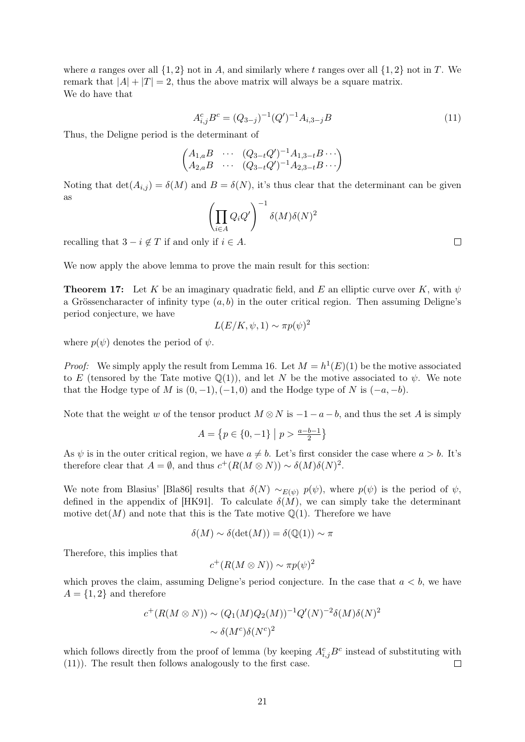where $a$ ranges over all $\{1,2\}$ not in $A$, and similarly where $t$ ranges over all $\{1,2\}$ not in $T$. We remark that $|A|+|T|=2$, thus the above matrix will always be a square matrix.
We do have that

$$A^c_{i,j}B^c = (Q_{3-j})^{-1}(Q')^{-1}A_{i,3-j}B \tag{11}$$

Thus, the Deligne period is the determinant of

$$\begin{pmatrix} A_{1,a}B & \cdots & (Q_{3-t}Q')^{-1}A_{1,3-t}B\cdots \\ A_{2,a}B & \cdots & (Q_{3-t}Q')^{-1}A_{2,3-t}B\cdots \end{pmatrix}$$

Noting that $\det(A_{i,j}) = \delta(M)$ and $B = \delta(N)$, it's thus clear that the determinant can be given as

$$\left(\prod_{i\in A} Q_i Q'\right)^{-1} \delta(M)\delta(N)^2$$

recalling that $3-i \notin T$ if and only if $i \in A$. □

We now apply the above lemma to prove the main result for this section:

**Theorem 17:** Let $K$ be an imaginary quadratic field, and $E$ an elliptic curve over $K$, with $\psi$ a Grössencharacter of infinity type $(a,b)$ in the outer critical region. Then assuming Deligne's period conjecture, we have

$$L(E/K,\psi,1) \sim \pi p(\psi)^2$$

where $p(\psi)$ denotes the period of $\psi$.

*Proof:* We simply apply the result from Lemma 16. Let $M = h^1(E)(1)$ be the motive associated to $E$ (tensored by the Tate motive $\mathbb{Q}(1)$), and let $N$ be the motive associated to $\psi$. We note that the Hodge type of $M$ is $(0,-1),(-1,0)$ and the Hodge type of $N$ is $(-a,-b)$.

Note that the weight $w$ of the tensor product $M\otimes N$ is $-1-a-b$, and thus the set $A$ is simply

$$A = \left\{ p \in \{0,-1\} \;\middle|\; p > \tfrac{a-b-1}{2} \right\}$$

As $\psi$ is in the outer critical region, we have $a \neq b$. Let's first consider the case where $a > b$. It's therefore clear that $A = \emptyset$, and thus $c^+(R(M\otimes N)) \sim \delta(M)\delta(N)^2$.

We note from Blasius' [Bla86] results that $\delta(N) \sim_{E(\psi)} p(\psi)$, where $p(\psi)$ is the period of $\psi$, defined in the appendix of [HK91]. To calculate $\delta(M)$, we can simply take the determinant motive $\det(M)$ and note that this is the Tate motive $\mathbb{Q}(1)$. Therefore we have

$$\delta(M) \sim \delta(\det(M)) = \delta(\mathbb{Q}(1)) \sim \pi$$

Therefore, this implies that

$$c^+(R(M\otimes N)) \sim \pi p(\psi)^2$$

which proves the claim, assuming Deligne's period conjecture. In the case that $a < b$, we have $A = \{1,2\}$ and therefore

$$\begin{aligned} c^+(R(M\otimes N)) &\sim (Q_1(M)Q_2(M))^{-1}Q'(N)^{-2}\delta(M)\delta(N)^2 \\ &\sim \delta(M^c)\delta(N^c)^2 \end{aligned}$$

which follows directly from the proof of lemma (by keeping $A^c_{i,j}B^c$ instead of substituting with (11)). The result then follows analogously to the first case. □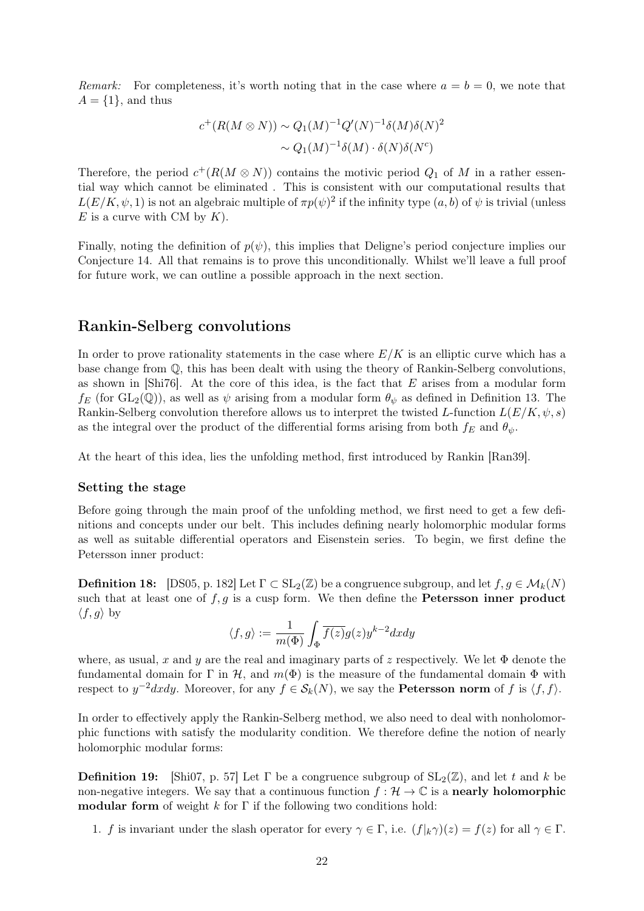*Remark:* For completeness, it's worth noting that in the case where $a = b = 0$, we note that $A = \{1\}$, and thus

$$
\begin{aligned}
c^+(R(M \otimes N)) &\sim Q_1(M)^{-1} Q'(N)^{-1} \delta(M) \delta(N)^2 \\
&\sim Q_1(M)^{-1} \delta(M) \cdot \delta(N) \delta(N^c)
\end{aligned}
$$

Therefore, the period $c^+(R(M \otimes N))$ contains the motivic period $Q_1$ of $M$ in a rather essential way which cannot be eliminated . This is consistent with our computational results that $L(E/K, \psi, 1)$ is not an algebraic multiple of $\pi p(\psi)^2$ if the infinity type $(a, b)$ of $\psi$ is trivial (unless $E$ is a curve with CM by $K$).

Finally, noting the definition of $p(\psi)$, this implies that Deligne's period conjecture implies our Conjecture 14. All that remains is to prove this unconditionally. Whilst we'll leave a full proof for future work, we can outline a possible approach in the next section.

## Rankin-Selberg convolutions

In order to prove rationality statements in the case where $E/K$ is an elliptic curve which has a base change from $\mathbb{Q}$, this has been dealt with using the theory of Rankin-Selberg convolutions, as shown in [Shi76]. At the core of this idea, is the fact that $E$ arises from a modular form $f_E$ (for $\mathrm{GL}_2(\mathbb{Q})$), as well as $\psi$ arising from a modular form $\theta_\psi$ as defined in Definition 13. The Rankin-Selberg convolution therefore allows us to interpret the twisted $L$-function $L(E/K, \psi, s)$ as the integral over the product of the differential forms arising from both $f_E$ and $\theta_\psi$.

At the heart of this idea, lies the unfolding method, first introduced by Rankin [Ran39].

### Setting the stage

Before going through the main proof of the unfolding method, we first need to get a few definitions and concepts under our belt. This includes defining nearly holomorphic modular forms as well as suitable differential operators and Eisenstein series. To begin, we first define the Petersson inner product:

**Definition 18:** [DS05, p. 182] Let $\Gamma \subset \mathrm{SL}_2(\mathbb{Z})$ be a congruence subgroup, and let $f, g \in \mathcal{M}_k(N)$ such that at least one of $f, g$ is a cusp form. We then define the **Petersson inner product** $\langle f, g \rangle$ by

$$
\langle f, g \rangle := \frac{1}{m(\Phi)} \int_{\Phi} \overline{f(z)} g(z) y^{k-2} dx dy
$$

where, as usual, $x$ and $y$ are the real and imaginary parts of $z$ respectively. We let $\Phi$ denote the fundamental domain for $\Gamma$ in $\mathcal{H}$, and $m(\Phi)$ is the measure of the fundamental domain $\Phi$ with respect to $y^{-2} dx dy$. Moreover, for any $f \in \mathcal{S}_k(N)$, we say the **Petersson norm** of $f$ is $\langle f, f \rangle$.

In order to effectively apply the Rankin-Selberg method, we also need to deal with nonholomorphic functions with satisfy the modularity condition. We therefore define the notion of nearly holomorphic modular forms:

**Definition 19:** [Shi07, p. 57] Let $\Gamma$ be a congruence subgroup of $\mathrm{SL}_2(\mathbb{Z})$, and let $t$ and $k$ be non-negative integers. We say that a continuous function $f : \mathcal{H} \to \mathbb{C}$ is a **nearly holomorphic modular form** of weight $k$ for $\Gamma$ if the following two conditions hold:

1. $f$ is invariant under the slash operator for every $\gamma \in \Gamma$, i.e. $(f|_k \gamma)(z) = f(z)$ for all $\gamma \in \Gamma$.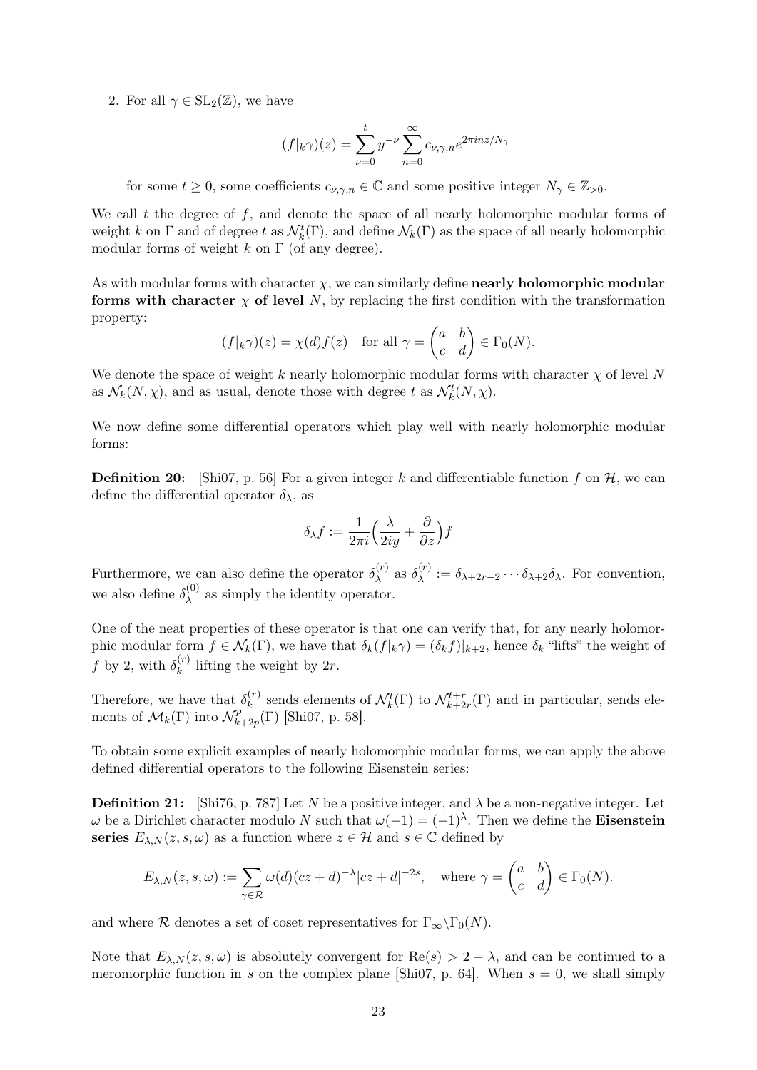2. For all $\gamma \in \mathrm{SL}_2(\mathbb{Z})$, we have

$$(f|_k\gamma)(z) = \sum_{\nu=0}^{t} y^{-\nu} \sum_{n=0}^{\infty} c_{\nu,\gamma,n} e^{2\pi i n z/N_\gamma}$$

for some $t \geq 0$, some coefficients $c_{\nu,\gamma,n} \in \mathbb{C}$ and some positive integer $N_\gamma \in \mathbb{Z}_{>0}$.

We call $t$ the degree of $f$, and denote the space of all nearly holomorphic modular forms of weight $k$ on $\Gamma$ and of degree $t$ as $\mathcal{N}_k^t(\Gamma)$, and define $\mathcal{N}_k(\Gamma)$ as the space of all nearly holomorphic modular forms of weight $k$ on $\Gamma$ (of any degree).

As with modular forms with character $\chi$, we can similarly define **nearly holomorphic modular forms with character $\chi$ of level** $N$, by replacing the first condition with the transformation property:

$$(f|_k\gamma)(z) = \chi(d)f(z) \quad \text{for all } \gamma = \begin{pmatrix} a & b \\ c & d \end{pmatrix} \in \Gamma_0(N).$$

We denote the space of weight $k$ nearly holomorphic modular forms with character $\chi$ of level $N$ as $\mathcal{N}_k(N, \chi)$, and as usual, denote those with degree $t$ as $\mathcal{N}_k^t(N, \chi)$.

We now define some differential operators which play well with nearly holomorphic modular forms:

**Definition 20:** [Shi07, p. 56] For a given integer $k$ and differentiable function $f$ on $\mathcal{H}$, we can define the differential operator $\delta_\lambda$ as

$$\delta_\lambda f := \frac{1}{2\pi i}\Big(\frac{\lambda}{2iy} + \frac{\partial}{\partial z}\Big) f$$

Furthermore, we can also define the operator $\delta_\lambda^{(r)}$ as $\delta_\lambda^{(r)} := \delta_{\lambda+2r-2} \cdots \delta_{\lambda+2}\delta_\lambda$. For convention, we also define $\delta_\lambda^{(0)}$ as simply the identity operator.

One of the neat properties of these operator is that one can verify that, for any nearly holomorphic modular form $f \in \mathcal{N}_k(\Gamma)$, we have that $\delta_k(f|_k\gamma) = (\delta_k f)|_{k+2}$, hence $\delta_k$ "lifts" the weight of $f$ by 2, with $\delta_k^{(r)}$ lifting the weight by $2r$.

Therefore, we have that $\delta_k^{(r)}$ sends elements of $\mathcal{N}_k^t(\Gamma)$ to $\mathcal{N}_{k+2r}^{t+r}(\Gamma)$ and in particular, sends elements of $\mathcal{M}_k(\Gamma)$ into $\mathcal{N}_{k+2p}^p(\Gamma)$ [Shi07, p. 58].

To obtain some explicit examples of nearly holomorphic modular forms, we can apply the above defined differential operators to the following Eisenstein series:

**Definition 21:** [Shi76, p. 787] Let $N$ be a positive integer, and $\lambda$ be a non-negative integer. Let $\omega$ be a Dirichlet character modulo $N$ such that $\omega(-1) = (-1)^\lambda$. Then we define the **Eisenstein series** $E_{\lambda,N}(z, s, \omega)$ as a function where $z \in \mathcal{H}$ and $s \in \mathbb{C}$ defined by

$$E_{\lambda,N}(z, s, \omega) := \sum_{\gamma \in \mathcal{R}} \omega(d)(cz + d)^{-\lambda}|cz + d|^{-2s}, \quad \text{where } \gamma = \begin{pmatrix} a & b \\ c & d \end{pmatrix} \in \Gamma_0(N).$$

and where $\mathcal{R}$ denotes a set of coset representatives for $\Gamma_\infty \backslash \Gamma_0(N)$.

Note that $E_{\lambda,N}(z, s, \omega)$ is absolutely convergent for $\mathrm{Re}(s) > 2 - \lambda$, and can be continued to a meromorphic function in $s$ on the complex plane [Shi07, p. 64]. When $s = 0$, we shall simply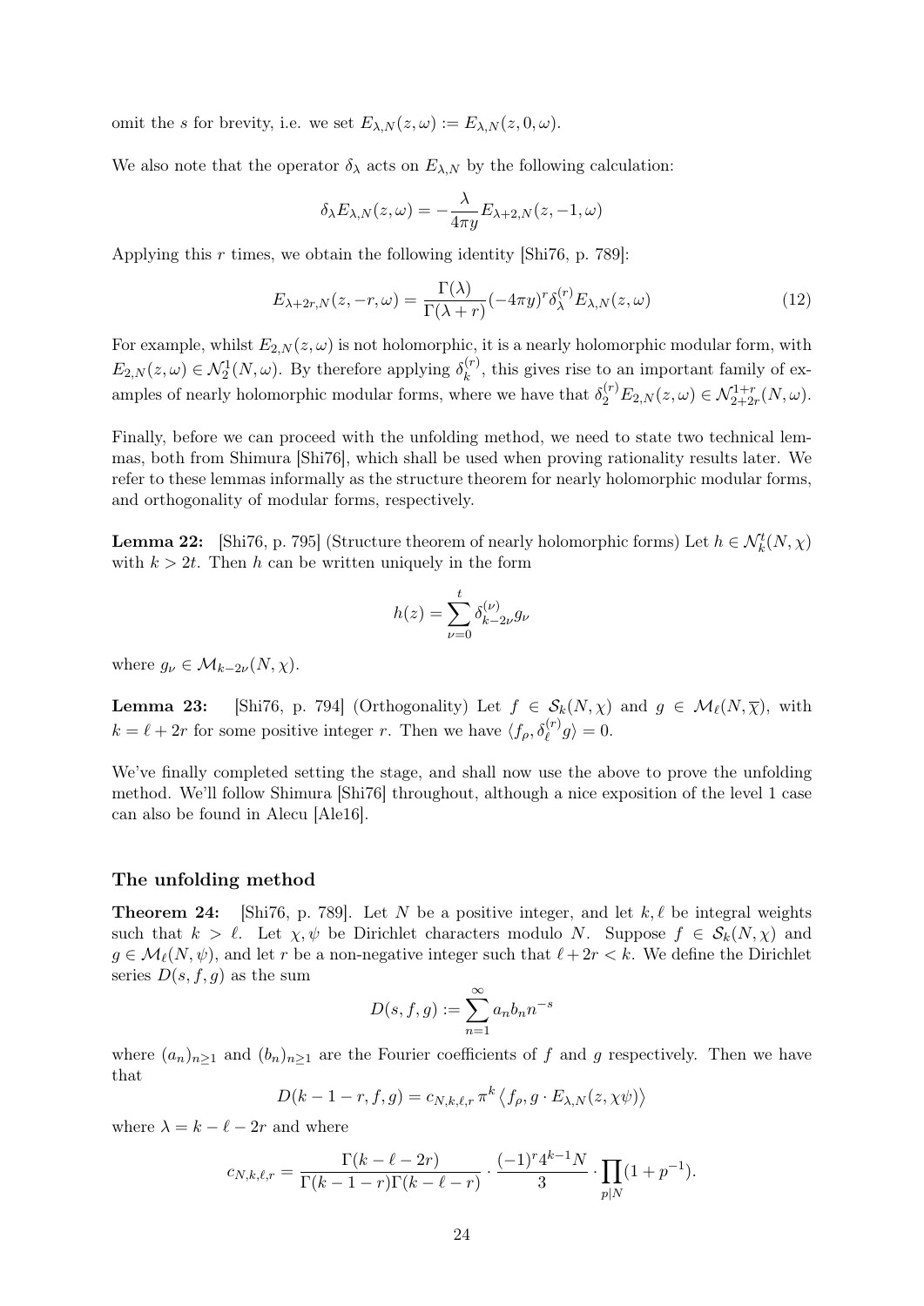omit the $s$ for brevity, i.e. we set $E_{\lambda,N}(z,\omega) := E_{\lambda,N}(z,0,\omega)$.

We also note that the operator $\delta_\lambda$ acts on $E_{\lambda,N}$ by the following calculation:

$$\delta_\lambda E_{\lambda,N}(z,\omega) = -\frac{\lambda}{4\pi y} E_{\lambda+2,N}(z,-1,\omega)$$

Applying this $r$ times, we obtain the following identity [Shi76, p. 789]:

$$E_{\lambda+2r,N}(z,-r,\omega) = \frac{\Gamma(\lambda)}{\Gamma(\lambda+r)}(-4\pi y)^r \delta_\lambda^{(r)} E_{\lambda,N}(z,\omega) \tag{12}$$

For example, whilst $E_{2,N}(z,\omega)$ is not holomorphic, it is a nearly holomorphic modular form, with $E_{2,N}(z,\omega) \in \mathcal{N}_2^1(N,\omega)$. By therefore applying $\delta_k^{(r)}$, this gives rise to an important family of examples of nearly holomorphic modular forms, where we have that $\delta_2^{(r)} E_{2,N}(z,\omega) \in \mathcal{N}_{2+2r}^{1+r}(N,\omega)$.

Finally, before we can proceed with the unfolding method, we need to state two technical lemmas, both from Shimura [Shi76], which shall be used when proving rationality results later. We refer to these lemmas informally as the structure theorem for nearly holomorphic modular forms, and orthogonality of modular forms, respectively.

**Lemma 22:** [Shi76, p. 795] (Structure theorem of nearly holomorphic forms) Let $h \in \mathcal{N}_k^t(N,\chi)$ with $k > 2t$. Then $h$ can be written uniquely in the form

$$h(z) = \sum_{\nu=0}^{t} \delta_{k-2\nu}^{(\nu)} g_\nu$$

where $g_\nu \in \mathcal{M}_{k-2\nu}(N,\chi)$.

**Lemma 23:** [Shi76, p. 794] (Orthogonality) Let $f \in \mathcal{S}_k(N,\chi)$ and $g \in \mathcal{M}_\ell(N,\overline{\chi})$, with $k = \ell + 2r$ for some positive integer $r$. Then we have $\langle f_\rho, \delta_\ell^{(r)} g\rangle = 0$.

We've finally completed setting the stage, and shall now use the above to prove the unfolding method. We'll follow Shimura [Shi76] throughout, although a nice exposition of the level 1 case can also be found in Alecu [Ale16].

### The unfolding method

**Theorem 24:** [Shi76, p. 789]. Let $N$ be a positive integer, and let $k, \ell$ be integral weights such that $k > \ell$. Let $\chi, \psi$ be Dirichlet characters modulo $N$. Suppose $f \in \mathcal{S}_k(N,\chi)$ and $g \in \mathcal{M}_\ell(N,\psi)$, and let $r$ be a non-negative integer such that $\ell + 2r < k$. We define the Dirichlet series $D(s,f,g)$ as the sum

$$D(s,f,g) := \sum_{n=1}^{\infty} a_n b_n n^{-s}$$

where $(a_n)_{n\geq 1}$ and $(b_n)_{n\geq 1}$ are the Fourier coefficients of $f$ and $g$ respectively. Then we have that

$$D(k-1-r,f,g) = c_{N,k,\ell,r}\, \pi^k \left\langle f_\rho, g \cdot E_{\lambda,N}(z,\chi\psi)\right\rangle$$

where $\lambda = k - \ell - 2r$ and where

$$c_{N,k,\ell,r} = \frac{\Gamma(k-\ell-2r)}{\Gamma(k-1-r)\Gamma(k-\ell-r)} \cdot \frac{(-1)^r 4^{k-1} N}{3} \cdot \prod_{p|N}(1+p^{-1}).$$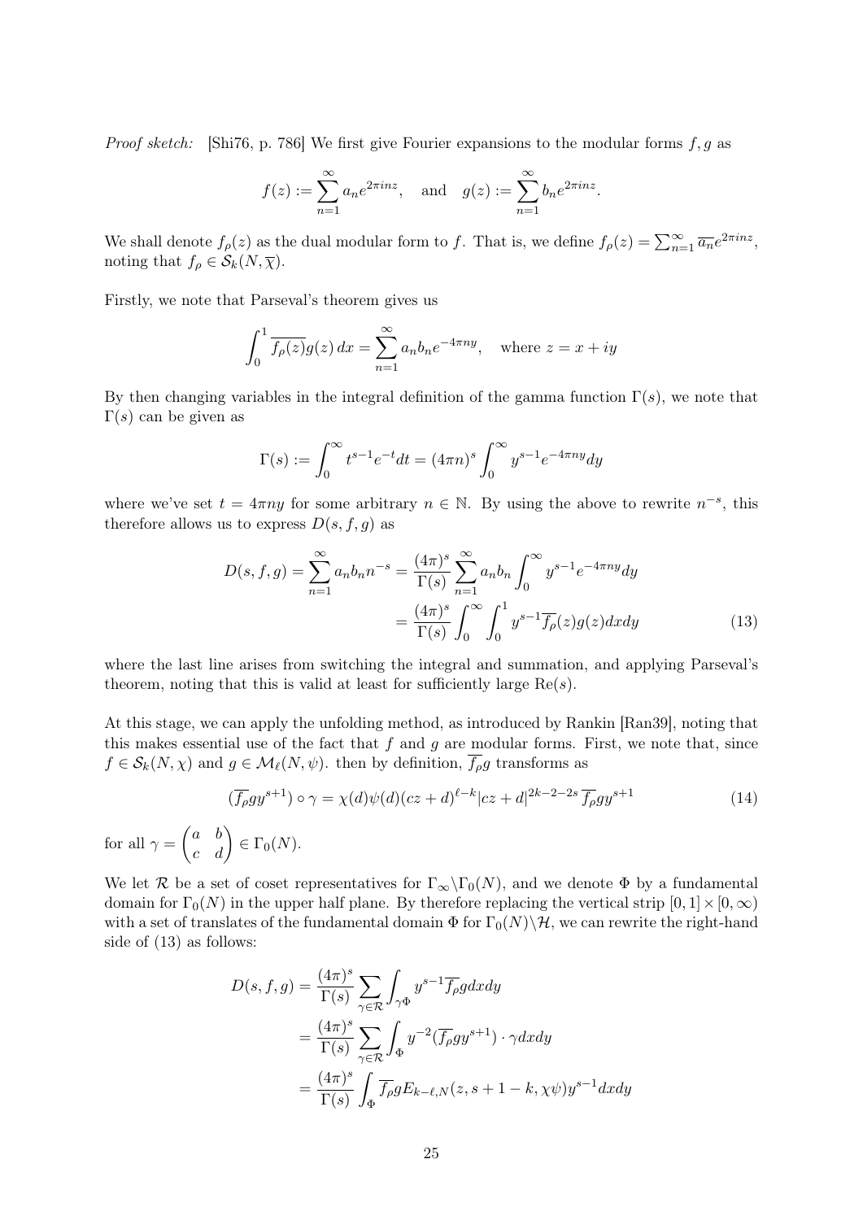*Proof sketch:* [Shi76, p. 786] We first give Fourier expansions to the modular forms $f, g$ as

$$f(z) := \sum_{n=1}^{\infty} a_n e^{2\pi i n z}, \quad \text{and} \quad g(z) := \sum_{n=1}^{\infty} b_n e^{2\pi i n z}.$$

We shall denote $f_\rho(z)$ as the dual modular form to $f$. That is, we define $f_\rho(z) = \sum_{n=1}^{\infty} \overline{a_n} e^{2\pi i n z}$, noting that $f_\rho \in \mathcal{S}_k(N, \overline{\chi})$.

Firstly, we note that Parseval's theorem gives us

$$\int_0^1 \overline{f_\rho(z)} g(z)\, dx = \sum_{n=1}^{\infty} a_n b_n e^{-4\pi n y}, \quad \text{where } z = x + iy$$

By then changing variables in the integral definition of the gamma function $\Gamma(s)$, we note that $\Gamma(s)$ can be given as

$$\Gamma(s) := \int_0^{\infty} t^{s-1} e^{-t} dt = (4\pi n)^s \int_0^{\infty} y^{s-1} e^{-4\pi n y} dy$$

where we've set $t = 4\pi n y$ for some arbitrary $n \in \mathbb{N}$. By using the above to rewrite $n^{-s}$, this therefore allows us to express $D(s, f, g)$ as

$$\begin{aligned} D(s, f, g) = \sum_{n=1}^{\infty} a_n b_n n^{-s} &= \frac{(4\pi)^s}{\Gamma(s)} \sum_{n=1}^{\infty} a_n b_n \int_0^{\infty} y^{s-1} e^{-4\pi n y} dy \\ &= \frac{(4\pi)^s}{\Gamma(s)} \int_0^{\infty} \int_0^1 y^{s-1} \overline{f_\rho}(z) g(z) dx dy \end{aligned} \tag{13}$$

where the last line arises from switching the integral and summation, and applying Parseval's theorem, noting that this is valid at least for sufficiently large $\text{Re}(s)$.

At this stage, we can apply the unfolding method, as introduced by Rankin [Ran39], noting that this makes essential use of the fact that $f$ and $g$ are modular forms. First, we note that, since $f \in \mathcal{S}_k(N, \chi)$ and $g \in \mathcal{M}_\ell(N, \psi)$. then by definition, $\overline{f_\rho} g$ transforms as

$$(\overline{f_\rho} g y^{s+1}) \circ \gamma = \chi(d)\psi(d)(cz + d)^{\ell - k} |cz + d|^{2k - 2 - 2s}\, \overline{f_\rho} g y^{s+1} \tag{14}$$

for all $\gamma = \begin{pmatrix} a & b \\ c & d \end{pmatrix} \in \Gamma_0(N)$.

We let $\mathcal{R}$ be a set of coset representatives for $\Gamma_\infty \backslash \Gamma_0(N)$, and we denote $\Phi$ by a fundamental domain for $\Gamma_0(N)$ in the upper half plane. By therefore replacing the vertical strip $[0, 1] \times [0, \infty)$ with a set of translates of the fundamental domain $\Phi$ for $\Gamma_0(N) \backslash \mathcal{H}$, we can rewrite the right-hand side of (13) as follows:

$$\begin{aligned} D(s, f, g) &= \frac{(4\pi)^s}{\Gamma(s)} \sum_{\gamma \in \mathcal{R}} \int_{\gamma\Phi} y^{s-1} \overline{f_\rho} g dx dy \\ &= \frac{(4\pi)^s}{\Gamma(s)} \sum_{\gamma \in \mathcal{R}} \int_{\Phi} y^{-2} (\overline{f_\rho} g y^{s+1}) \cdot \gamma dx dy \\ &= \frac{(4\pi)^s}{\Gamma(s)} \int_{\Phi} \overline{f_\rho} g E_{k-\ell, N}(z, s + 1 - k, \chi\psi) y^{s-1} dx dy \end{aligned}$$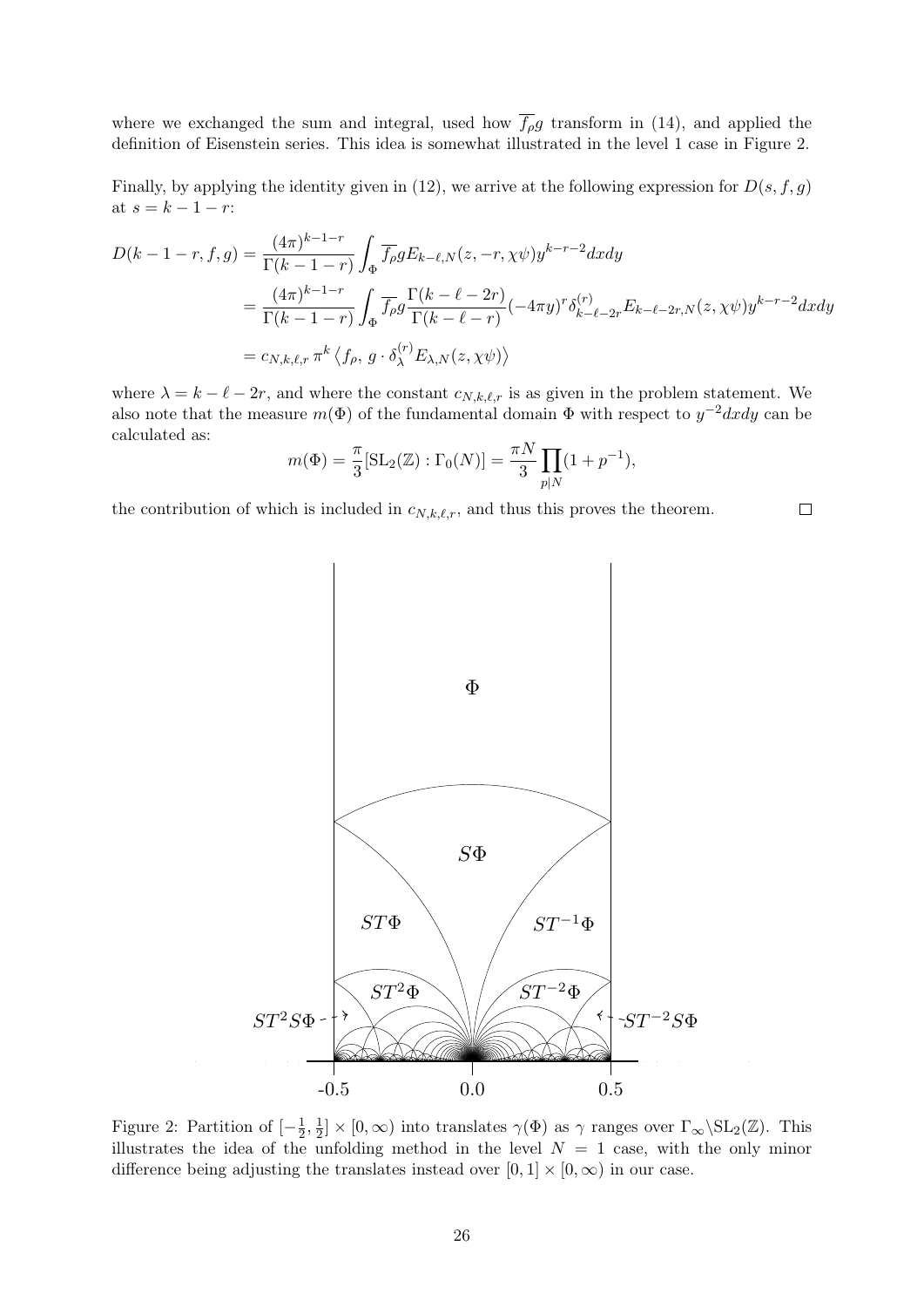where we exchanged the sum and integral, used how $\overline{f_\rho} g$ transform in (14), and applied the definition of Eisenstein series. This idea is somewhat illustrated in the level 1 case in Figure 2.

Finally, by applying the identity given in (12), we arrive at the following expression for $D(s, f, g)$ at $s = k - 1 - r$:

$$
\begin{aligned}
D(k-1-r, f, g) &= \frac{(4\pi)^{k-1-r}}{\Gamma(k-1-r)} \int_\Phi \overline{f_\rho} g E_{k-\ell,N}(z, -r, \chi\psi) y^{k-r-2} dx dy \\
&= \frac{(4\pi)^{k-1-r}}{\Gamma(k-1-r)} \int_\Phi \overline{f_\rho} g \frac{\Gamma(k-\ell-2r)}{\Gamma(k-\ell-r)} (-4\pi y)^r \delta^{(r)}_{k-\ell-2r} E_{k-\ell-2r,N}(z, \chi\psi) y^{k-r-2} dx dy \\
&= c_{N,k,\ell,r}\, \pi^k \left\langle f_\rho,\, g \cdot \delta^{(r)}_\lambda E_{\lambda,N}(z, \chi\psi) \right\rangle
\end{aligned}
$$

where $\lambda = k - \ell - 2r$, and where the constant $c_{N,k,\ell,r}$ is as given in the problem statement. We also note that the measure $m(\Phi)$ of the fundamental domain $\Phi$ with respect to $y^{-2} dx dy$ can be calculated as:

$$
m(\Phi) = \frac{\pi}{3} [\mathrm{SL}_2(\mathbb{Z}) : \Gamma_0(N)] = \frac{\pi N}{3} \prod_{p | N} (1 + p^{-1}),
$$

the contribution of which is included in $c_{N,k,\ell,r}$, and thus this proves the theorem. $\square$

Figure 2: Partition of $[-\frac{1}{2}, \frac{1}{2}] \times [0, \infty)$ into translates $\gamma(\Phi)$ as $\gamma$ ranges over $\Gamma_\infty \backslash \mathrm{SL}_2(\mathbb{Z})$. This illustrates the idea of the unfolding method in the level $N = 1$ case, with the only minor difference being adjusting the translates instead over $[0, 1] \times [0, \infty)$ in our case.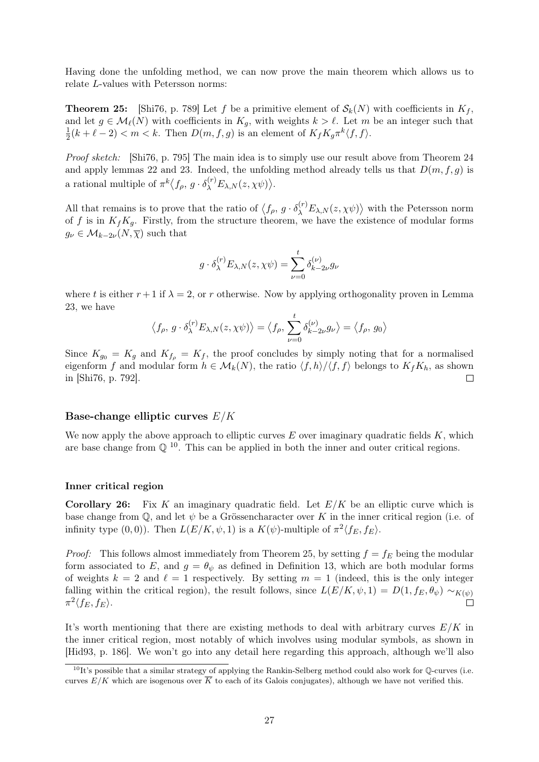Having done the unfolding method, we can now prove the main theorem which allows us to relate $L$-values with Petersson norms:

**Theorem 25:** [Shi76, p. 789] Let $f$ be a primitive element of $\mathcal{S}_k(N)$ with coefficients in $K_f$, and let $g \in \mathcal{M}_\ell(N)$ with coefficients in $K_g$, with weights $k > \ell$. Let $m$ be an integer such that $\frac{1}{2}(k+\ell-2) < m < k$. Then $D(m, f, g)$ is an element of $K_f K_g \pi^k \langle f, f \rangle$.

*Proof sketch:* [Shi76, p. 795] The main idea is to simply use our result above from Theorem 24 and apply lemmas 22 and 23. Indeed, the unfolding method already tells us that $D(m, f, g)$ is a rational multiple of $\pi^k \big\langle f_\rho,\, g \cdot \delta_\lambda^{(r)} E_{\lambda,N}(z, \chi\psi) \big\rangle$.

All that remains is to prove that the ratio of $\big\langle f_\rho,\, g \cdot \delta_\lambda^{(r)} E_{\lambda,N}(z, \chi\psi) \big\rangle$ with the Petersson norm of $f$ is in $K_f K_g$. Firstly, from the structure theorem, we have the existence of modular forms $g_\nu \in \mathcal{M}_{k-2\nu}(N, \overline{\chi})$ such that

$$g \cdot \delta_\lambda^{(r)} E_{\lambda,N}(z, \chi\psi) = \sum_{\nu=0}^{t} \delta_{k-2\nu}^{(\nu)} g_\nu$$

where $t$ is either $r+1$ if $\lambda = 2$, or $r$ otherwise. Now by applying orthogonality proven in Lemma 23, we have

$$\big\langle f_\rho,\, g \cdot \delta_\lambda^{(r)} E_{\lambda,N}(z, \chi\psi) \big\rangle = \big\langle f_\rho,\, \sum_{\nu=0}^{t} \delta_{k-2\nu}^{(\nu)} g_\nu \big\rangle = \big\langle f_\rho,\, g_0 \big\rangle$$

Since $K_{g_0} = K_g$ and $K_{f_\rho} = K_f$, the proof concludes by simply noting that for a normalised eigenform $f$ and modular form $h \in \mathcal{M}_k(N)$, the ratio $\langle f, h \rangle / \langle f, f \rangle$ belongs to $K_f K_h$, as shown in [Shi76, p. 792]. $\square$

### Base-change elliptic curves $E/K$

We now apply the above approach to elliptic curves $E$ over imaginary quadratic fields $K$, which are base change from $\mathbb{Q}$ [10]. This can be applied in both the inner and outer critical regions.

#### Inner critical region

**Corollary 26:** Fix $K$ an imaginary quadratic field. Let $E/K$ be an elliptic curve which is base change from $\mathbb{Q}$, and let $\psi$ be a Grössencharacter over $K$ in the inner critical region (i.e. of infinity type $(0, 0)$). Then $L(E/K, \psi, 1)$ is a $K(\psi)$-multiple of $\pi^2 \langle f_E, f_E \rangle$.

*Proof:* This follows almost immediately from Theorem 25, by setting $f = f_E$ being the modular form associated to $E$, and $g = \theta_\psi$ as defined in Definition 13, which are both modular forms of weights $k = 2$ and $\ell = 1$ respectively. By setting $m = 1$ (indeed, this is the only integer falling within the critical region), the result follows, since $L(E/K, \psi, 1) = D(1, f_E, \theta_\psi) \sim_{K(\psi)} \pi^2 \langle f_E, f_E \rangle$. $\square$

It's worth mentioning that there are existing methods to deal with arbitrary curves $E/K$ in the inner critical region, most notably of which involves using modular symbols, as shown in [Hid93, p. 186]. We won't go into any detail here regarding this approach, although we'll also

[10] It's possible that a similar strategy of applying the Rankin-Selberg method could also work for $\mathbb{Q}$-curves (i.e. curves $E/K$ which are isogenous over $\overline{K}$ to each of its Galois conjugates), although we have not verified this.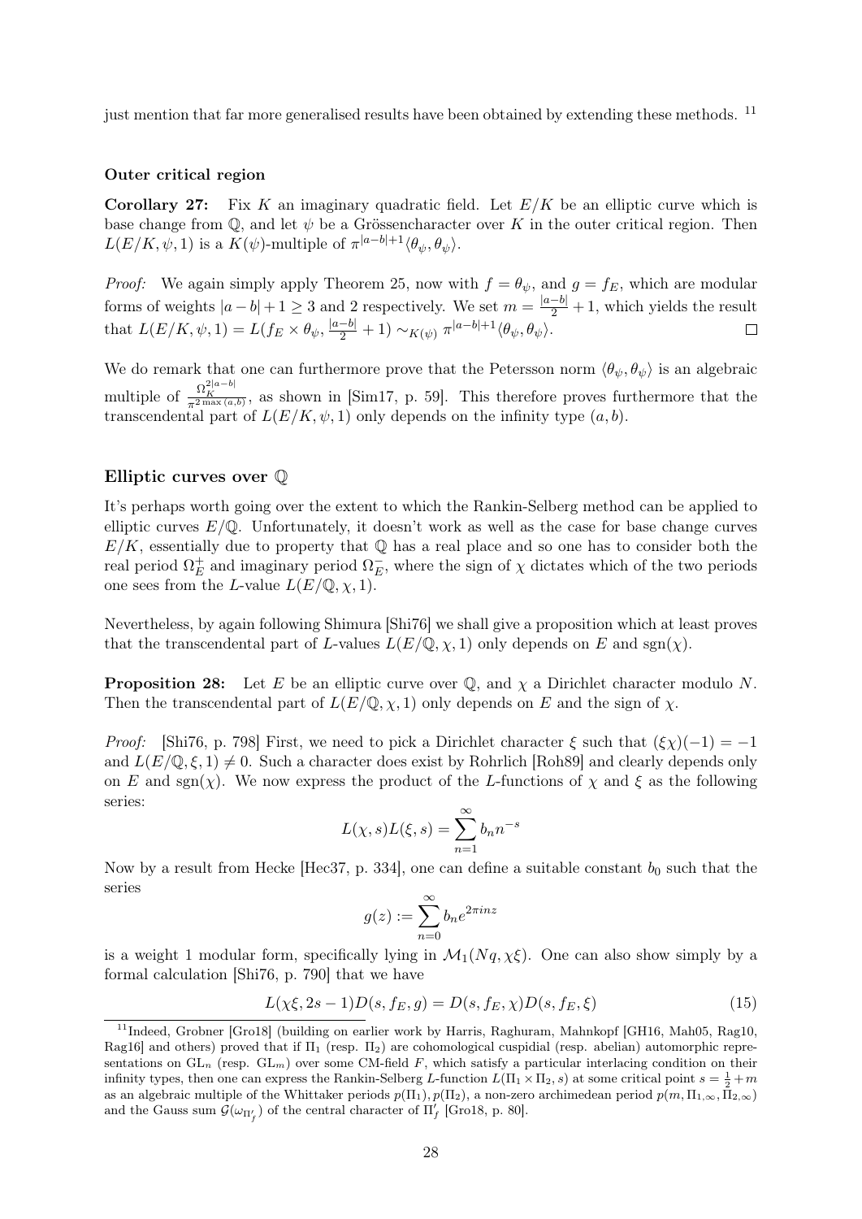just mention that far more generalised results have been obtained by extending these methods. [11]

#### Outer critical region

**Corollary 27:** Fix $K$ an imaginary quadratic field. Let $E/K$ be an elliptic curve which is base change from $\mathbb{Q}$, and let $\psi$ be a Grössencharacter over $K$ in the outer critical region. Then $L(E/K, \psi, 1)$ is a $K(\psi)$-multiple of $\pi^{|a-b|+1}\langle \theta_\psi, \theta_\psi \rangle$.

*Proof:* We again simply apply Theorem 25, now with $f = \theta_\psi$, and $g = f_E$, which are modular forms of weights $|a-b|+1 \geq 3$ and 2 respectively. We set $m = \frac{|a-b|}{2} + 1$, which yields the result that $L(E/K, \psi, 1) = L(f_E \times \theta_\psi, \frac{|a-b|}{2} + 1) \sim_{K(\psi)} \pi^{|a-b|+1}\langle \theta_\psi, \theta_\psi \rangle$. $\square$

We do remark that one can furthermore prove that the Petersson norm $\langle \theta_\psi, \theta_\psi \rangle$ is an algebraic multiple of $\frac{\Omega_K^{2|a-b|}}{\pi^{2\max(a,b)}}$, as shown in [Sim17, p. 59]. This therefore proves furthermore that the transcendental part of $L(E/K, \psi, 1)$ only depends on the infinity type $(a, b)$.

### Elliptic curves over $\mathbb{Q}$

It's perhaps worth going over the extent to which the Rankin-Selberg method can be applied to elliptic curves $E/\mathbb{Q}$. Unfortunately, it doesn't work as well as the case for base change curves $E/K$, essentially due to property that $\mathbb{Q}$ has a real place and so one has to consider both the real period $\Omega_E^+$ and imaginary period $\Omega_E^-$, where the sign of $\chi$ dictates which of the two periods one sees from the $L$-value $L(E/\mathbb{Q}, \chi, 1)$.

Nevertheless, by again following Shimura [Shi76] we shall give a proposition which at least proves that the transcendental part of $L$-values $L(E/\mathbb{Q}, \chi, 1)$ only depends on $E$ and $\mathrm{sgn}(\chi)$.

**Proposition 28:** Let $E$ be an elliptic curve over $\mathbb{Q}$, and $\chi$ a Dirichlet character modulo $N$. Then the transcendental part of $L(E/\mathbb{Q}, \chi, 1)$ only depends on $E$ and the sign of $\chi$.

*Proof:* [Shi76, p. 798] First, we need to pick a Dirichlet character $\xi$ such that $(\xi\chi)(-1) = -1$ and $L(E/\mathbb{Q}, \xi, 1) \neq 0$. Such a character does exist by Rohrlich [Roh89] and clearly depends only on $E$ and $\mathrm{sgn}(\chi)$. We now express the product of the $L$-functions of $\chi$ and $\xi$ as the following series:

$$L(\chi, s)L(\xi, s) = \sum_{n=1}^{\infty} b_n n^{-s}$$

Now by a result from Hecke [Hec37, p. 334], one can define a suitable constant $b_0$ such that the series

$$g(z) := \sum_{n=0}^{\infty} b_n e^{2\pi i n z}$$

is a weight 1 modular form, specifically lying in $\mathcal{M}_1(Nq, \chi\xi)$. One can also show simply by a formal calculation [Shi76, p. 790] that we have

$$L(\chi\xi, 2s-1)D(s, f_E, g) = D(s, f_E, \chi)D(s, f_E, \xi) \tag{15}$$

[11] Indeed, Grobner [Gro18] (building on earlier work by Harris, Raghuram, Mahnkopf [GH16, Mah05, Rag10, Rag16] and others) proved that if $\Pi_1$ (resp. $\Pi_2$) are cohomological cuspidial (resp. abelian) automorphic representations on $\mathrm{GL}_n$ (resp. $\mathrm{GL}_m$) over some CM-field $F$, which satisfy a particular interlacing condition on their infinity types, then one can express the Rankin-Selberg $L$-function $L(\Pi_1 \times \Pi_2, s)$ at some critical point $s = \frac{1}{2} + m$ as an algebraic multiple of the Whittaker periods $p(\Pi_1), p(\Pi_2)$, a non-zero archimedean period $p(m, \Pi_{1,\infty}, \Pi_{2,\infty})$ and the Gauss sum $\mathcal{G}(\omega_{\Pi'_f})$ of the central character of $\Pi'_f$ [Gro18, p. 80].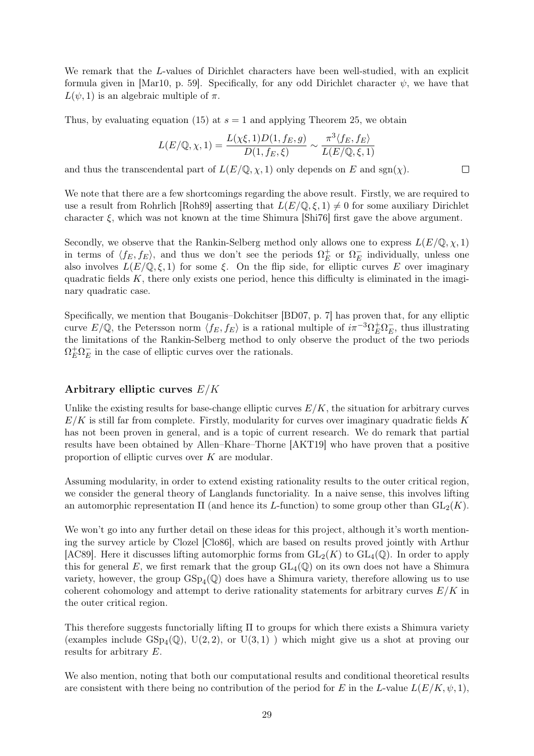We remark that the $L$-values of Dirichlet characters have been well-studied, with an explicit formula given in [Mar10, p. 59]. Specifically, for any odd Dirichlet character $\psi$, we have that $L(\psi, 1)$ is an algebraic multiple of $\pi$.

Thus, by evaluating equation (15) at $s = 1$ and applying Theorem 25, we obtain

$$L(E/\mathbb{Q}, \chi, 1) = \frac{L(\chi\xi, 1)D(1, f_E, g)}{D(1, f_E, \xi)} \sim \frac{\pi^3 \langle f_E, f_E \rangle}{L(E/\mathbb{Q}, \xi, 1)}$$

and thus the transcendental part of $L(E/\mathbb{Q}, \chi, 1)$ only depends on $E$ and $\operatorname{sgn}(\chi)$. $\square$

We note that there are a few shortcomings regarding the above result. Firstly, we are required to use a result from Rohrlich [Roh89] asserting that $L(E/\mathbb{Q}, \xi, 1) \neq 0$ for some auxiliary Dirichlet character $\xi$, which was not known at the time Shimura [Shi76] first gave the above argument.

Secondly, we observe that the Rankin-Selberg method only allows one to express $L(E/\mathbb{Q}, \chi, 1)$ in terms of $\langle f_E, f_E \rangle$, and thus we don't see the periods $\Omega_E^+$ or $\Omega_E^-$ individually, unless one also involves $L(E/\mathbb{Q}, \xi, 1)$ for some $\xi$. On the flip side, for elliptic curves $E$ over imaginary quadratic fields $K$, there only exists one period, hence this difficulty is eliminated in the imaginary quadratic case.

Specifically, we mention that Bouganis–Dokchitser [BD07, p. 7] has proven that, for any elliptic curve $E/\mathbb{Q}$, the Petersson norm $\langle f_E, f_E \rangle$ is a rational multiple of $i\pi^{-3}\Omega_E^+\Omega_E^-$, thus illustrating the limitations of the Rankin-Selberg method to only observe the product of the two periods $\Omega_E^+\Omega_E^-$ in the case of elliptic curves over the rationals.

### Arbitrary elliptic curves $E/K$

Unlike the existing results for base-change elliptic curves $E/K$, the situation for arbitrary curves $E/K$ is still far from complete. Firstly, modularity for curves over imaginary quadratic fields $K$ has not been proven in general, and is a topic of current research. We do remark that partial results have been obtained by Allen–Khare–Thorne [AKT19] who have proven that a positive proportion of elliptic curves over $K$ are modular.

Assuming modularity, in order to extend existing rationality results to the outer critical region, we consider the general theory of Langlands functoriality. In a naive sense, this involves lifting an automorphic representation $\Pi$ (and hence its $L$-function) to some group other than $\mathrm{GL}_2(K)$.

We won't go into any further detail on these ideas for this project, although it's worth mentioning the survey article by Clozel [Clo86], which are based on results proved jointly with Arthur [AC89]. Here it discusses lifting automorphic forms from $\mathrm{GL}_2(K)$ to $\mathrm{GL}_4(\mathbb{Q})$. In order to apply this for general $E$, we first remark that the group $\mathrm{GL}_4(\mathbb{Q})$ on its own does not have a Shimura variety, however, the group $\mathrm{GSp}_4(\mathbb{Q})$ does have a Shimura variety, therefore allowing us to use coherent cohomology and attempt to derive rationality statements for arbitrary curves $E/K$ in the outer critical region.

This therefore suggests functorially lifting $\Pi$ to groups for which there exists a Shimura variety (examples include $\mathrm{GSp}_4(\mathbb{Q})$, $\mathrm{U}(2, 2)$, or $\mathrm{U}(3, 1)$ ) which might give us a shot at proving our results for arbitrary $E$.

We also mention, noting that both our computational results and conditional theoretical results are consistent with there being no contribution of the period for $E$ in the $L$-value $L(E/K, \psi, 1)$,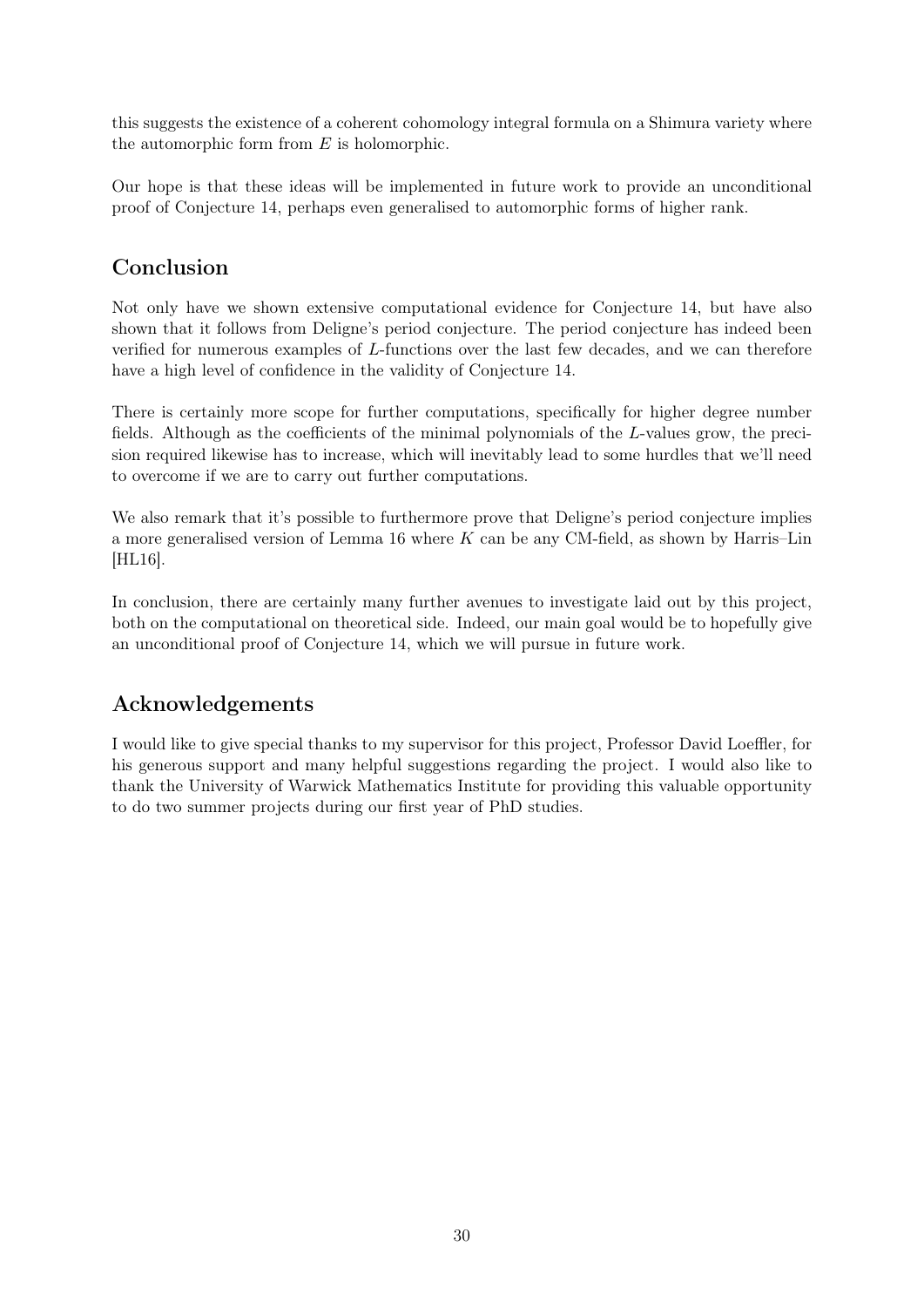this suggests the existence of a coherent cohomology integral formula on a Shimura variety where the automorphic form from $E$ is holomorphic.

Our hope is that these ideas will be implemented in future work to provide an unconditional proof of Conjecture 14, perhaps even generalised to automorphic forms of higher rank.

## Conclusion

Not only have we shown extensive computational evidence for Conjecture 14, but have also shown that it follows from Deligne's period conjecture. The period conjecture has indeed been verified for numerous examples of $L$-functions over the last few decades, and we can therefore have a high level of confidence in the validity of Conjecture 14.

There is certainly more scope for further computations, specifically for higher degree number fields. Although as the coefficients of the minimal polynomials of the $L$-values grow, the precision required likewise has to increase, which will inevitably lead to some hurdles that we'll need to overcome if we are to carry out further computations.

We also remark that it's possible to furthermore prove that Deligne's period conjecture implies a more generalised version of Lemma 16 where $K$ can be any CM-field, as shown by Harris–Lin [HL16].

In conclusion, there are certainly many further avenues to investigate laid out by this project, both on the computational on theoretical side. Indeed, our main goal would be to hopefully give an unconditional proof of Conjecture 14, which we will pursue in future work.

## Acknowledgements

I would like to give special thanks to my supervisor for this project, Professor David Loeffler, for his generous support and many helpful suggestions regarding the project. I would also like to thank the University of Warwick Mathematics Institute for providing this valuable opportunity to do two summer projects during our first year of PhD studies.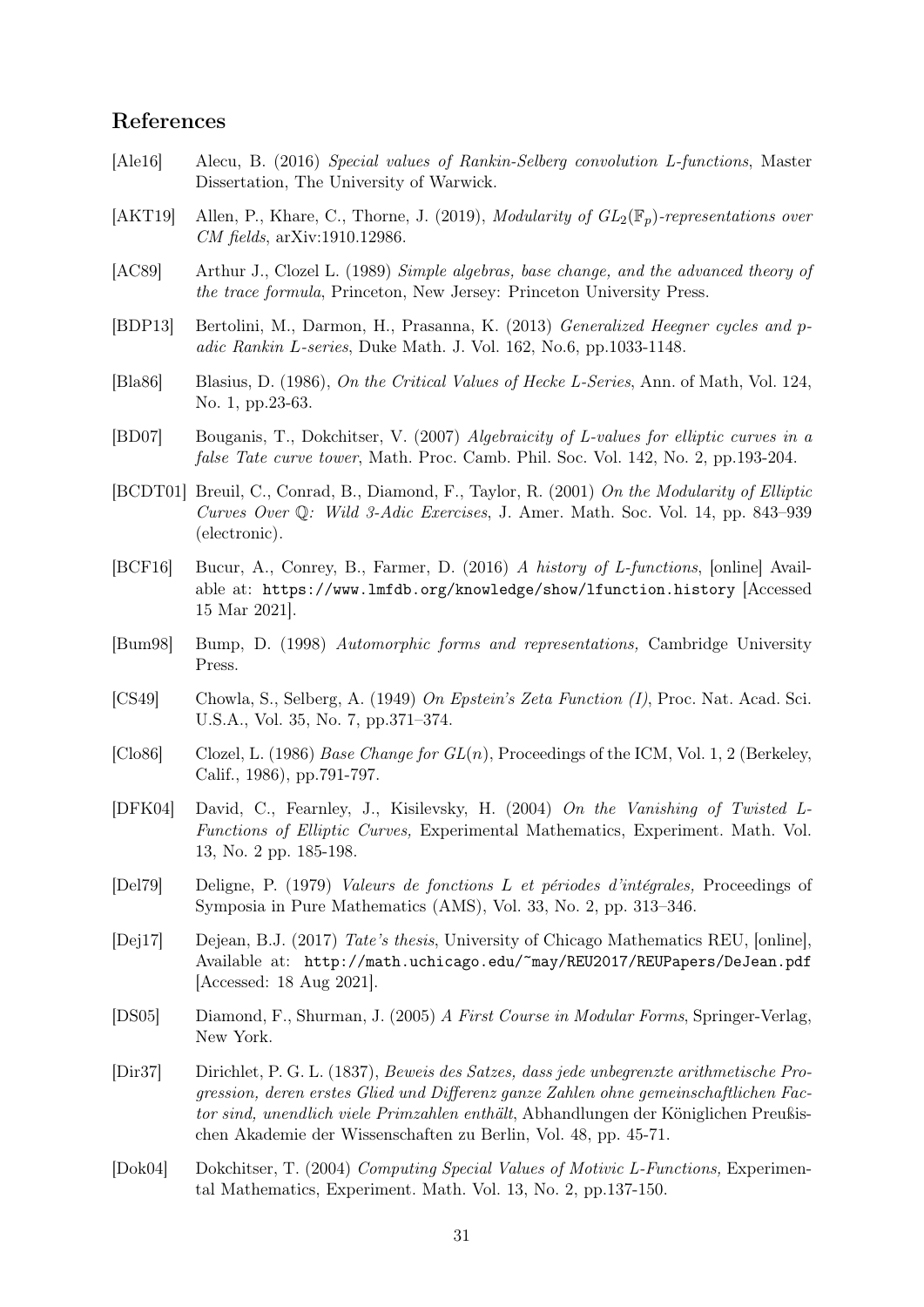## References

[Ale16] Alecu, B. (2016) *Special values of Rankin-Selberg convolution L-functions*, Master Dissertation, The University of Warwick.

[AKT19] Allen, P., Khare, C., Thorne, J. (2019), *Modularity of $GL_2(\mathbb{F}_p)$-representations over CM fields*, arXiv:1910.12986.

[AC89] Arthur J., Clozel L. (1989) *Simple algebras, base change, and the advanced theory of the trace formula*, Princeton, New Jersey: Princeton University Press.

[BDP13] Bertolini, M., Darmon, H., Prasanna, K. (2013) *Generalized Heegner cycles and p-adic Rankin L-series*, Duke Math. J. Vol. 162, No.6, pp.1033-1148.

[Bla86] Blasius, D. (1986), *On the Critical Values of Hecke L-Series*, Ann. of Math, Vol. 124, No. 1, pp.23-63.

[BD07] Bouganis, T., Dokchitser, V. (2007) *Algebraicity of L-values for elliptic curves in a false Tate curve tower*, Math. Proc. Camb. Phil. Soc. Vol. 142, No. 2, pp.193-204.

[BCDT01] Breuil, C., Conrad, B., Diamond, F., Taylor, R. (2001) *On the Modularity of Elliptic Curves Over $\mathbb{Q}$: Wild 3-Adic Exercises*, J. Amer. Math. Soc. Vol. 14, pp. 843–939 (electronic).

[BCF16] Bucur, A., Conrey, B., Farmer, D. (2016) *A history of L-functions*, [online] Available at: `https://www.lmfdb.org/knowledge/show/lfunction.history` [Accessed 15 Mar 2021].

[Bum98] Bump, D. (1998) *Automorphic forms and representations,* Cambridge University Press.

[CS49] Chowla, S., Selberg, A. (1949) *On Epstein's Zeta Function (I)*, Proc. Nat. Acad. Sci. U.S.A., Vol. 35, No. 7, pp.371–374.

[Clo86] Clozel, L. (1986) *Base Change for $GL(n)$*, Proceedings of the ICM, Vol. 1, 2 (Berkeley, Calif., 1986), pp.791-797.

[DFK04] David, C., Fearnley, J., Kisilevsky, H. (2004) *On the Vanishing of Twisted L-Functions of Elliptic Curves,* Experimental Mathematics, Experiment. Math. Vol. 13, No. 2 pp. 185-198.

[Del79] Deligne, P. (1979) *Valeurs de fonctions L et périodes d'intégrales,* Proceedings of Symposia in Pure Mathematics (AMS), Vol. 33, No. 2, pp. 313–346.

[Dej17] Dejean, B.J. (2017) *Tate's thesis*, University of Chicago Mathematics REU, [online], Available at: `http://math.uchicago.edu/~may/REU2017/REUPapers/DeJean.pdf` [Accessed: 18 Aug 2021].

[DS05] Diamond, F., Shurman, J. (2005) *A First Course in Modular Forms*, Springer-Verlag, New York.

[Dir37] Dirichlet, P. G. L. (1837), *Beweis des Satzes, dass jede unbegrenzte arithmetische Progression, deren erstes Glied und Differenz ganze Zahlen ohne gemeinschaftlichen Factor sind, unendlich viele Primzahlen enthält*, Abhandlungen der Königlichen Preußischen Akademie der Wissenschaften zu Berlin, Vol. 48, pp. 45-71.

[Dok04] Dokchitser, T. (2004) *Computing Special Values of Motivic L-Functions,* Experimental Mathematics, Experiment. Math. Vol. 13, No. 2, pp.137-150.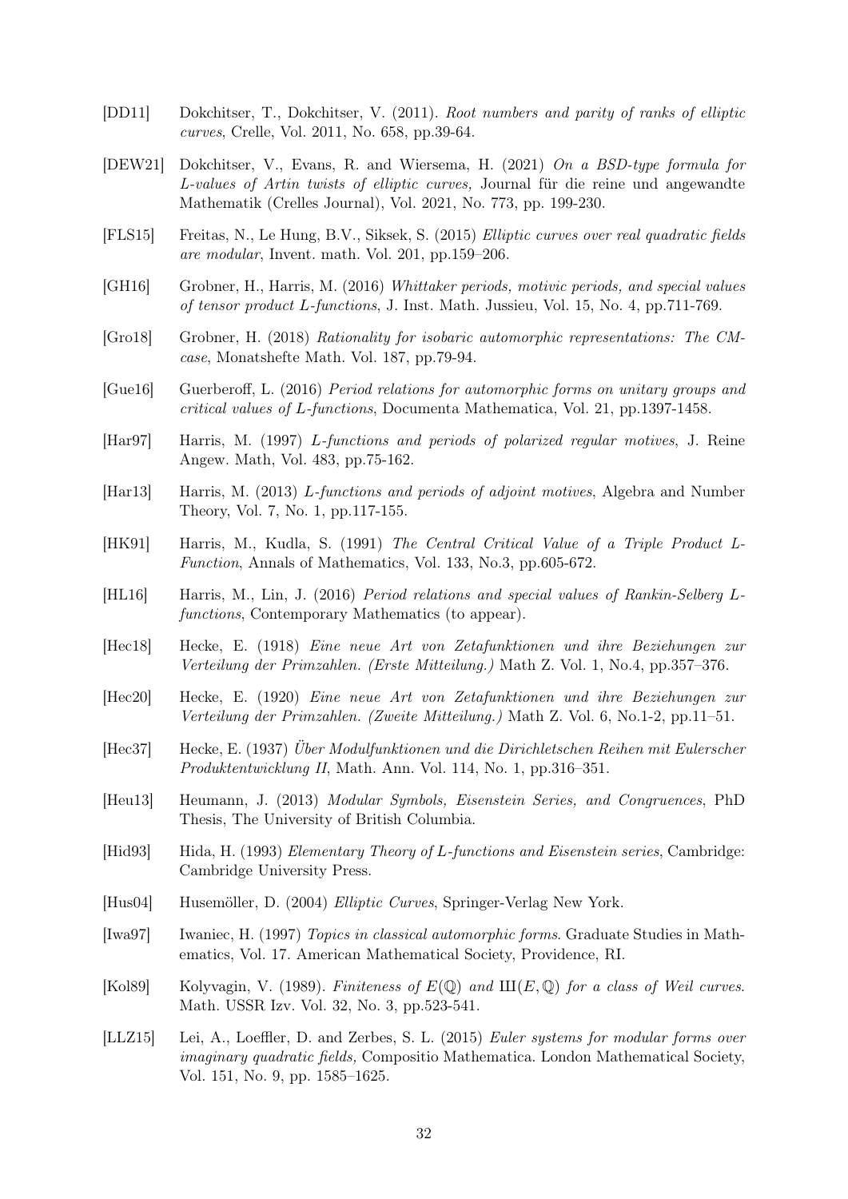[DD11] Dokchitser, T., Dokchitser, V. (2011). *Root numbers and parity of ranks of elliptic curves*, Crelle, Vol. 2011, No. 658, pp.39-64.

[DEW21] Dokchitser, V., Evans, R. and Wiersema, H. (2021) *On a BSD-type formula for L-values of Artin twists of elliptic curves,* Journal für die reine und angewandte Mathematik (Crelles Journal), Vol. 2021, No. 773, pp. 199-230.

[FLS15] Freitas, N., Le Hung, B.V., Siksek, S. (2015) *Elliptic curves over real quadratic fields are modular*, Invent. math. Vol. 201, pp.159–206.

[GH16] Grobner, H., Harris, M. (2016) *Whittaker periods, motivic periods, and special values of tensor product L-functions*, J. Inst. Math. Jussieu, Vol. 15, No. 4, pp.711-769.

[Gro18] Grobner, H. (2018) *Rationality for isobaric automorphic representations: The CM-case*, Monatshefte Math. Vol. 187, pp.79-94.

[Gue16] Guerberoff, L. (2016) *Period relations for automorphic forms on unitary groups and critical values of L-functions*, Documenta Mathematica, Vol. 21, pp.1397-1458.

[Har97] Harris, M. (1997) *L-functions and periods of polarized regular motives*, J. Reine Angew. Math, Vol. 483, pp.75-162.

[Har13] Harris, M. (2013) *L-functions and periods of adjoint motives*, Algebra and Number Theory, Vol. 7, No. 1, pp.117-155.

[HK91] Harris, M., Kudla, S. (1991) *The Central Critical Value of a Triple Product L-Function*, Annals of Mathematics, Vol. 133, No.3, pp.605-672.

[HL16] Harris, M., Lin, J. (2016) *Period relations and special values of Rankin-Selberg L-functions*, Contemporary Mathematics (to appear).

[Hec18] Hecke, E. (1918) *Eine neue Art von Zetafunktionen und ihre Beziehungen zur Verteilung der Primzahlen. (Erste Mitteilung.)* Math Z. Vol. 1, No.4, pp.357–376.

[Hec20] Hecke, E. (1920) *Eine neue Art von Zetafunktionen und ihre Beziehungen zur Verteilung der Primzahlen. (Zweite Mitteilung.)* Math Z. Vol. 6, No.1-2, pp.11–51.

[Hec37] Hecke, E. (1937) *Über Modulfunktionen und die Dirichletschen Reihen mit Eulerscher Produktentwicklung II*, Math. Ann. Vol. 114, No. 1, pp.316–351.

[Heu13] Heumann, J. (2013) *Modular Symbols, Eisenstein Series, and Congruences*, PhD Thesis, The University of British Columbia.

[Hid93] Hida, H. (1993) *Elementary Theory of L-functions and Eisenstein series*, Cambridge: Cambridge University Press.

[Hus04] Husemöller, D. (2004) *Elliptic Curves*, Springer-Verlag New York.

[Iwa97] Iwaniec, H. (1997) *Topics in classical automorphic forms*. Graduate Studies in Mathematics, Vol. 17. American Mathematical Society, Providence, RI.

[Kol89] Kolyvagin, V. (1989). *Finiteness of $E(\mathbb{Q})$ and $Ш(E, \mathbb{Q})$ for a class of Weil curves*. Math. USSR Izv. Vol. 32, No. 3, pp.523-541.

[LLZ15] Lei, A., Loeffler, D. and Zerbes, S. L. (2015) *Euler systems for modular forms over imaginary quadratic fields,* Compositio Mathematica. London Mathematical Society, Vol. 151, No. 9, pp. 1585–1625.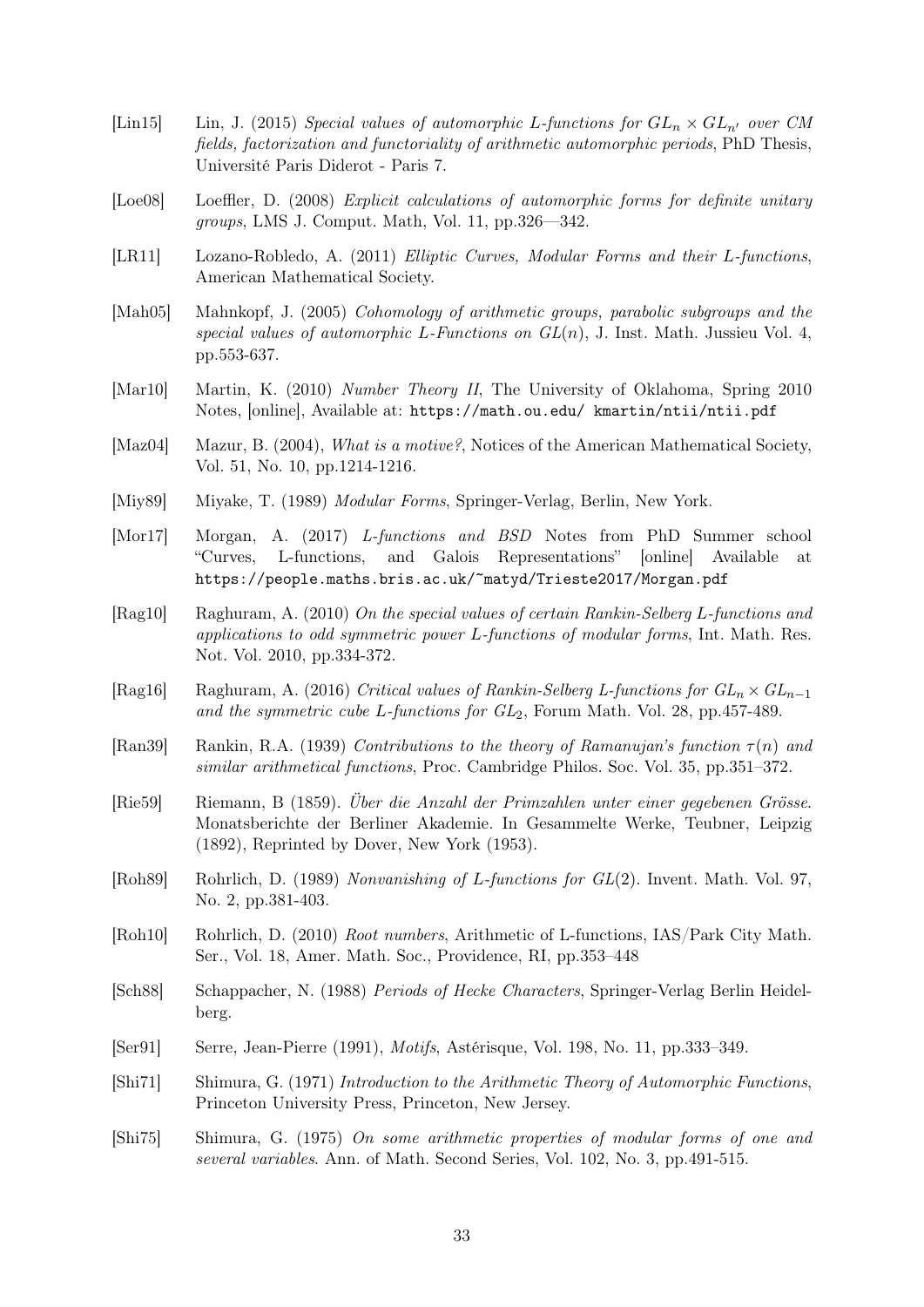[Lin15] Lin, J. (2015) *Special values of automorphic L-functions for $GL_n \times GL_{n'}$ over CM fields, factorization and functoriality of arithmetic automorphic periods*, PhD Thesis, Université Paris Diderot - Paris 7.

[Loe08] Loeffler, D. (2008) *Explicit calculations of automorphic forms for definite unitary groups*, LMS J. Comput. Math, Vol. 11, pp.326—342.

[LR11] Lozano-Robledo, A. (2011) *Elliptic Curves, Modular Forms and their L-functions*, American Mathematical Society.

[Mah05] Mahnkopf, J. (2005) *Cohomology of arithmetic groups, parabolic subgroups and the special values of automorphic L-Functions on $GL(n)$*, J. Inst. Math. Jussieu Vol. 4, pp.553-637.

[Mar10] Martin, K. (2010) *Number Theory II*, The University of Oklahoma, Spring 2010 Notes, [online], Available at: `https://math.ou.edu/ kmartin/ntii/ntii.pdf`

[Maz04] Mazur, B. (2004), *What is a motive?*, Notices of the American Mathematical Society, Vol. 51, No. 10, pp.1214-1216.

[Miy89] Miyake, T. (1989) *Modular Forms*, Springer-Verlag, Berlin, New York.

[Mor17] Morgan, A. (2017) *L-functions and BSD* Notes from PhD Summer school "Curves, L-functions, and Galois Representations" [online] Available at `https://people.maths.bris.ac.uk/~matyd/Trieste2017/Morgan.pdf`

[Rag10] Raghuram, A. (2010) *On the special values of certain Rankin-Selberg L-functions and applications to odd symmetric power L-functions of modular forms*, Int. Math. Res. Not. Vol. 2010, pp.334-372.

[Rag16] Raghuram, A. (2016) *Critical values of Rankin-Selberg L-functions for $GL_n \times GL_{n-1}$ and the symmetric cube L-functions for $GL_2$*, Forum Math. Vol. 28, pp.457-489.

[Ran39] Rankin, R.A. (1939) *Contributions to the theory of Ramanujan's function $\tau(n)$ and similar arithmetical functions*, Proc. Cambridge Philos. Soc. Vol. 35, pp.351–372.

[Rie59] Riemann, B (1859). *Über die Anzahl der Primzahlen unter einer gegebenen Grösse*. Monatsberichte der Berliner Akademie. In Gesammelte Werke, Teubner, Leipzig (1892), Reprinted by Dover, New York (1953).

[Roh89] Rohrlich, D. (1989) *Nonvanishing of L-functions for $GL(2)$*. Invent. Math. Vol. 97, No. 2, pp.381-403.

[Roh10] Rohrlich, D. (2010) *Root numbers*, Arithmetic of L-functions, IAS/Park City Math. Ser., Vol. 18, Amer. Math. Soc., Providence, RI, pp.353–448

[Sch88] Schappacher, N. (1988) *Periods of Hecke Characters*, Springer-Verlag Berlin Heidelberg.

[Ser91] Serre, Jean-Pierre (1991), *Motifs*, Astérisque, Vol. 198, No. 11, pp.333–349.

[Shi71] Shimura, G. (1971) *Introduction to the Arithmetic Theory of Automorphic Functions*, Princeton University Press, Princeton, New Jersey.

[Shi75] Shimura, G. (1975) *On some arithmetic properties of modular forms of one and several variables*. Ann. of Math. Second Series, Vol. 102, No. 3, pp.491-515.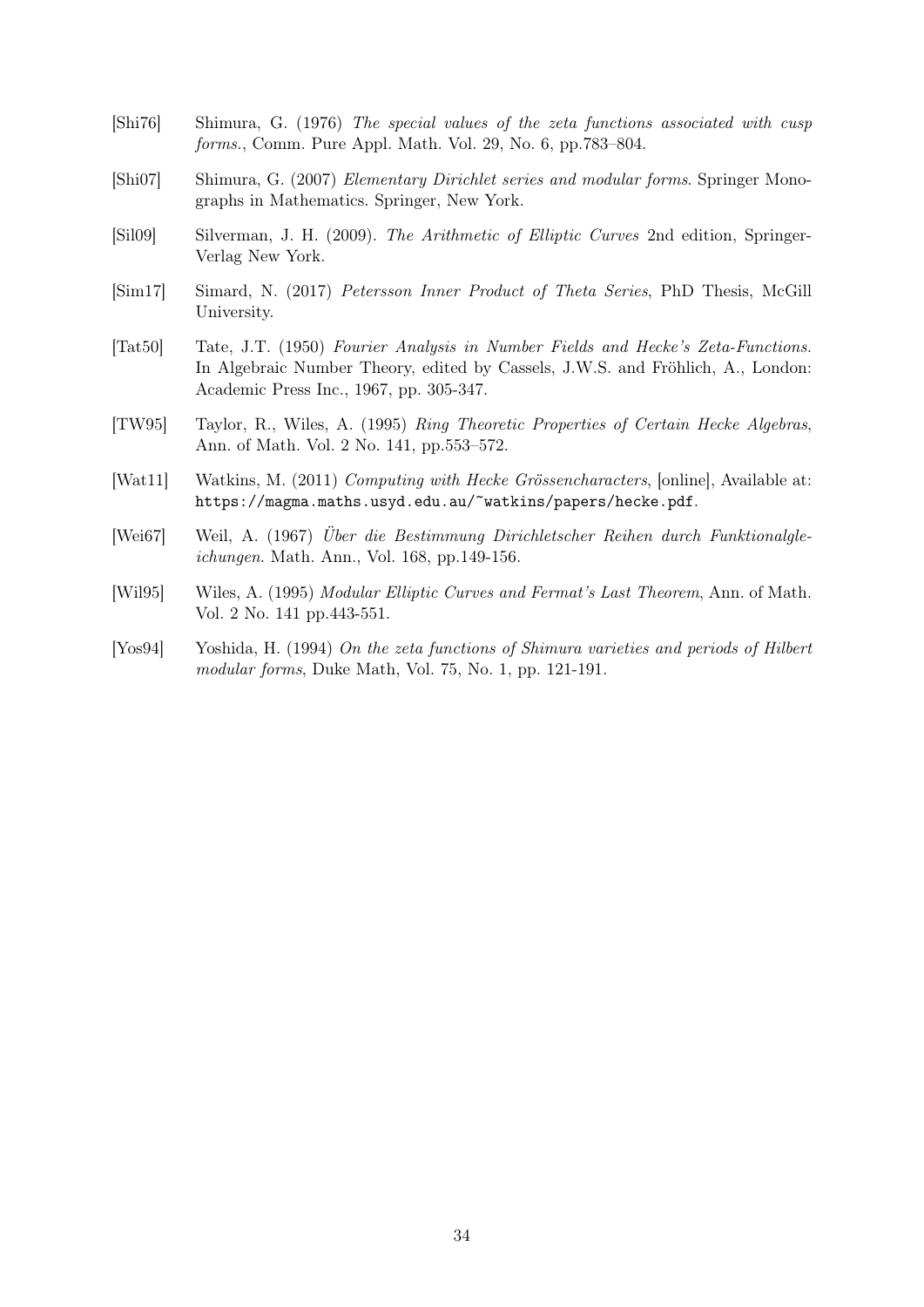[Shi76] Shimura, G. (1976) *The special values of the zeta functions associated with cusp forms.*, Comm. Pure Appl. Math. Vol. 29, No. 6, pp.783–804.

[Shi07] Shimura, G. (2007) *Elementary Dirichlet series and modular forms*. Springer Monographs in Mathematics. Springer, New York.

[Sil09] Silverman, J. H. (2009). *The Arithmetic of Elliptic Curves* 2nd edition, Springer-Verlag New York.

[Sim17] Simard, N. (2017) *Petersson Inner Product of Theta Series*, PhD Thesis, McGill University.

[Tat50] Tate, J.T. (1950) *Fourier Analysis in Number Fields and Hecke's Zeta-Functions.* In Algebraic Number Theory, edited by Cassels, J.W.S. and Fröhlich, A., London: Academic Press Inc., 1967, pp. 305-347.

[TW95] Taylor, R., Wiles, A. (1995) *Ring Theoretic Properties of Certain Hecke Algebras*, Ann. of Math. Vol. 2 No. 141, pp.553–572.

[Wat11] Watkins, M. (2011) *Computing with Hecke Grössencharacters*, [online], Available at: `https://magma.maths.usyd.edu.au/~watkins/papers/hecke.pdf`.

[Wei67] Weil, A. (1967) *Über die Bestimmung Dirichletscher Reihen durch Funktionalgleichungen*. Math. Ann., Vol. 168, pp.149-156.

[Wil95] Wiles, A. (1995) *Modular Elliptic Curves and Fermat's Last Theorem*, Ann. of Math. Vol. 2 No. 141 pp.443-551.

[Yos94] Yoshida, H. (1994) *On the zeta functions of Shimura varieties and periods of Hilbert modular forms*, Duke Math, Vol. 75, No. 1, pp. 121-191.